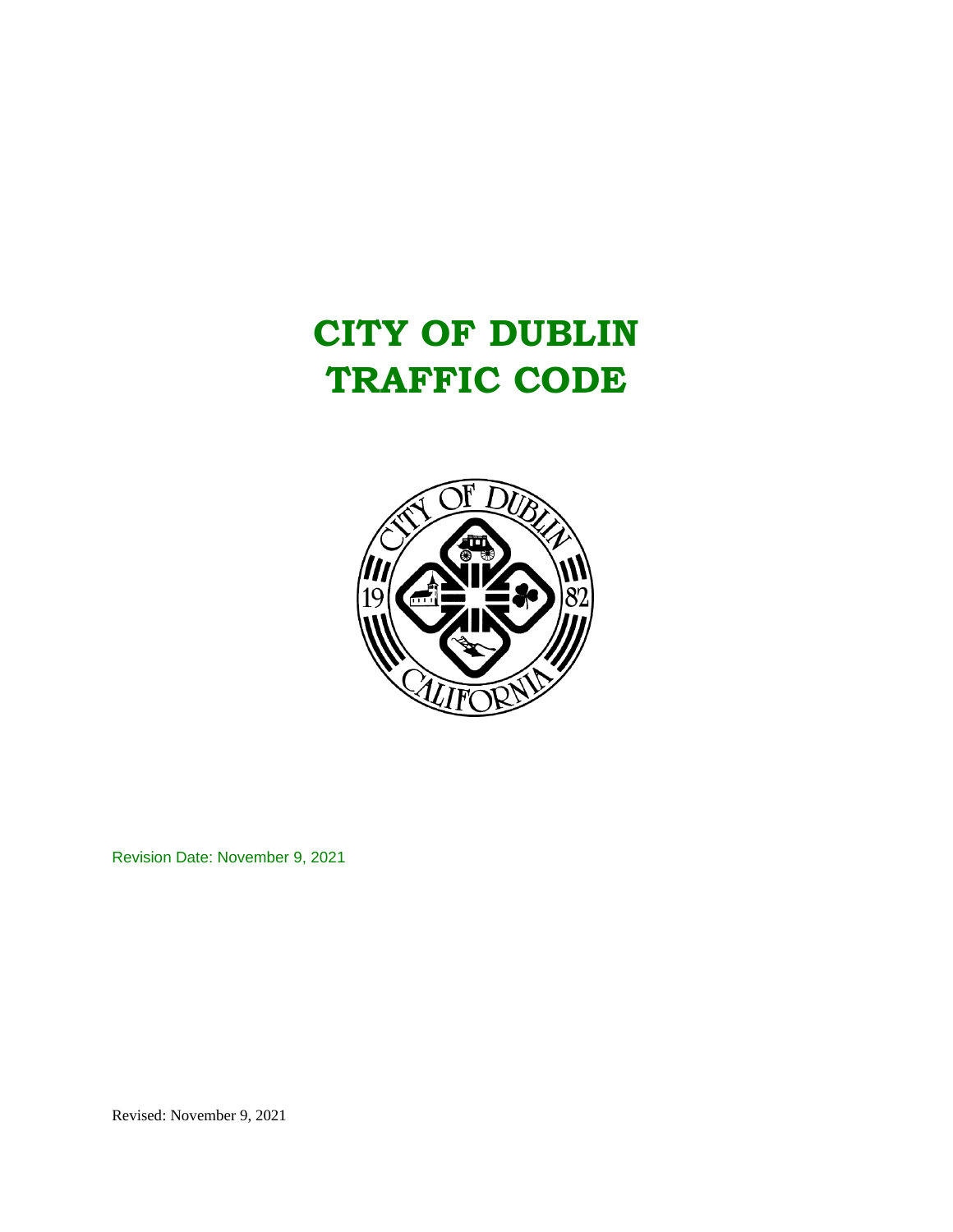# CITY OF DUBLIN
# TRAFFIC CODE

Revision Date: November 9, 2021

Revised: November 9, 2021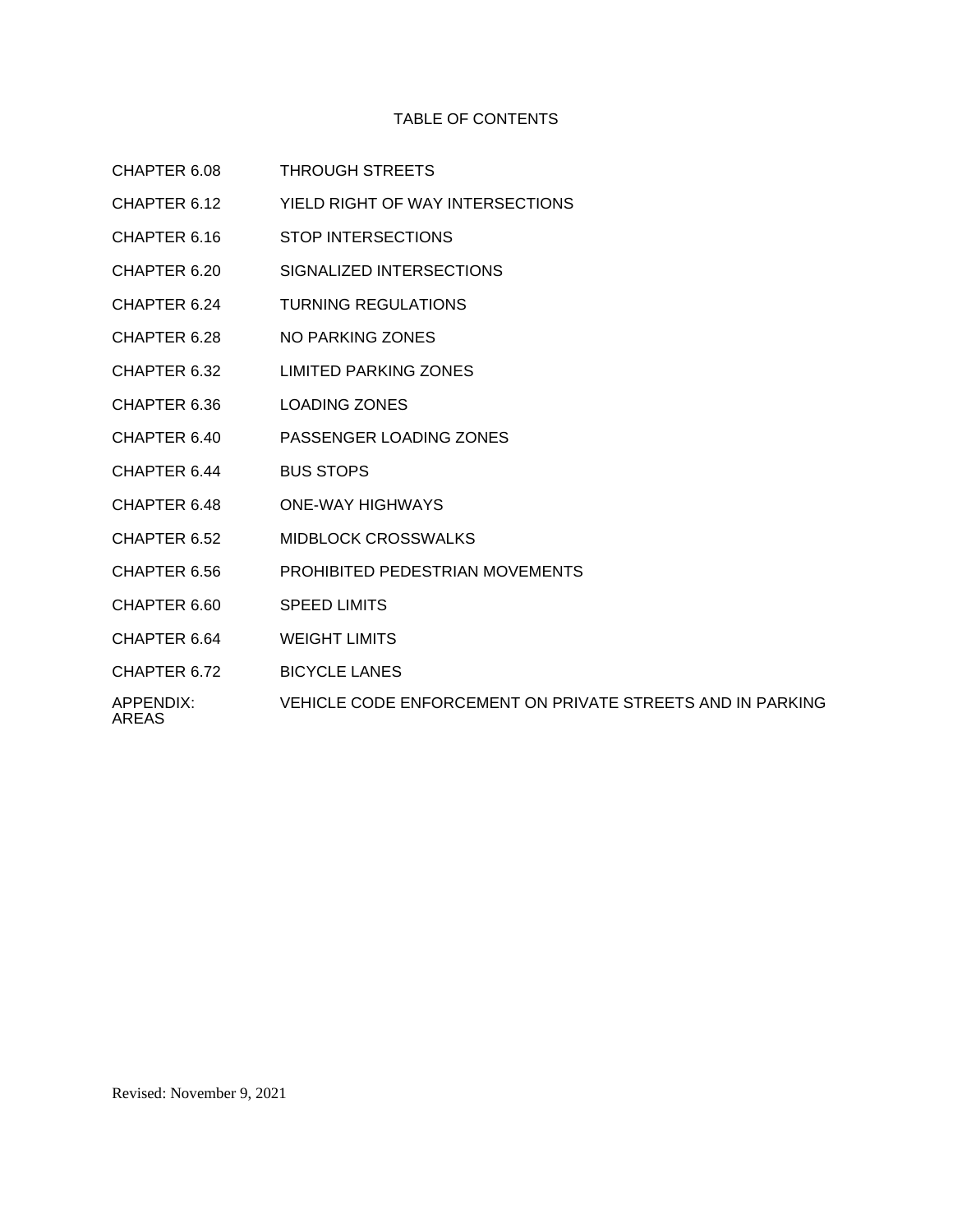# TABLE OF CONTENTS

| | |
|---|---|
| CHAPTER 6.08 | THROUGH STREETS |
| CHAPTER 6.12 | YIELD RIGHT OF WAY INTERSECTIONS |
| CHAPTER 6.16 | STOP INTERSECTIONS |
| CHAPTER 6.20 | SIGNALIZED INTERSECTIONS |
| CHAPTER 6.24 | TURNING REGULATIONS |
| CHAPTER 6.28 | NO PARKING ZONES |
| CHAPTER 6.32 | LIMITED PARKING ZONES |
| CHAPTER 6.36 | LOADING ZONES |
| CHAPTER 6.40 | PASSENGER LOADING ZONES |
| CHAPTER 6.44 | BUS STOPS |
| CHAPTER 6.48 | ONE-WAY HIGHWAYS |
| CHAPTER 6.52 | MIDBLOCK CROSSWALKS |
| CHAPTER 6.56 | PROHIBITED PEDESTRIAN MOVEMENTS |
| CHAPTER 6.60 | SPEED LIMITS |
| CHAPTER 6.64 | WEIGHT LIMITS |
| CHAPTER 6.72 | BICYCLE LANES |
| APPENDIX: | VEHICLE CODE ENFORCEMENT ON PRIVATE STREETS AND IN PARKING AREAS |

Revised: November 9, 2021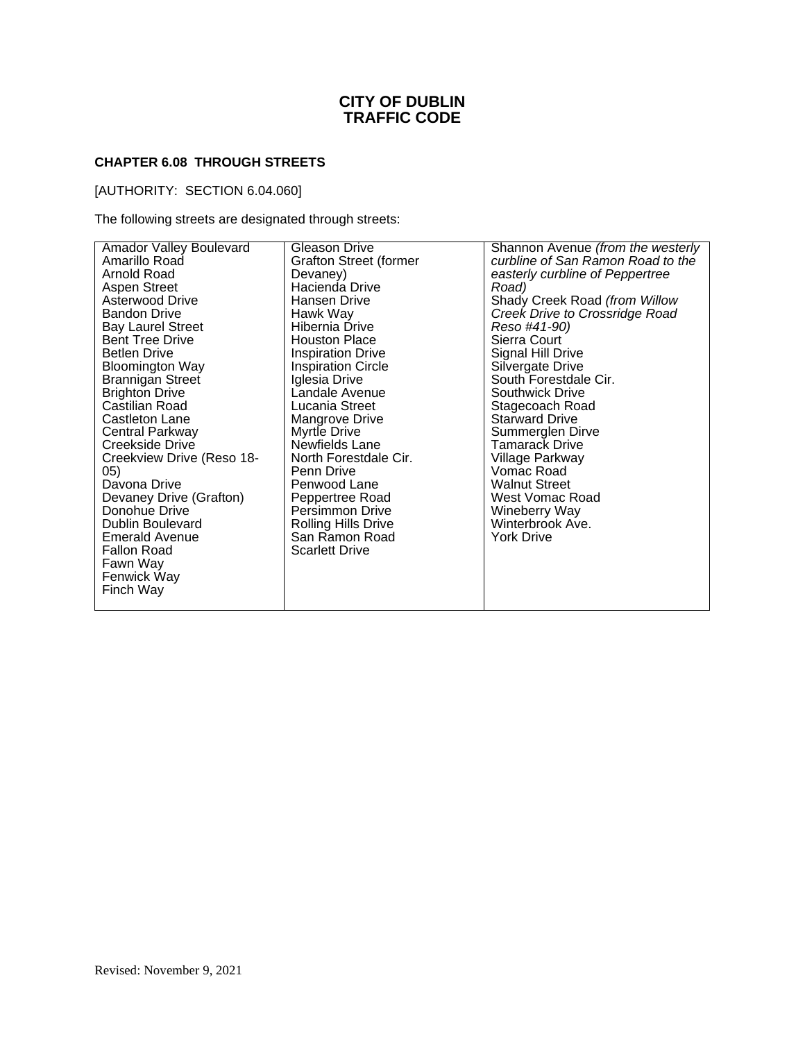# CITY OF DUBLIN
# TRAFFIC CODE

## CHAPTER 6.08 THROUGH STREETS

[AUTHORITY: SECTION 6.04.060]

The following streets are designated through streets:

- Amador Valley Boulevard
- Amarillo Road
- Arnold Road
- Aspen Street
- Asterwood Drive
- Bandon Drive
- Bay Laurel Street
- Bent Tree Drive
- Betlen Drive
- Bloomington Way
- Brannigan Street
- Brighton Drive
- Castilian Road
- Castleton Lane
- Central Parkway
- Creekside Drive
- Creekview Drive (Reso 18-05)
- Davona Drive
- Devaney Drive (Grafton)
- Donohue Drive
- Dublin Boulevard
- Emerald Avenue
- Fallon Road
- Fawn Way
- Fenwick Way
- Finch Way
- Gleason Drive
- Grafton Street (former Devaney)
- Hacienda Drive
- Hansen Drive
- Hawk Way
- Hibernia Drive
- Houston Place
- Inspiration Drive
- Inspiration Circle
- Iglesia Drive
- Landale Avenue
- Lucania Street
- Mangrove Drive
- Myrtle Drive
- Newfields Lane
- North Forestdale Cir.
- Penn Drive
- Penwood Lane
- Peppertree Road
- Persimmon Drive
- Rolling Hills Drive
- San Ramon Road
- Scarlett Drive
- Shannon Avenue *(from the westerly curbline of San Ramon Road to the easterly curbline of Peppertree Road)*
- Shady Creek Road *(from Willow Creek Drive to Crossridge Road Reso #41-90)*
- Sierra Court
- Signal Hill Drive
- Silvergate Drive
- South Forestdale Cir.
- Southwick Drive
- Stagecoach Road
- Starward Drive
- Summerglen Dirve
- Tamarack Drive
- Village Parkway
- Vomac Road
- Walnut Street
- West Vomac Road
- Wineberry Way
- Winterbrook Ave.
- York Drive

Revised: November 9, 2021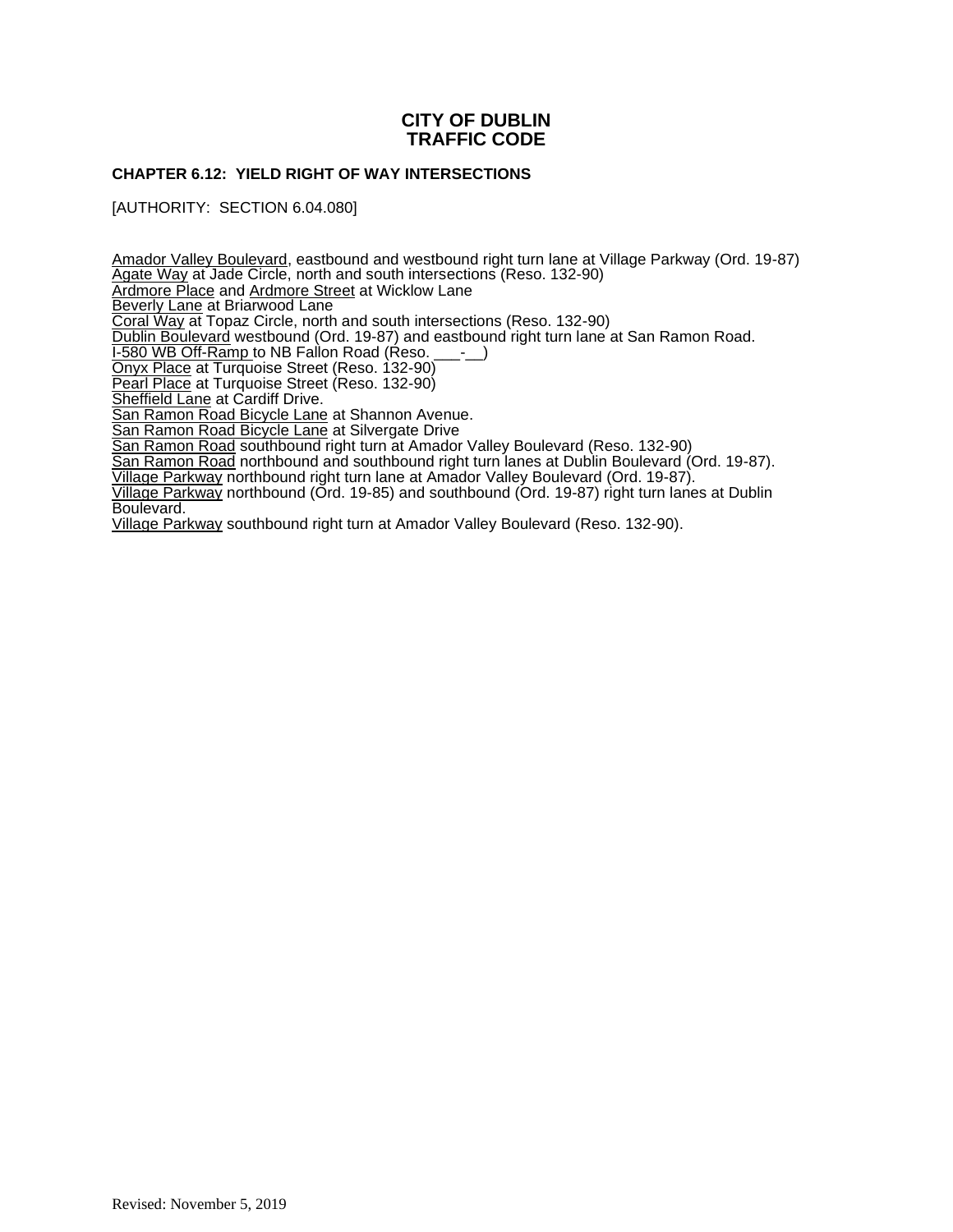# CITY OF DUBLIN
# TRAFFIC CODE

### CHAPTER 6.12: YIELD RIGHT OF WAY INTERSECTIONS

[AUTHORITY: SECTION 6.04.080]

<u>Amador Valley Boulevard</u>, eastbound and westbound right turn lane at Village Parkway (Ord. 19-87)
<u>Agate Way</u> at Jade Circle, north and south intersections (Reso. 132-90)
<u>Ardmore Place</u> and <u>Ardmore Street</u> at Wicklow Lane
<u>Beverly Lane</u> at Briarwood Lane
<u>Coral Way</u> at Topaz Circle, north and south intersections (Reso. 132-90)
<u>Dublin Boulevard</u> westbound (Ord. 19-87) and eastbound right turn lane at San Ramon Road.
<u>I-580 WB Off-Ramp</u> to NB Fallon Road (Reso. ___-__)
<u>Onyx Place</u> at Turquoise Street (Reso. 132-90)
<u>Pearl Place</u> at Turquoise Street (Reso. 132-90)
<u>Sheffield Lane</u> at Cardiff Drive.
<u>San Ramon Road Bicycle Lane</u> at Shannon Avenue.
<u>San Ramon Road Bicycle Lane</u> at Silvergate Drive
<u>San Ramon Road</u> southbound right turn at Amador Valley Boulevard (Reso. 132-90)
<u>San Ramon Road</u> northbound and southbound right turn lanes at Dublin Boulevard (Ord. 19-87).
<u>Village Parkway</u> northbound right turn lane at Amador Valley Boulevard (Ord. 19-87).
<u>Village Parkway</u> northbound (Ord. 19-85) and southbound (Ord. 19-87) right turn lanes at Dublin Boulevard.
<u>Village Parkway</u> southbound right turn at Amador Valley Boulevard (Reso. 132-90).

Revised: November 5, 2019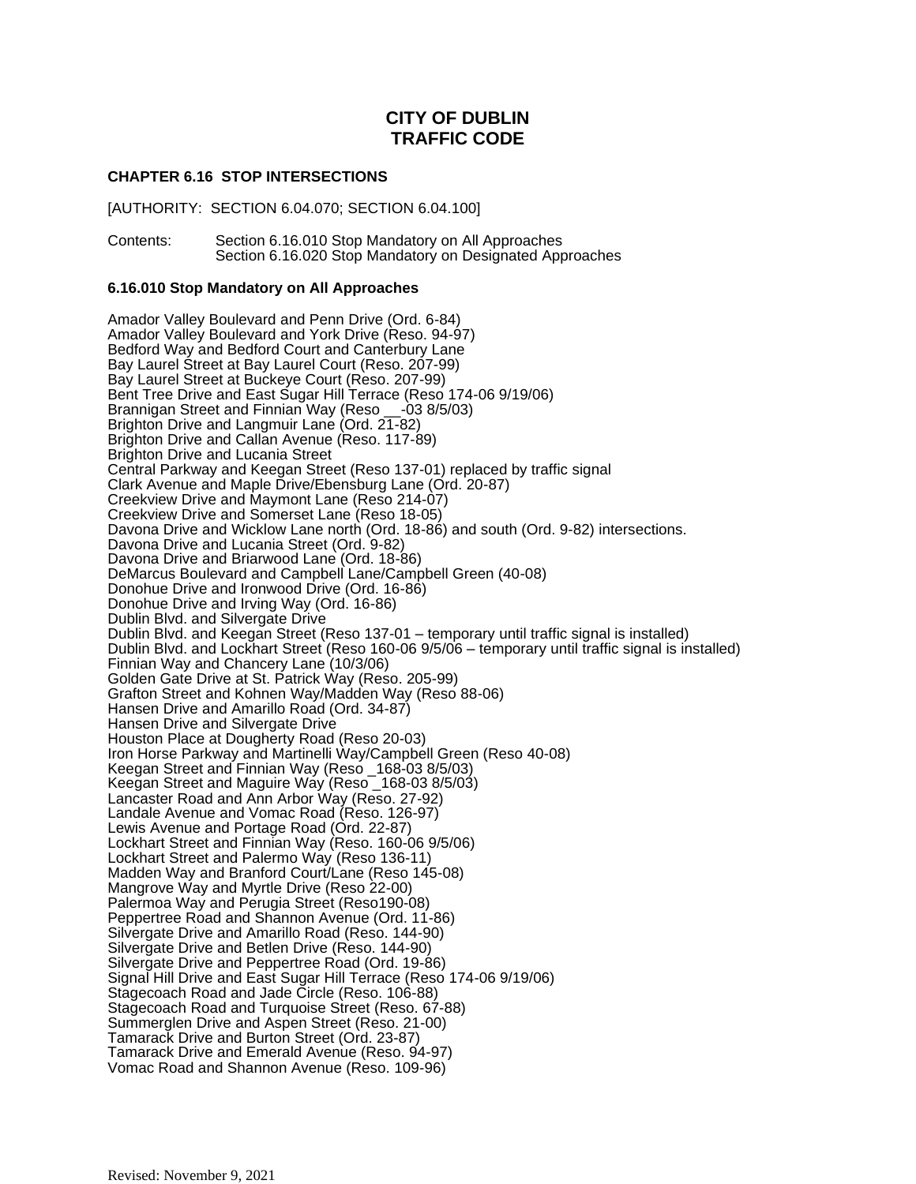# CITY OF DUBLIN
# TRAFFIC CODE

### CHAPTER 6.16 STOP INTERSECTIONS

[AUTHORITY: SECTION 6.04.070; SECTION 6.04.100]

Contents: Section 6.16.010 Stop Mandatory on All Approaches
Section 6.16.020 Stop Mandatory on Designated Approaches

### 6.16.010 Stop Mandatory on All Approaches

Amador Valley Boulevard and Penn Drive (Ord. 6-84)
Amador Valley Boulevard and York Drive (Reso. 94-97)
Bedford Way and Bedford Court and Canterbury Lane
Bay Laurel Street at Bay Laurel Court (Reso. 207-99)
Bay Laurel Street at Buckeye Court (Reso. 207-99)
Bent Tree Drive and East Sugar Hill Terrace (Reso 174-06 9/19/06)
Brannigan Street and Finnian Way (Reso __-03 8/5/03)
Brighton Drive and Langmuir Lane (Ord. 21-82)
Brighton Drive and Callan Avenue (Reso. 117-89)
Brighton Drive and Lucania Street
Central Parkway and Keegan Street (Reso 137-01) replaced by traffic signal
Clark Avenue and Maple Drive/Ebensburg Lane (Ord. 20-87)
Creekview Drive and Maymont Lane (Reso 214-07)
Creekview Drive and Somerset Lane (Reso 18-05)
Davona Drive and Wicklow Lane north (Ord. 18-86) and south (Ord. 9-82) intersections.
Davona Drive and Lucania Street (Ord. 9-82)
Davona Drive and Briarwood Lane (Ord. 18-86)
DeMarcus Boulevard and Campbell Lane/Campbell Green (40-08)
Donohue Drive and Ironwood Drive (Ord. 16-86)
Donohue Drive and Irving Way (Ord. 16-86)
Dublin Blvd. and Silvergate Drive
Dublin Blvd. and Keegan Street (Reso 137-01 – temporary until traffic signal is installed)
Dublin Blvd. and Lockhart Street (Reso 160-06 9/5/06 – temporary until traffic signal is installed)
Finnian Way and Chancery Lane (10/3/06)
Golden Gate Drive at St. Patrick Way (Reso. 205-99)
Grafton Street and Kohnen Way/Madden Way (Reso 88-06)
Hansen Drive and Amarillo Road (Ord. 34-87)
Hansen Drive and Silvergate Drive
Houston Place at Dougherty Road (Reso 20-03)
Iron Horse Parkway and Martinelli Way/Campbell Green (Reso 40-08)
Keegan Street and Finnian Way (Reso _168-03 8/5/03)
Keegan Street and Maguire Way (Reso _168-03 8/5/03)
Lancaster Road and Ann Arbor Way (Reso. 27-92)
Landale Avenue and Vomac Road (Reso. 126-97)
Lewis Avenue and Portage Road (Ord. 22-87)
Lockhart Street and Finnian Way (Reso. 160-06 9/5/06)
Lockhart Street and Palermo Way (Reso 136-11)
Madden Way and Branford Court/Lane (Reso 145-08)
Mangrove Way and Myrtle Drive (Reso 22-00)
Palermoa Way and Perugia Street (Reso190-08)
Peppertree Road and Shannon Avenue (Ord. 11-86)
Silvergate Drive and Amarillo Road (Reso. 144-90)
Silvergate Drive and Betlen Drive (Reso. 144-90)
Silvergate Drive and Peppertree Road (Ord. 19-86)
Signal Hill Drive and East Sugar Hill Terrace (Reso 174-06 9/19/06)
Stagecoach Road and Jade Circle (Reso. 106-88)
Stagecoach Road and Turquoise Street (Reso. 67-88)
Summerglen Drive and Aspen Street (Reso. 21-00)
Tamarack Drive and Burton Street (Ord. 23-87)
Tamarack Drive and Emerald Avenue (Reso. 94-97)
Vomac Road and Shannon Avenue (Reso. 109-96)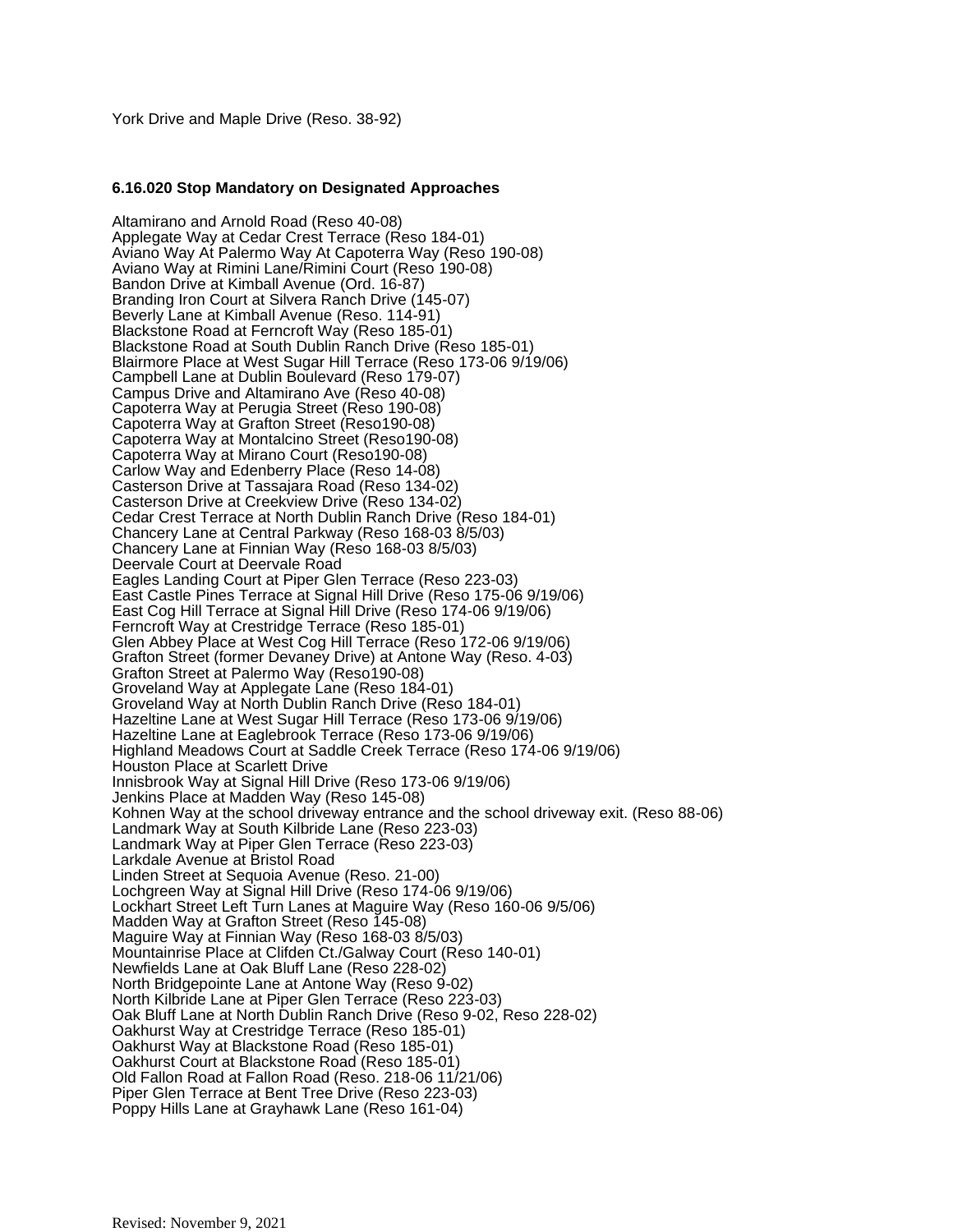York Drive and Maple Drive (Reso. 38-92)

**6.16.020 Stop Mandatory on Designated Approaches**

Altamirano and Arnold Road (Reso 40-08)
Applegate Way at Cedar Crest Terrace (Reso 184-01)
Aviano Way At Palermo Way At Capoterra Way (Reso 190-08)
Aviano Way at Rimini Lane/Rimini Court (Reso 190-08)
Bandon Drive at Kimball Avenue (Ord. 16-87)
Branding Iron Court at Silvera Ranch Drive (145-07)
Beverly Lane at Kimball Avenue (Reso. 114-91)
Blackstone Road at Ferncroft Way (Reso 185-01)
Blackstone Road at South Dublin Ranch Drive (Reso 185-01)
Blairmore Place at West Sugar Hill Terrace (Reso 173-06 9/19/06)
Campbell Lane at Dublin Boulevard (Reso 179-07)
Campus Drive and Altamirano Ave (Reso 40-08)
Capoterra Way at Perugia Street (Reso 190-08)
Capoterra Way at Grafton Street (Reso190-08)
Capoterra Way at Montalcino Street (Reso190-08)
Capoterra Way at Mirano Court (Reso190-08)
Carlow Way and Edenberry Place (Reso 14-08)
Casterson Drive at Tassajara Road (Reso 134-02)
Casterson Drive at Creekview Drive (Reso 134-02)
Cedar Crest Terrace at North Dublin Ranch Drive (Reso 184-01)
Chancery Lane at Central Parkway (Reso 168-03 8/5/03)
Chancery Lane at Finnian Way (Reso 168-03 8/5/03)
Deervale Court at Deervale Road
Eagles Landing Court at Piper Glen Terrace (Reso 223-03)
East Castle Pines Terrace at Signal Hill Drive (Reso 175-06 9/19/06)
East Cog Hill Terrace at Signal Hill Drive (Reso 174-06 9/19/06)
Ferncroft Way at Crestridge Terrace (Reso 185-01)
Glen Abbey Place at West Cog Hill Terrace (Reso 172-06 9/19/06)
Grafton Street (former Devaney Drive) at Antone Way (Reso. 4-03)
Grafton Street at Palermo Way (Reso190-08)
Groveland Way at Applegate Lane (Reso 184-01)
Groveland Way at North Dublin Ranch Drive (Reso 184-01)
Hazeltine Lane at West Sugar Hill Terrace (Reso 173-06 9/19/06)
Hazeltine Lane at Eaglebrook Terrace (Reso 173-06 9/19/06)
Highland Meadows Court at Saddle Creek Terrace (Reso 174-06 9/19/06)
Houston Place at Scarlett Drive
Innisbrook Way at Signal Hill Drive (Reso 173-06 9/19/06)
Jenkins Place at Madden Way (Reso 145-08)
Kohnen Way at the school driveway entrance and the school driveway exit. (Reso 88-06)
Landmark Way at South Kilbride Lane (Reso 223-03)
Landmark Way at Piper Glen Terrace (Reso 223-03)
Larkdale Avenue at Bristol Road
Linden Street at Sequoia Avenue (Reso. 21-00)
Lochgreen Way at Signal Hill Drive (Reso 174-06 9/19/06)
Lockhart Street Left Turn Lanes at Maguire Way (Reso 160-06 9/5/06)
Madden Way at Grafton Street (Reso 145-08)
Maguire Way at Finnian Way (Reso 168-03 8/5/03)
Mountainrise Place at Clifden Ct./Galway Court (Reso 140-01)
Newfields Lane at Oak Bluff Lane (Reso 228-02)
North Bridgepointe Lane at Antone Way (Reso 9-02)
North Kilbride Lane at Piper Glen Terrace (Reso 223-03)
Oak Bluff Lane at North Dublin Ranch Drive (Reso 9-02, Reso 228-02)
Oakhurst Way at Crestridge Terrace (Reso 185-01)
Oakhurst Way at Blackstone Road (Reso 185-01)
Oakhurst Court at Blackstone Road (Reso 185-01)
Old Fallon Road at Fallon Road (Reso. 218-06 11/21/06)
Piper Glen Terrace at Bent Tree Drive (Reso 223-03)
Poppy Hills Lane at Grayhawk Lane (Reso 161-04)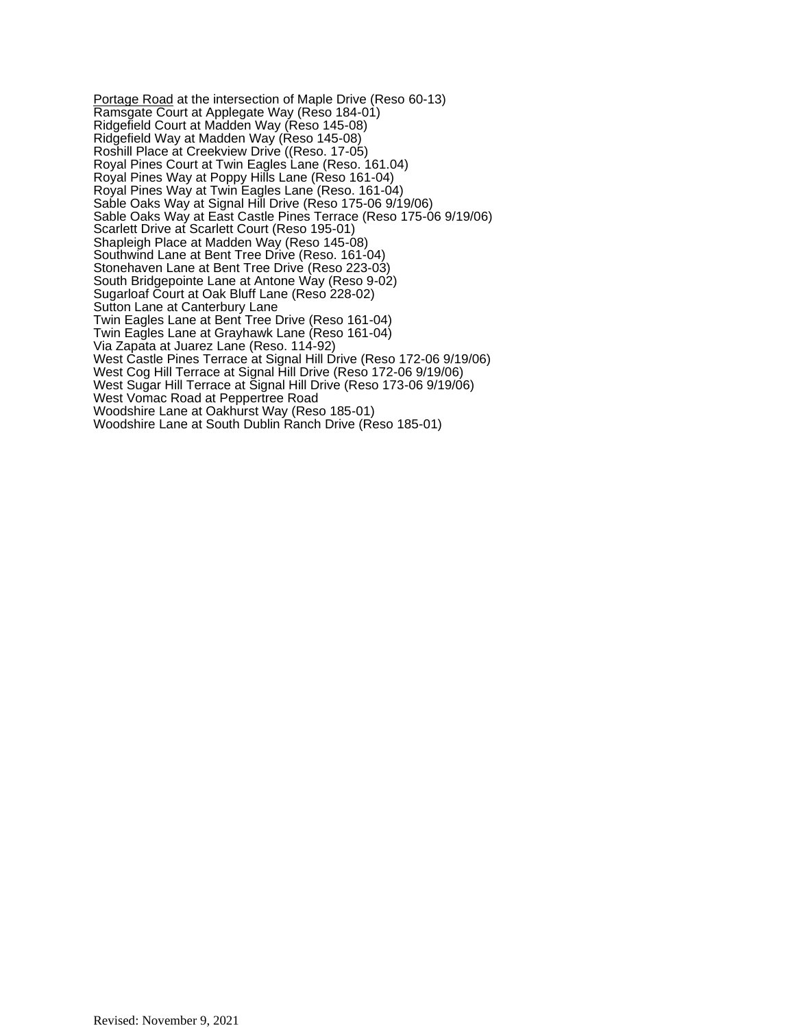<u>Portage Road</u> at the intersection of Maple Drive (Reso 60-13)
Ramsgate Court at Applegate Way (Reso 184-01)
Ridgefield Court at Madden Way (Reso 145-08)
Ridgefield Way at Madden Way (Reso 145-08)
Roshill Place at Creekview Drive ((Reso. 17-05)
Royal Pines Court at Twin Eagles Lane (Reso. 161.04)
Royal Pines Way at Poppy Hills Lane (Reso 161-04)
Royal Pines Way at Twin Eagles Lane (Reso. 161-04)
Sable Oaks Way at Signal Hill Drive (Reso 175-06 9/19/06)
Sable Oaks Way at East Castle Pines Terrace (Reso 175-06 9/19/06)
Scarlett Drive at Scarlett Court (Reso 195-01)
Shapleigh Place at Madden Way (Reso 145-08)
Southwind Lane at Bent Tree Drive (Reso. 161-04)
Stonehaven Lane at Bent Tree Drive (Reso 223-03)
South Bridgepointe Lane at Antone Way (Reso 9-02)
Sugarloaf Court at Oak Bluff Lane (Reso 228-02)
Sutton Lane at Canterbury Lane
Twin Eagles Lane at Bent Tree Drive (Reso 161-04)
Twin Eagles Lane at Grayhawk Lane (Reso 161-04)
Via Zapata at Juarez Lane (Reso. 114-92)
West Castle Pines Terrace at Signal Hill Drive (Reso 172-06 9/19/06)
West Cog Hill Terrace at Signal Hill Drive (Reso 172-06 9/19/06)
West Sugar Hill Terrace at Signal Hill Drive (Reso 173-06 9/19/06)
West Vomac Road at Peppertree Road
Woodshire Lane at Oakhurst Way (Reso 185-01)
Woodshire Lane at South Dublin Ranch Drive (Reso 185-01)

Revised: November 9, 2021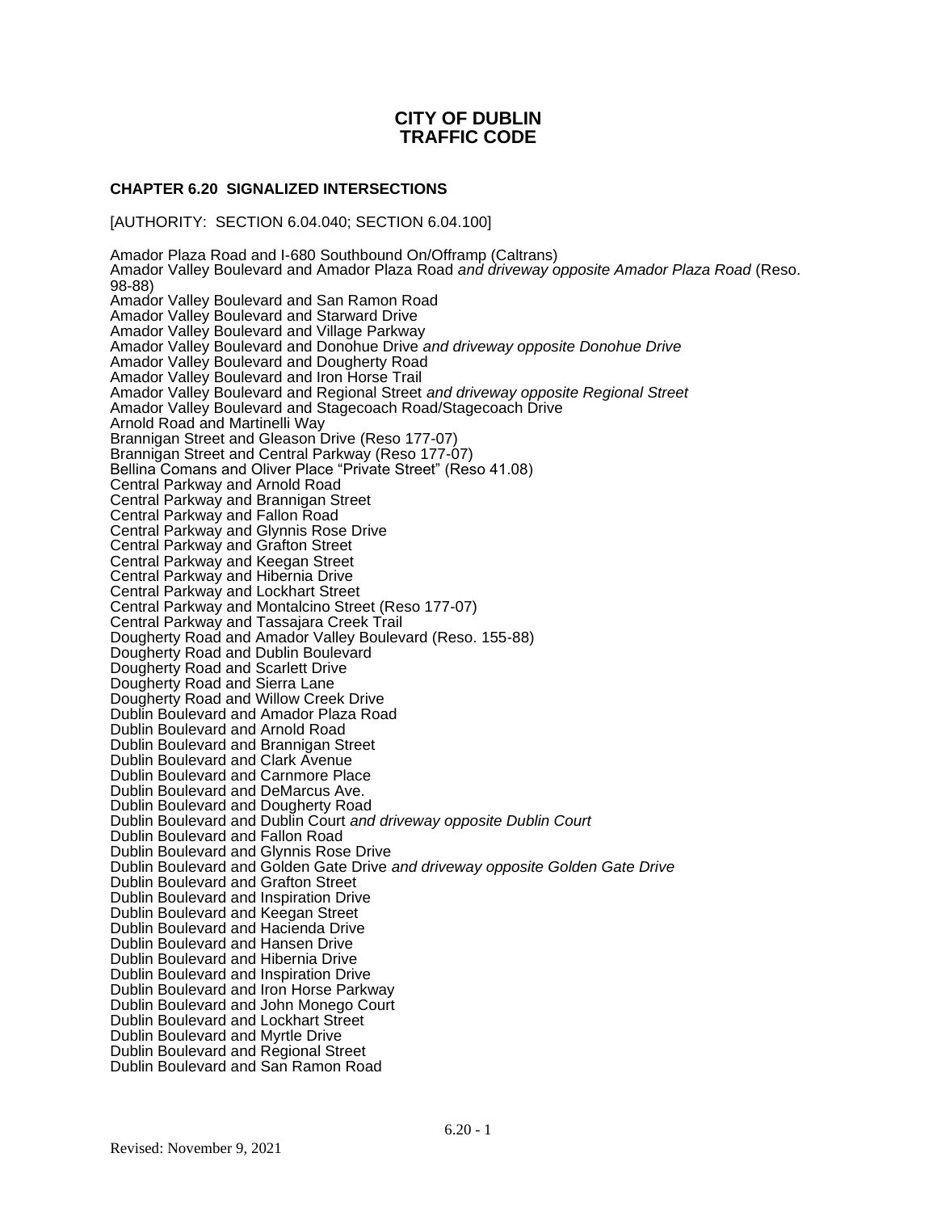# CITY OF DUBLIN
# TRAFFIC CODE

### CHAPTER 6.20 SIGNALIZED INTERSECTIONS

[AUTHORITY: SECTION 6.04.040; SECTION 6.04.100]

Amador Plaza Road and I-680 Southbound On/Offramp (Caltrans)
Amador Valley Boulevard and Amador Plaza Road *and driveway opposite Amador Plaza Road* (Reso. 98-88)
Amador Valley Boulevard and San Ramon Road
Amador Valley Boulevard and Starward Drive
Amador Valley Boulevard and Village Parkway
Amador Valley Boulevard and Donohue Drive *and driveway opposite Donohue Drive*
Amador Valley Boulevard and Dougherty Road
Amador Valley Boulevard and Iron Horse Trail
Amador Valley Boulevard and Regional Street *and driveway opposite Regional Street*
Amador Valley Boulevard and Stagecoach Road/Stagecoach Drive
Arnold Road and Martinelli Way
Brannigan Street and Gleason Drive (Reso 177-07)
Brannigan Street and Central Parkway (Reso 177-07)
Bellina Comans and Oliver Place "Private Street" (Reso 41.08)
Central Parkway and Arnold Road
Central Parkway and Brannigan Street
Central Parkway and Fallon Road
Central Parkway and Glynnis Rose Drive
Central Parkway and Grafton Street
Central Parkway and Keegan Street
Central Parkway and Hibernia Drive
Central Parkway and Lockhart Street
Central Parkway and Montalcino Street (Reso 177-07)
Central Parkway and Tassajara Creek Trail
Dougherty Road and Amador Valley Boulevard (Reso. 155-88)
Dougherty Road and Dublin Boulevard
Dougherty Road and Scarlett Drive
Dougherty Road and Sierra Lane
Dougherty Road and Willow Creek Drive
Dublin Boulevard and Amador Plaza Road
Dublin Boulevard and Arnold Road
Dublin Boulevard and Brannigan Street
Dublin Boulevard and Clark Avenue
Dublin Boulevard and Carnmore Place
Dublin Boulevard and DeMarcus Ave.
Dublin Boulevard and Dougherty Road
Dublin Boulevard and Dublin Court *and driveway opposite Dublin Court*
Dublin Boulevard and Fallon Road
Dublin Boulevard and Glynnis Rose Drive
Dublin Boulevard and Golden Gate Drive *and driveway opposite Golden Gate Drive*
Dublin Boulevard and Grafton Street
Dublin Boulevard and Inspiration Drive
Dublin Boulevard and Keegan Street
Dublin Boulevard and Hacienda Drive
Dublin Boulevard and Hansen Drive
Dublin Boulevard and Hibernia Drive
Dublin Boulevard and Inspiration Drive
Dublin Boulevard and Iron Horse Parkway
Dublin Boulevard and John Monego Court
Dublin Boulevard and Lockhart Street
Dublin Boulevard and Myrtle Drive
Dublin Boulevard and Regional Street
Dublin Boulevard and San Ramon Road

Revised: November 9, 2021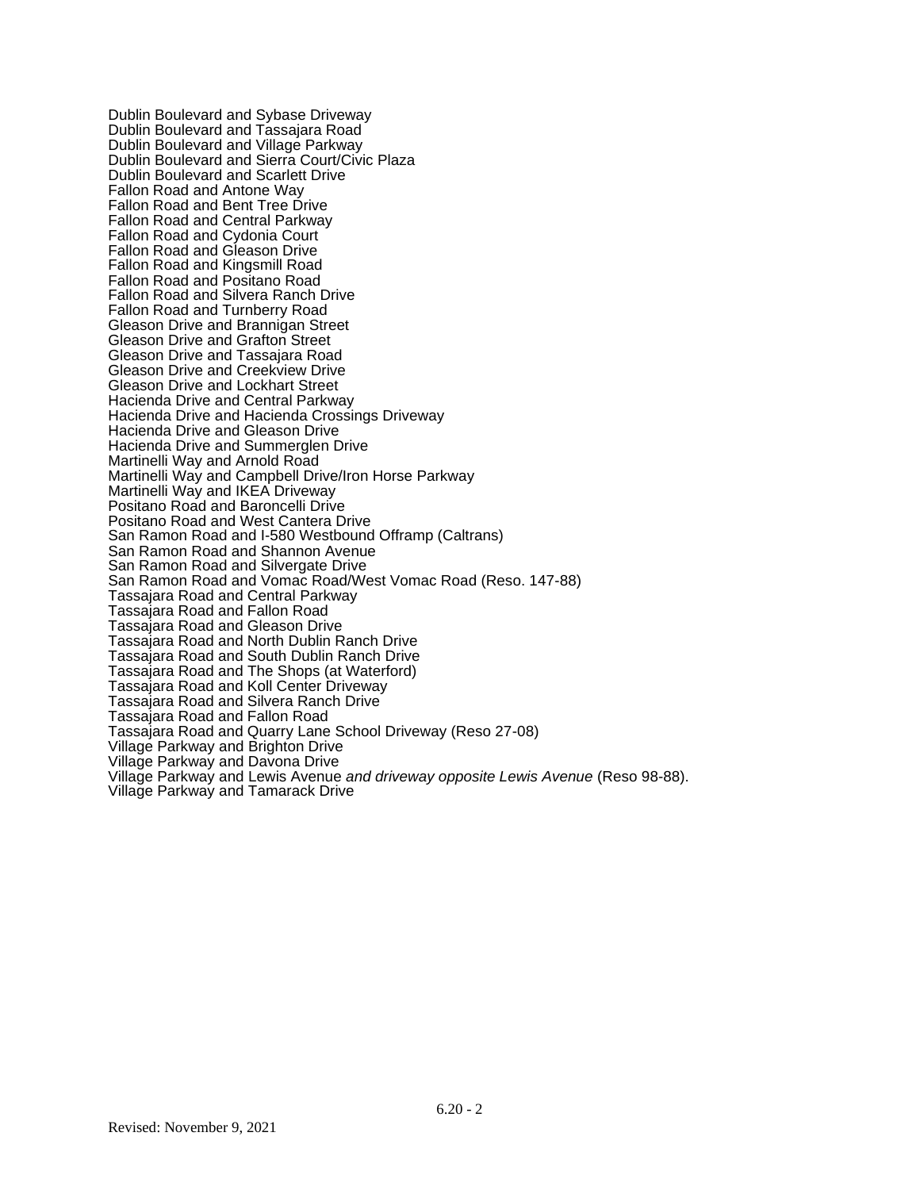Dublin Boulevard and Sybase Driveway
Dublin Boulevard and Tassajara Road
Dublin Boulevard and Village Parkway
Dublin Boulevard and Sierra Court/Civic Plaza
Dublin Boulevard and Scarlett Drive
Fallon Road and Antone Way
Fallon Road and Bent Tree Drive
Fallon Road and Central Parkway
Fallon Road and Cydonia Court
Fallon Road and Gleason Drive
Fallon Road and Kingsmill Road
Fallon Road and Positano Road
Fallon Road and Silvera Ranch Drive
Fallon Road and Turnberry Road
Gleason Drive and Brannigan Street
Gleason Drive and Grafton Street
Gleason Drive and Tassajara Road
Gleason Drive and Creekview Drive
Gleason Drive and Lockhart Street
Hacienda Drive and Central Parkway
Hacienda Drive and Hacienda Crossings Driveway
Hacienda Drive and Gleason Drive
Hacienda Drive and Summerglen Drive
Martinelli Way and Arnold Road
Martinelli Way and Campbell Drive/Iron Horse Parkway
Martinelli Way and IKEA Driveway
Positano Road and Baroncelli Drive
Positano Road and West Cantera Drive
San Ramon Road and I-580 Westbound Offramp (Caltrans)
San Ramon Road and Shannon Avenue
San Ramon Road and Silvergate Drive
San Ramon Road and Vomac Road/West Vomac Road (Reso. 147-88)
Tassajara Road and Central Parkway
Tassajara Road and Fallon Road
Tassajara Road and Gleason Drive
Tassajara Road and North Dublin Ranch Drive
Tassajara Road and South Dublin Ranch Drive
Tassajara Road and The Shops (at Waterford)
Tassajara Road and Koll Center Driveway
Tassajara Road and Silvera Ranch Drive
Tassajara Road and Fallon Road
Tassajara Road and Quarry Lane School Driveway (Reso 27-08)
Village Parkway and Brighton Drive
Village Parkway and Davona Drive
Village Parkway and Lewis Avenue *and driveway opposite Lewis Avenue* (Reso 98-88).
Village Parkway and Tamarack Drive

Revised: November 9, 2021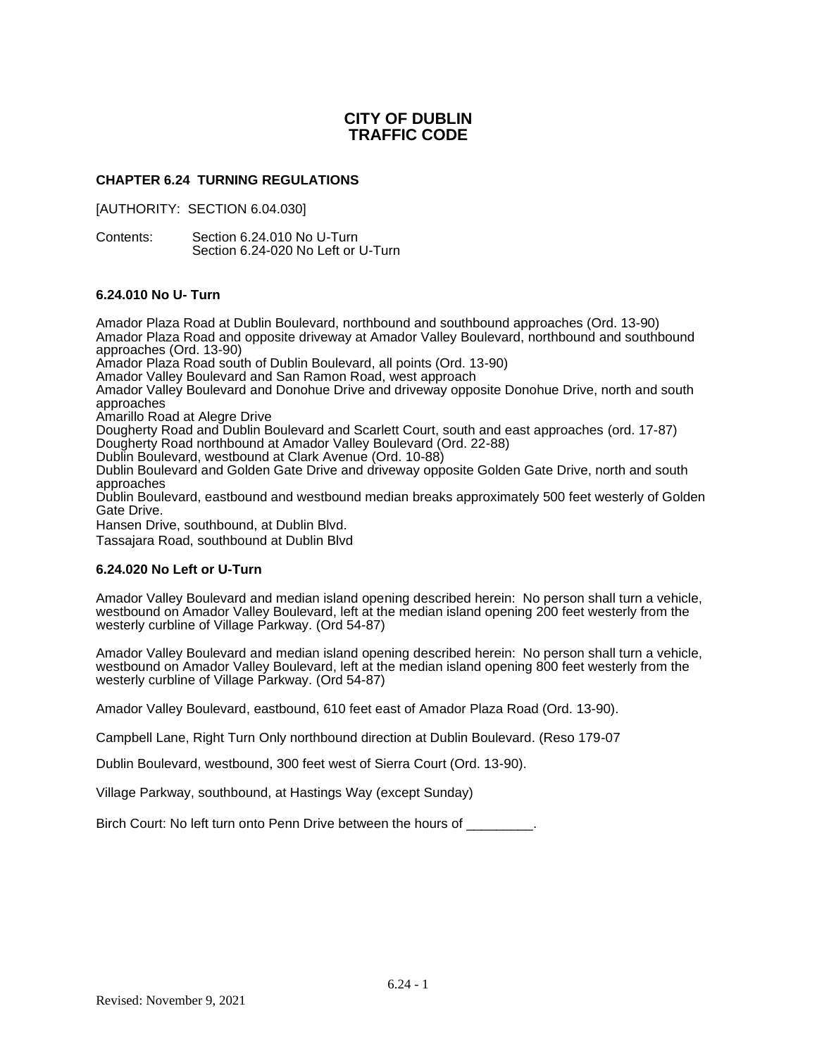# CITY OF DUBLIN TRAFFIC CODE

## CHAPTER 6.24 TURNING REGULATIONS

[AUTHORITY: SECTION 6.04.030]

Contents: Section 6.24.010 No U-Turn
Section 6.24-020 No Left or U-Turn

### 6.24.010 No U- Turn

Amador Plaza Road at Dublin Boulevard, northbound and southbound approaches (Ord. 13-90)
Amador Plaza Road and opposite driveway at Amador Valley Boulevard, northbound and southbound approaches (Ord. 13-90)
Amador Plaza Road south of Dublin Boulevard, all points (Ord. 13-90)
Amador Valley Boulevard and San Ramon Road, west approach
Amador Valley Boulevard and Donohue Drive and driveway opposite Donohue Drive, north and south approaches
Amarillo Road at Alegre Drive
Dougherty Road and Dublin Boulevard and Scarlett Court, south and east approaches (ord. 17-87)
Dougherty Road northbound at Amador Valley Boulevard (Ord. 22-88)
Dublin Boulevard, westbound at Clark Avenue (Ord. 10-88)
Dublin Boulevard and Golden Gate Drive and driveway opposite Golden Gate Drive, north and south approaches
Dublin Boulevard, eastbound and westbound median breaks approximately 500 feet westerly of Golden Gate Drive.
Hansen Drive, southbound, at Dublin Blvd.
Tassajara Road, southbound at Dublin Blvd

### 6.24.020 No Left or U-Turn

Amador Valley Boulevard and median island opening described herein: No person shall turn a vehicle, westbound on Amador Valley Boulevard, left at the median island opening 200 feet westerly from the westerly curbline of Village Parkway. (Ord 54-87)

Amador Valley Boulevard and median island opening described herein: No person shall turn a vehicle, westbound on Amador Valley Boulevard, left at the median island opening 800 feet westerly from the westerly curbline of Village Parkway. (Ord 54-87)

Amador Valley Boulevard, eastbound, 610 feet east of Amador Plaza Road (Ord. 13-90).

Campbell Lane, Right Turn Only northbound direction at Dublin Boulevard. (Reso 179-07

Dublin Boulevard, westbound, 300 feet west of Sierra Court (Ord. 13-90).

Village Parkway, southbound, at Hastings Way (except Sunday)

Birch Court: No left turn onto Penn Drive between the hours of _________.

Revised: November 9, 2021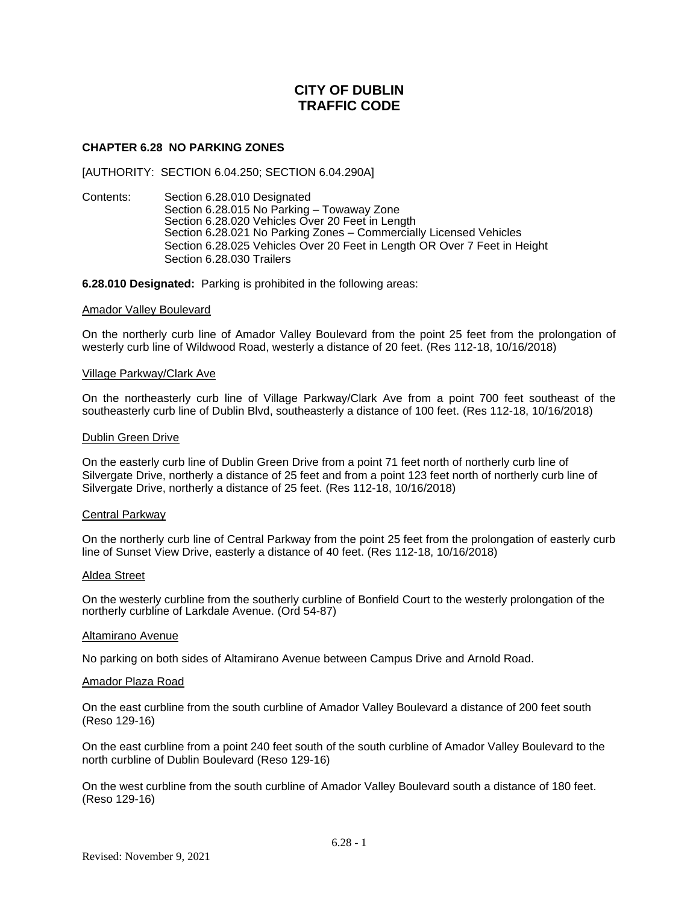# CITY OF DUBLIN
# TRAFFIC CODE

### CHAPTER 6.28 NO PARKING ZONES

[AUTHORITY: SECTION 6.04.250; SECTION 6.04.290A]

Contents:
- Section 6.28.010 Designated
- Section 6.28.015 No Parking – Towaway Zone
- Section 6.28.020 Vehicles Over 20 Feet in Length
- Section 6.28.021 No Parking Zones – Commercially Licensed Vehicles
- Section 6.28.025 Vehicles Over 20 Feet in Length OR Over 7 Feet in Height
- Section 6.28.030 Trailers

**6.28.010 Designated:** Parking is prohibited in the following areas:

Amador Valley Boulevard

On the northerly curb line of Amador Valley Boulevard from the point 25 feet from the prolongation of westerly curb line of Wildwood Road, westerly a distance of 20 feet. (Res 112-18, 10/16/2018)

Village Parkway/Clark Ave

On the northeasterly curb line of Village Parkway/Clark Ave from a point 700 feet southeast of the southeasterly curb line of Dublin Blvd, southeasterly a distance of 100 feet. (Res 112-18, 10/16/2018)

Dublin Green Drive

On the easterly curb line of Dublin Green Drive from a point 71 feet north of northerly curb line of Silvergate Drive, northerly a distance of 25 feet and from a point 123 feet north of northerly curb line of Silvergate Drive, northerly a distance of 25 feet. (Res 112-18, 10/16/2018)

Central Parkway

On the northerly curb line of Central Parkway from the point 25 feet from the prolongation of easterly curb line of Sunset View Drive, easterly a distance of 40 feet. (Res 112-18, 10/16/2018)

Aldea Street

On the westerly curbline from the southerly curbline of Bonfield Court to the westerly prolongation of the northerly curbline of Larkdale Avenue. (Ord 54-87)

Altamirano Avenue

No parking on both sides of Altamirano Avenue between Campus Drive and Arnold Road.

Amador Plaza Road

On the east curbline from the south curbline of Amador Valley Boulevard a distance of 200 feet south (Reso 129-16)

On the east curbline from a point 240 feet south of the south curbline of Amador Valley Boulevard to the north curbline of Dublin Boulevard (Reso 129-16)

On the west curbline from the south curbline of Amador Valley Boulevard south a distance of 180 feet. (Reso 129-16)

Revised: November 9, 2021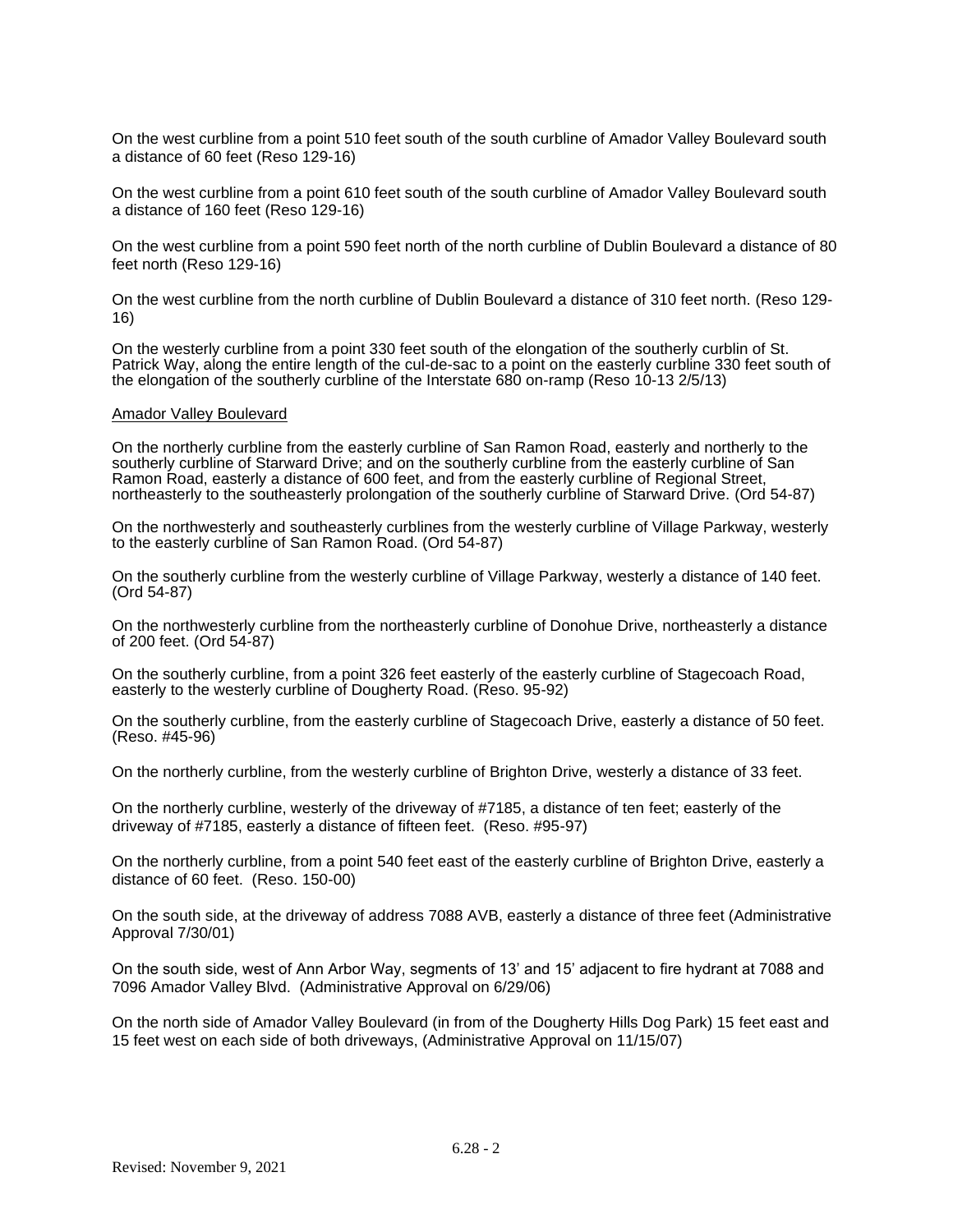On the west curbline from a point 510 feet south of the south curbline of Amador Valley Boulevard south a distance of 60 feet (Reso 129-16)

On the west curbline from a point 610 feet south of the south curbline of Amador Valley Boulevard south a distance of 160 feet (Reso 129-16)

On the west curbline from a point 590 feet north of the north curbline of Dublin Boulevard a distance of 80 feet north (Reso 129-16)

On the west curbline from the north curbline of Dublin Boulevard a distance of 310 feet north. (Reso 129-16)

On the westerly curbline from a point 330 feet south of the elongation of the southerly curblin of St. Patrick Way, along the entire length of the cul-de-sac to a point on the easterly curbline 330 feet south of the elongation of the southerly curbline of the Interstate 680 on-ramp (Reso 10-13 2/5/13)

Amador Valley Boulevard

On the northerly curbline from the easterly curbline of San Ramon Road, easterly and northerly to the southerly curbline of Starward Drive; and on the southerly curbline from the easterly curbline of San Ramon Road, easterly a distance of 600 feet, and from the easterly curbline of Regional Street, northeasterly to the southeasterly prolongation of the southerly curbline of Starward Drive. (Ord 54-87)

On the northwesterly and southeasterly curblines from the westerly curbline of Village Parkway, westerly to the easterly curbline of San Ramon Road. (Ord 54-87)

On the southerly curbline from the westerly curbline of Village Parkway, westerly a distance of 140 feet. (Ord 54-87)

On the northwesterly curbline from the northeasterly curbline of Donohue Drive, northeasterly a distance of 200 feet. (Ord 54-87)

On the southerly curbline, from a point 326 feet easterly of the easterly curbline of Stagecoach Road, easterly to the westerly curbline of Dougherty Road. (Reso. 95-92)

On the southerly curbline, from the easterly curbline of Stagecoach Drive, easterly a distance of 50 feet. (Reso. #45-96)

On the northerly curbline, from the westerly curbline of Brighton Drive, westerly a distance of 33 feet.

On the northerly curbline, westerly of the driveway of #7185, a distance of ten feet; easterly of the driveway of #7185, easterly a distance of fifteen feet. (Reso. #95-97)

On the northerly curbline, from a point 540 feet east of the easterly curbline of Brighton Drive, easterly a distance of 60 feet. (Reso. 150-00)

On the south side, at the driveway of address 7088 AVB, easterly a distance of three feet (Administrative Approval 7/30/01)

On the south side, west of Ann Arbor Way, segments of 13' and 15' adjacent to fire hydrant at 7088 and 7096 Amador Valley Blvd. (Administrative Approval on 6/29/06)

On the north side of Amador Valley Boulevard (in from of the Dougherty Hills Dog Park) 15 feet east and 15 feet west on each side of both driveways, (Administrative Approval on 11/15/07)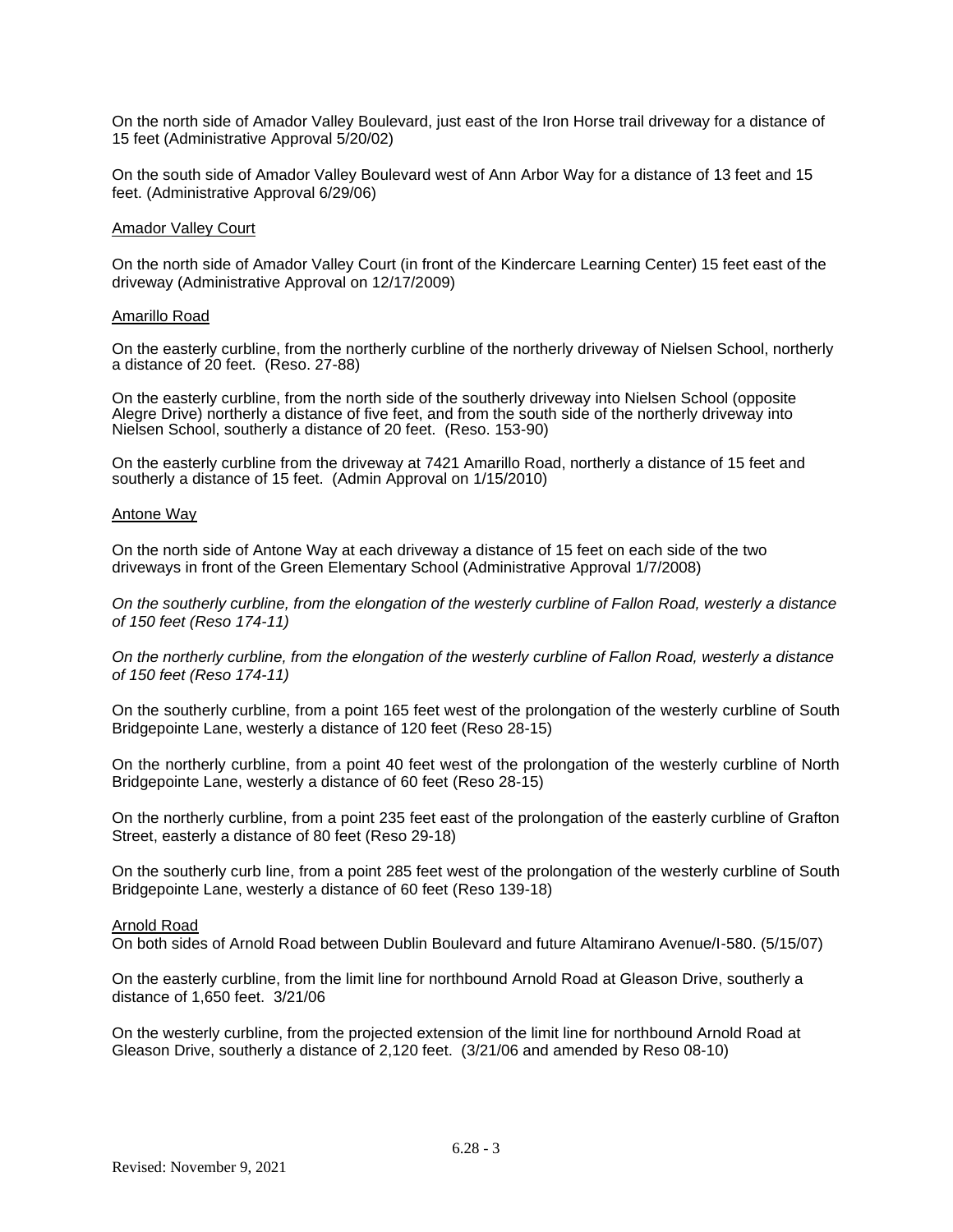On the north side of Amador Valley Boulevard, just east of the Iron Horse trail driveway for a distance of 15 feet (Administrative Approval 5/20/02)

On the south side of Amador Valley Boulevard west of Ann Arbor Way for a distance of 13 feet and 15 feet. (Administrative Approval 6/29/06)

<u>Amador Valley Court</u>

On the north side of Amador Valley Court (in front of the Kindercare Learning Center) 15 feet east of the driveway (Administrative Approval on 12/17/2009)

<u>Amarillo Road</u>

On the easterly curbline, from the northerly curbline of the northerly driveway of Nielsen School, northerly a distance of 20 feet. (Reso. 27-88)

On the easterly curbline, from the north side of the southerly driveway into Nielsen School (opposite Alegre Drive) northerly a distance of five feet, and from the south side of the northerly driveway into Nielsen School, southerly a distance of 20 feet. (Reso. 153-90)

On the easterly curbline from the driveway at 7421 Amarillo Road, northerly a distance of 15 feet and southerly a distance of 15 feet. (Admin Approval on 1/15/2010)

<u>Antone Way</u>

On the north side of Antone Way at each driveway a distance of 15 feet on each side of the two driveways in front of the Green Elementary School (Administrative Approval 1/7/2008)

*On the southerly curbline, from the elongation of the westerly curbline of Fallon Road, westerly a distance of 150 feet (Reso 174-11)*

*On the northerly curbline, from the elongation of the westerly curbline of Fallon Road, westerly a distance of 150 feet (Reso 174-11)*

On the southerly curbline, from a point 165 feet west of the prolongation of the westerly curbline of South Bridgepointe Lane, westerly a distance of 120 feet (Reso 28-15)

On the northerly curbline, from a point 40 feet west of the prolongation of the westerly curbline of North Bridgepointe Lane, westerly a distance of 60 feet (Reso 28-15)

On the northerly curbline, from a point 235 feet east of the prolongation of the easterly curbline of Grafton Street, easterly a distance of 80 feet (Reso 29-18)

On the southerly curb line, from a point 285 feet west of the prolongation of the westerly curbline of South Bridgepointe Lane, westerly a distance of 60 feet (Reso 139-18)

<u>Arnold Road</u>

On both sides of Arnold Road between Dublin Boulevard and future Altamirano Avenue/I-580. (5/15/07)

On the easterly curbline, from the limit line for northbound Arnold Road at Gleason Drive, southerly a distance of 1,650 feet. 3/21/06

On the westerly curbline, from the projected extension of the limit line for northbound Arnold Road at Gleason Drive, southerly a distance of 2,120 feet. (3/21/06 and amended by Reso 08-10)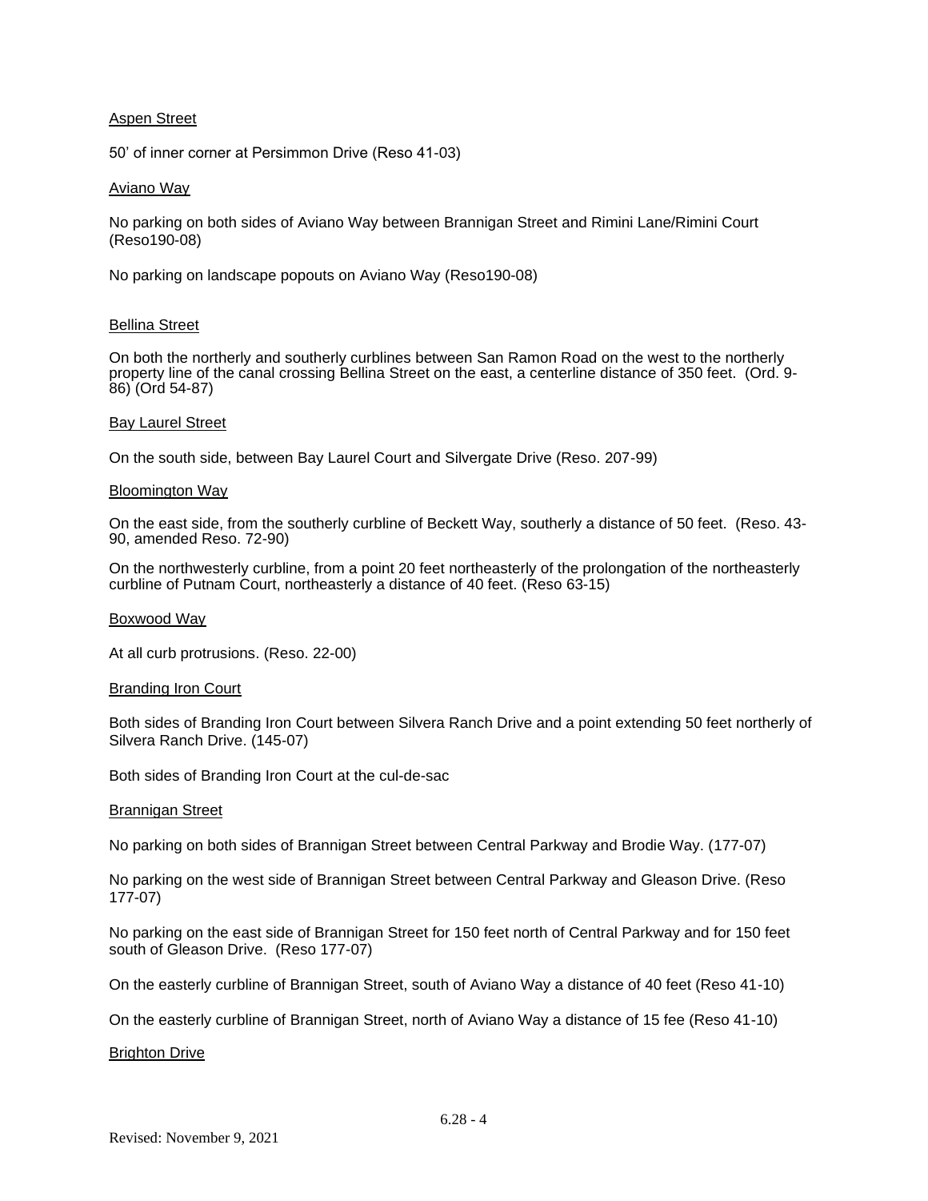Aspen Street

50’ of inner corner at Persimmon Drive (Reso 41-03)

Aviano Way

No parking on both sides of Aviano Way between Brannigan Street and Rimini Lane/Rimini Court (Reso190-08)

No parking on landscape popouts on Aviano Way (Reso190-08)

Bellina Street

On both the northerly and southerly curblines between San Ramon Road on the west to the northerly property line of the canal crossing Bellina Street on the east, a centerline distance of 350 feet. (Ord. 9-86) (Ord 54-87)

Bay Laurel Street

On the south side, between Bay Laurel Court and Silvergate Drive (Reso. 207-99)

Bloomington Way

On the east side, from the southerly curbline of Beckett Way, southerly a distance of 50 feet. (Reso. 43-90, amended Reso. 72-90)

On the northwesterly curbline, from a point 20 feet northeasterly of the prolongation of the northeasterly curbline of Putnam Court, northeasterly a distance of 40 feet. (Reso 63-15)

Boxwood Way

At all curb protrusions. (Reso. 22-00)

Branding Iron Court

Both sides of Branding Iron Court between Silvera Ranch Drive and a point extending 50 feet northerly of Silvera Ranch Drive. (145-07)

Both sides of Branding Iron Court at the cul-de-sac

Brannigan Street

No parking on both sides of Brannigan Street between Central Parkway and Brodie Way. (177-07)

No parking on the west side of Brannigan Street between Central Parkway and Gleason Drive. (Reso 177-07)

No parking on the east side of Brannigan Street for 150 feet north of Central Parkway and for 150 feet south of Gleason Drive. (Reso 177-07)

On the easterly curbline of Brannigan Street, south of Aviano Way a distance of 40 feet (Reso 41-10)

On the easterly curbline of Brannigan Street, north of Aviano Way a distance of 15 fee (Reso 41-10)

Brighton Drive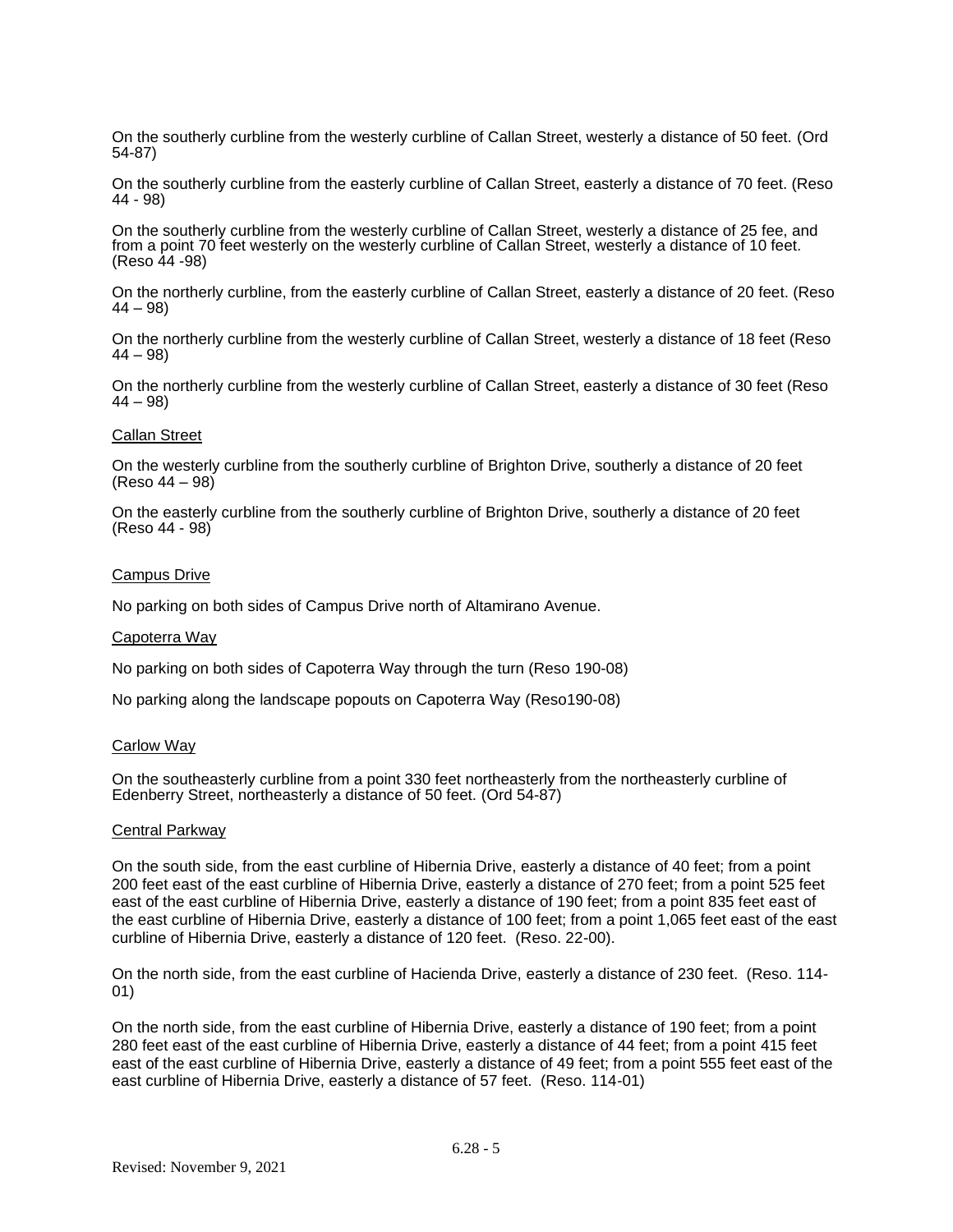On the southerly curbline from the westerly curbline of Callan Street, westerly a distance of 50 feet. (Ord 54-87)

On the southerly curbline from the easterly curbline of Callan Street, easterly a distance of 70 feet. (Reso 44 - 98)

On the southerly curbline from the westerly curbline of Callan Street, westerly a distance of 25 fee, and from a point 70 feet westerly on the westerly curbline of Callan Street, westerly a distance of 10 feet. (Reso 44 -98)

On the northerly curbline, from the easterly curbline of Callan Street, easterly a distance of 20 feet. (Reso 44 – 98)

On the northerly curbline from the westerly curbline of Callan Street, westerly a distance of 18 feet (Reso 44 – 98)

On the northerly curbline from the westerly curbline of Callan Street, easterly a distance of 30 feet (Reso 44 – 98)

Callan Street

On the westerly curbline from the southerly curbline of Brighton Drive, southerly a distance of 20 feet (Reso 44 – 98)

On the easterly curbline from the southerly curbline of Brighton Drive, southerly a distance of 20 feet (Reso 44 - 98)

Campus Drive

No parking on both sides of Campus Drive north of Altamirano Avenue.

Capoterra Way

No parking on both sides of Capoterra Way through the turn (Reso 190-08)

No parking along the landscape popouts on Capoterra Way (Reso190-08)

Carlow Way

On the southeasterly curbline from a point 330 feet northeasterly from the northeasterly curbline of Edenberry Street, northeasterly a distance of 50 feet. (Ord 54-87)

Central Parkway

On the south side, from the east curbline of Hibernia Drive, easterly a distance of 40 feet; from a point 200 feet east of the east curbline of Hibernia Drive, easterly a distance of 270 feet; from a point 525 feet east of the east curbline of Hibernia Drive, easterly a distance of 190 feet; from a point 835 feet east of the east curbline of Hibernia Drive, easterly a distance of 100 feet; from a point 1,065 feet east of the east curbline of Hibernia Drive, easterly a distance of 120 feet. (Reso. 22-00).

On the north side, from the east curbline of Hacienda Drive, easterly a distance of 230 feet. (Reso. 114-01)

On the north side, from the east curbline of Hibernia Drive, easterly a distance of 190 feet; from a point 280 feet east of the east curbline of Hibernia Drive, easterly a distance of 44 feet; from a point 415 feet east of the east curbline of Hibernia Drive, easterly a distance of 49 feet; from a point 555 feet east of the east curbline of Hibernia Drive, easterly a distance of 57 feet. (Reso. 114-01)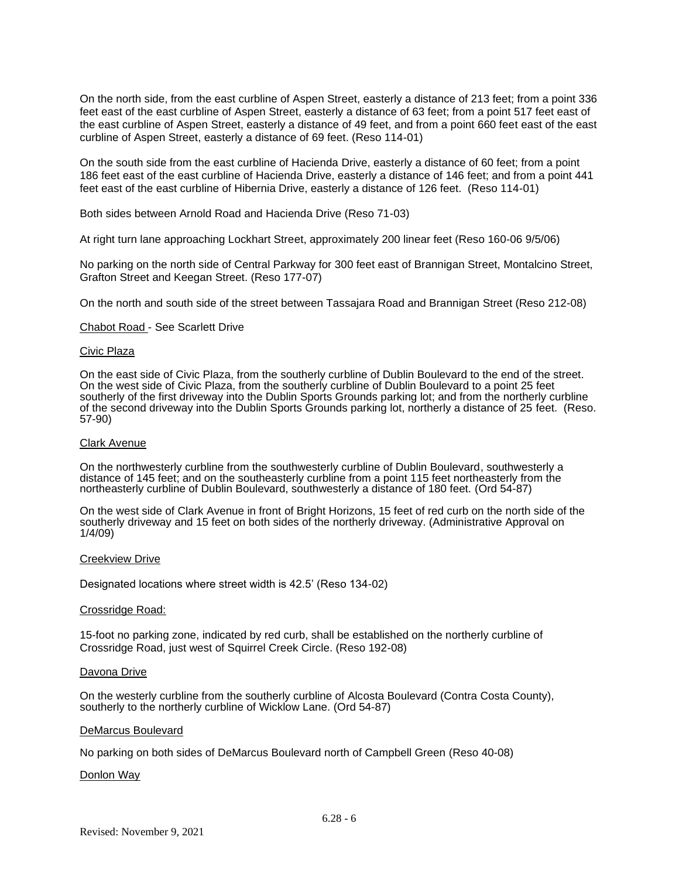On the north side, from the east curbline of Aspen Street, easterly a distance of 213 feet; from a point 336 feet east of the east curbline of Aspen Street, easterly a distance of 63 feet; from a point 517 feet east of the east curbline of Aspen Street, easterly a distance of 49 feet, and from a point 660 feet east of the east curbline of Aspen Street, easterly a distance of 69 feet. (Reso 114-01)

On the south side from the east curbline of Hacienda Drive, easterly a distance of 60 feet; from a point 186 feet east of the east curbline of Hacienda Drive, easterly a distance of 146 feet; and from a point 441 feet east of the east curbline of Hibernia Drive, easterly a distance of 126 feet. (Reso 114-01)

Both sides between Arnold Road and Hacienda Drive (Reso 71-03)

At right turn lane approaching Lockhart Street, approximately 200 linear feet (Reso 160-06 9/5/06)

No parking on the north side of Central Parkway for 300 feet east of Brannigan Street, Montalcino Street, Grafton Street and Keegan Street. (Reso 177-07)

On the north and south side of the street between Tassajara Road and Brannigan Street (Reso 212-08)

Chabot Road - See Scarlett Drive

Civic Plaza

On the east side of Civic Plaza, from the southerly curbline of Dublin Boulevard to the end of the street. On the west side of Civic Plaza, from the southerly curbline of Dublin Boulevard to a point 25 feet southerly of the first driveway into the Dublin Sports Grounds parking lot; and from the northerly curbline of the second driveway into the Dublin Sports Grounds parking lot, northerly a distance of 25 feet. (Reso. 57-90)

Clark Avenue

On the northwesterly curbline from the southwesterly curbline of Dublin Boulevard, southwesterly a distance of 145 feet; and on the southeasterly curbline from a point 115 feet northeasterly from the northeasterly curbline of Dublin Boulevard, southwesterly a distance of 180 feet. (Ord 54-87)

On the west side of Clark Avenue in front of Bright Horizons, 15 feet of red curb on the north side of the southerly driveway and 15 feet on both sides of the northerly driveway. (Administrative Approval on 1/4/09)

Creekview Drive

Designated locations where street width is 42.5' (Reso 134-02)

Crossridge Road:

15-foot no parking zone, indicated by red curb, shall be established on the northerly curbline of Crossridge Road, just west of Squirrel Creek Circle. (Reso 192-08)

Davona Drive

On the westerly curbline from the southerly curbline of Alcosta Boulevard (Contra Costa County), southerly to the northerly curbline of Wicklow Lane. (Ord 54-87)

DeMarcus Boulevard

No parking on both sides of DeMarcus Boulevard north of Campbell Green (Reso 40-08)

Donlon Way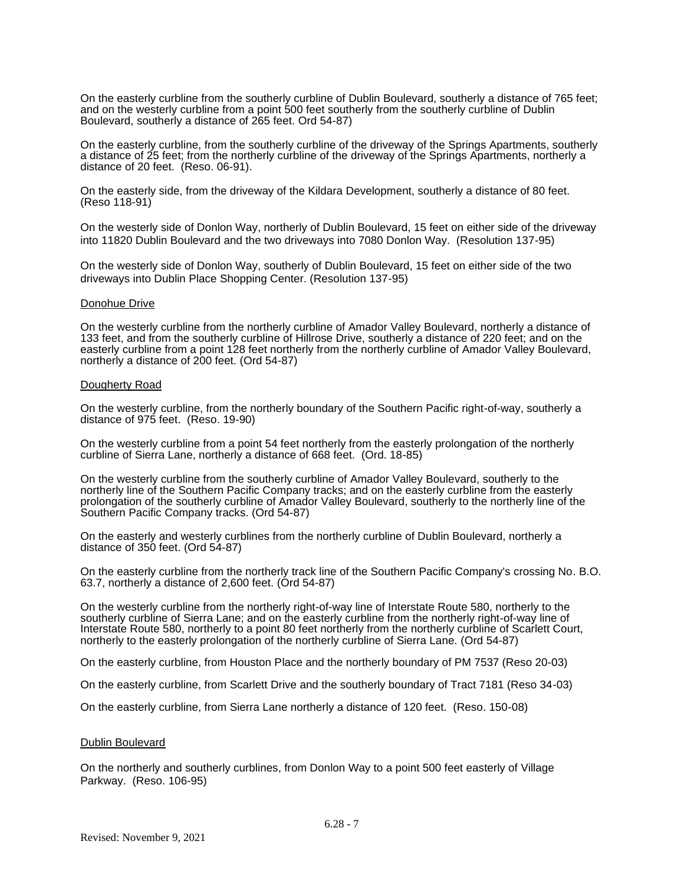On the easterly curbline from the southerly curbline of Dublin Boulevard, southerly a distance of 765 feet; and on the westerly curbline from a point 500 feet southerly from the southerly curbline of Dublin Boulevard, southerly a distance of 265 feet. Ord 54-87)

On the easterly curbline, from the southerly curbline of the driveway of the Springs Apartments, southerly a distance of 25 feet; from the northerly curbline of the driveway of the Springs Apartments, northerly a distance of 20 feet. (Reso. 06-91).

On the easterly side, from the driveway of the Kildara Development, southerly a distance of 80 feet. (Reso 118-91)

On the westerly side of Donlon Way, northerly of Dublin Boulevard, 15 feet on either side of the driveway into 11820 Dublin Boulevard and the two driveways into 7080 Donlon Way. (Resolution 137-95)

On the westerly side of Donlon Way, southerly of Dublin Boulevard, 15 feet on either side of the two driveways into Dublin Place Shopping Center. (Resolution 137-95)

Donohue Drive

On the westerly curbline from the northerly curbline of Amador Valley Boulevard, northerly a distance of 133 feet, and from the southerly curbline of Hillrose Drive, southerly a distance of 220 feet; and on the easterly curbline from a point 128 feet northerly from the northerly curbline of Amador Valley Boulevard, northerly a distance of 200 feet. (Ord 54-87)

Dougherty Road

On the westerly curbline, from the northerly boundary of the Southern Pacific right-of-way, southerly a distance of 975 feet. (Reso. 19-90)

On the westerly curbline from a point 54 feet northerly from the easterly prolongation of the northerly curbline of Sierra Lane, northerly a distance of 668 feet. (Ord. 18-85)

On the westerly curbline from the southerly curbline of Amador Valley Boulevard, southerly to the northerly line of the Southern Pacific Company tracks; and on the easterly curbline from the easterly prolongation of the southerly curbline of Amador Valley Boulevard, southerly to the northerly line of the Southern Pacific Company tracks. (Ord 54-87)

On the easterly and westerly curblines from the northerly curbline of Dublin Boulevard, northerly a distance of 350 feet. (Ord 54-87)

On the easterly curbline from the northerly track line of the Southern Pacific Company's crossing No. B.O. 63.7, northerly a distance of 2,600 feet. (Ord 54-87)

On the westerly curbline from the northerly right-of-way line of Interstate Route 580, northerly to the southerly curbline of Sierra Lane; and on the easterly curbline from the northerly right-of-way line of Interstate Route 580, northerly to a point 80 feet northerly from the northerly curbline of Scarlett Court, northerly to the easterly prolongation of the northerly curbline of Sierra Lane. (Ord 54-87)

On the easterly curbline, from Houston Place and the northerly boundary of PM 7537 (Reso 20-03)

On the easterly curbline, from Scarlett Drive and the southerly boundary of Tract 7181 (Reso 34-03)

On the easterly curbline, from Sierra Lane northerly a distance of 120 feet. (Reso. 150-08)

Dublin Boulevard

On the northerly and southerly curblines, from Donlon Way to a point 500 feet easterly of Village Parkway. (Reso. 106-95)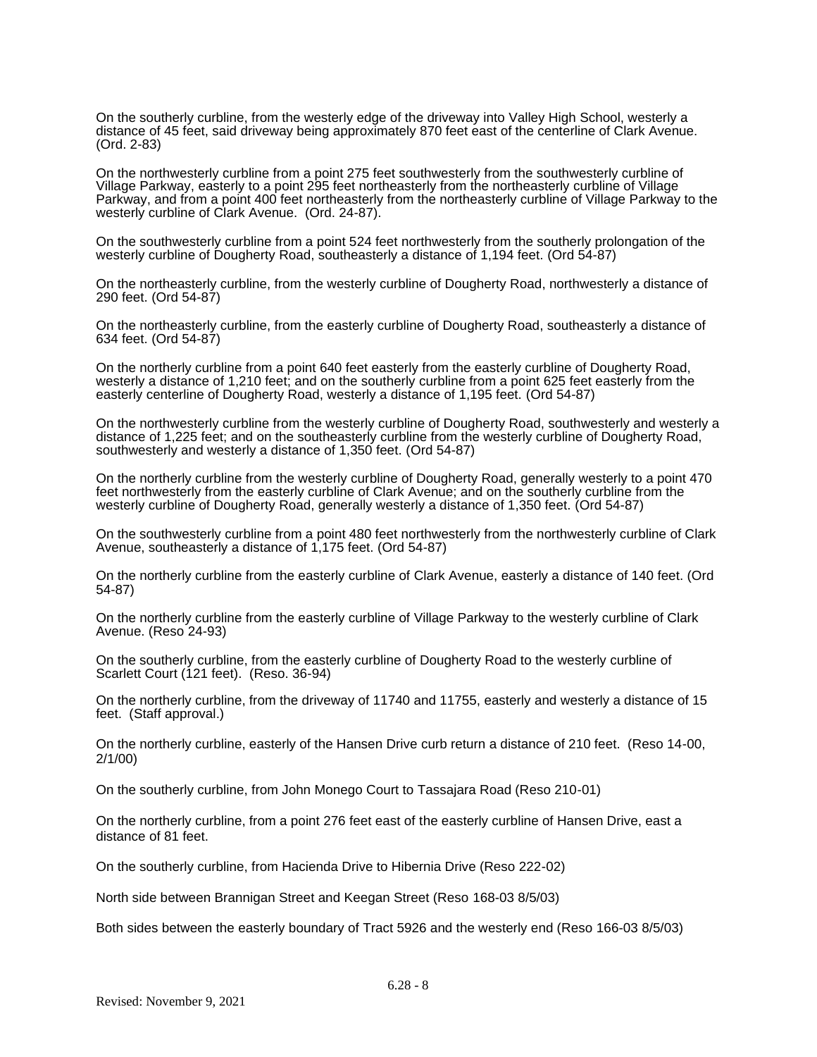On the southerly curbline, from the westerly edge of the driveway into Valley High School, westerly a distance of 45 feet, said driveway being approximately 870 feet east of the centerline of Clark Avenue. (Ord. 2-83)

On the northwesterly curbline from a point 275 feet southwesterly from the southwesterly curbline of Village Parkway, easterly to a point 295 feet northeasterly from the northeasterly curbline of Village Parkway, and from a point 400 feet northeasterly from the northeasterly curbline of Village Parkway to the westerly curbline of Clark Avenue. (Ord. 24-87).

On the southwesterly curbline from a point 524 feet northwesterly from the southerly prolongation of the westerly curbline of Dougherty Road, southeasterly a distance of 1,194 feet. (Ord 54-87)

On the northeasterly curbline, from the westerly curbline of Dougherty Road, northwesterly a distance of 290 feet. (Ord 54-87)

On the northeasterly curbline, from the easterly curbline of Dougherty Road, southeasterly a distance of 634 feet. (Ord 54-87)

On the northerly curbline from a point 640 feet easterly from the easterly curbline of Dougherty Road, westerly a distance of 1,210 feet; and on the southerly curbline from a point 625 feet easterly from the easterly centerline of Dougherty Road, westerly a distance of 1,195 feet. (Ord 54-87)

On the northwesterly curbline from the westerly curbline of Dougherty Road, southwesterly and westerly a distance of 1,225 feet; and on the southeasterly curbline from the westerly curbline of Dougherty Road, southwesterly and westerly a distance of 1,350 feet. (Ord 54-87)

On the northerly curbline from the westerly curbline of Dougherty Road, generally westerly to a point 470 feet northwesterly from the easterly curbline of Clark Avenue; and on the southerly curbline from the westerly curbline of Dougherty Road, generally westerly a distance of 1,350 feet. (Ord 54-87)

On the southwesterly curbline from a point 480 feet northwesterly from the northwesterly curbline of Clark Avenue, southeasterly a distance of 1,175 feet. (Ord 54-87)

On the northerly curbline from the easterly curbline of Clark Avenue, easterly a distance of 140 feet. (Ord 54-87)

On the northerly curbline from the easterly curbline of Village Parkway to the westerly curbline of Clark Avenue. (Reso 24-93)

On the southerly curbline, from the easterly curbline of Dougherty Road to the westerly curbline of Scarlett Court (121 feet). (Reso. 36-94)

On the northerly curbline, from the driveway of 11740 and 11755, easterly and westerly a distance of 15 feet. (Staff approval.)

On the northerly curbline, easterly of the Hansen Drive curb return a distance of 210 feet. (Reso 14-00, 2/1/00)

On the southerly curbline, from John Monego Court to Tassajara Road (Reso 210-01)

On the northerly curbline, from a point 276 feet east of the easterly curbline of Hansen Drive, east a distance of 81 feet.

On the southerly curbline, from Hacienda Drive to Hibernia Drive (Reso 222-02)

North side between Brannigan Street and Keegan Street (Reso 168-03 8/5/03)

Both sides between the easterly boundary of Tract 5926 and the westerly end (Reso 166-03 8/5/03)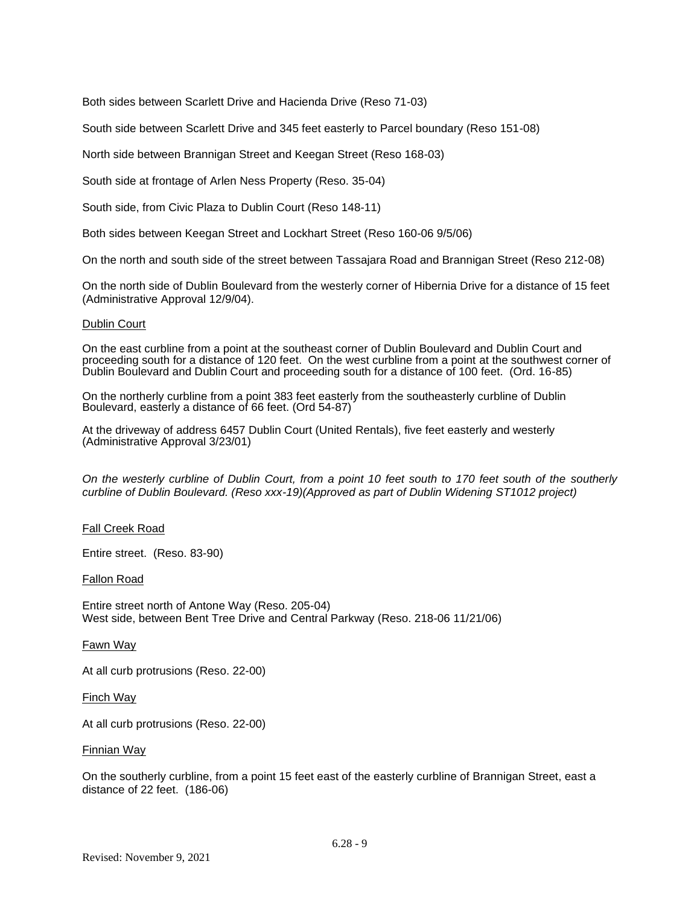Both sides between Scarlett Drive and Hacienda Drive (Reso 71-03)

South side between Scarlett Drive and 345 feet easterly to Parcel boundary (Reso 151-08)

North side between Brannigan Street and Keegan Street (Reso 168-03)

South side at frontage of Arlen Ness Property (Reso. 35-04)

South side, from Civic Plaza to Dublin Court (Reso 148-11)

Both sides between Keegan Street and Lockhart Street (Reso 160-06 9/5/06)

On the north and south side of the street between Tassajara Road and Brannigan Street (Reso 212-08)

On the north side of Dublin Boulevard from the westerly corner of Hibernia Drive for a distance of 15 feet (Administrative Approval 12/9/04).

Dublin Court

On the east curbline from a point at the southeast corner of Dublin Boulevard and Dublin Court and proceeding south for a distance of 120 feet. On the west curbline from a point at the southwest corner of Dublin Boulevard and Dublin Court and proceeding south for a distance of 100 feet. (Ord. 16-85)

On the northerly curbline from a point 383 feet easterly from the southeasterly curbline of Dublin Boulevard, easterly a distance of 66 feet. (Ord 54-87)

At the driveway of address 6457 Dublin Court (United Rentals), five feet easterly and westerly (Administrative Approval 3/23/01)

*On the westerly curbline of Dublin Court, from a point 10 feet south to 170 feet south of the southerly curbline of Dublin Boulevard. (Reso xxx-19)(Approved as part of Dublin Widening ST1012 project)*

Fall Creek Road

Entire street. (Reso. 83-90)

Fallon Road

Entire street north of Antone Way (Reso. 205-04)
West side, between Bent Tree Drive and Central Parkway (Reso. 218-06 11/21/06)

Fawn Way

At all curb protrusions (Reso. 22-00)

Finch Way

At all curb protrusions (Reso. 22-00)

Finnian Way

On the southerly curbline, from a point 15 feet east of the easterly curbline of Brannigan Street, east a distance of 22 feet. (186-06)

Revised: November 9, 2021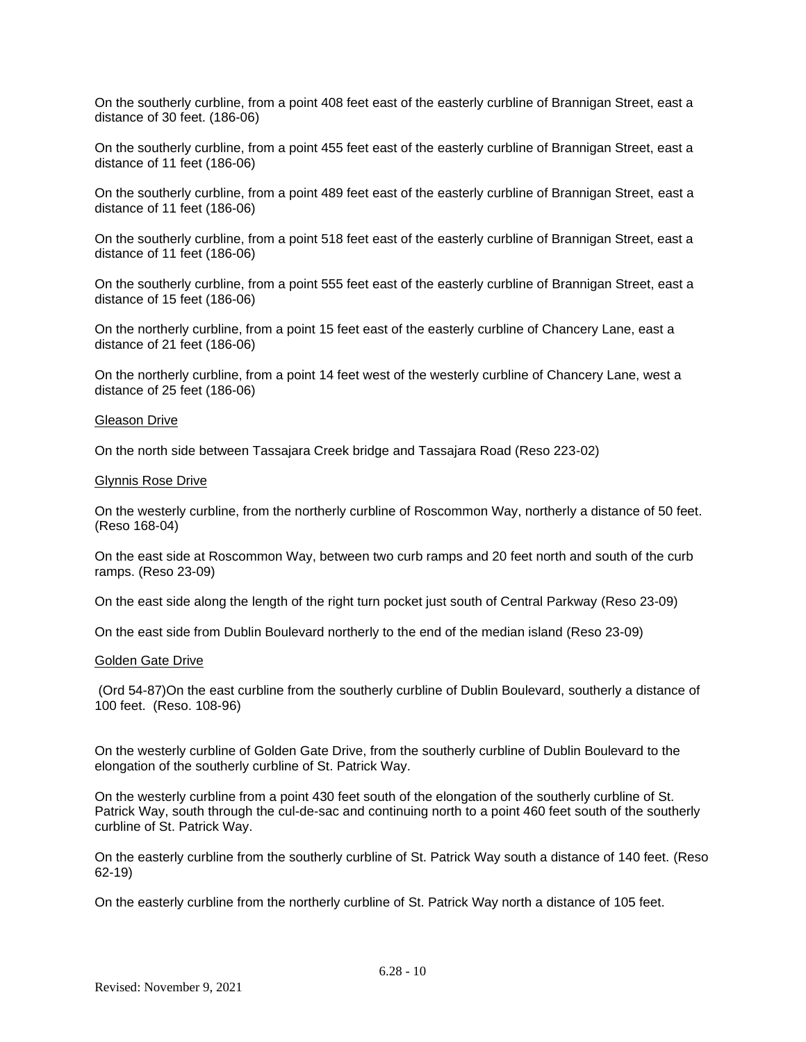On the southerly curbline, from a point 408 feet east of the easterly curbline of Brannigan Street, east a distance of 30 feet. (186-06)

On the southerly curbline, from a point 455 feet east of the easterly curbline of Brannigan Street, east a distance of 11 feet (186-06)

On the southerly curbline, from a point 489 feet east of the easterly curbline of Brannigan Street, east a distance of 11 feet (186-06)

On the southerly curbline, from a point 518 feet east of the easterly curbline of Brannigan Street, east a distance of 11 feet (186-06)

On the southerly curbline, from a point 555 feet east of the easterly curbline of Brannigan Street, east a distance of 15 feet (186-06)

On the northerly curbline, from a point 15 feet east of the easterly curbline of Chancery Lane, east a distance of 21 feet (186-06)

On the northerly curbline, from a point 14 feet west of the westerly curbline of Chancery Lane, west a distance of 25 feet (186-06)

Gleason Drive

On the north side between Tassajara Creek bridge and Tassajara Road (Reso 223-02)

Glynnis Rose Drive

On the westerly curbline, from the northerly curbline of Roscommon Way, northerly a distance of 50 feet. (Reso 168-04)

On the east side at Roscommon Way, between two curb ramps and 20 feet north and south of the curb ramps. (Reso 23-09)

On the east side along the length of the right turn pocket just south of Central Parkway (Reso 23-09)

On the east side from Dublin Boulevard northerly to the end of the median island (Reso 23-09)

Golden Gate Drive

(Ord 54-87)On the east curbline from the southerly curbline of Dublin Boulevard, southerly a distance of 100 feet. (Reso. 108-96)

On the westerly curbline of Golden Gate Drive, from the southerly curbline of Dublin Boulevard to the elongation of the southerly curbline of St. Patrick Way.

On the westerly curbline from a point 430 feet south of the elongation of the southerly curbline of St. Patrick Way, south through the cul-de-sac and continuing north to a point 460 feet south of the southerly curbline of St. Patrick Way.

On the easterly curbline from the southerly curbline of St. Patrick Way south a distance of 140 feet. (Reso 62-19)

On the easterly curbline from the northerly curbline of St. Patrick Way north a distance of 105 feet.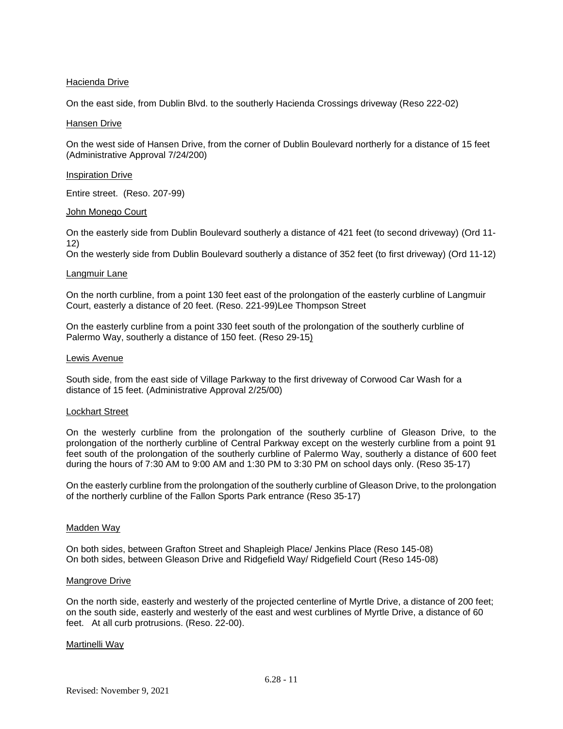Hacienda Drive

On the east side, from Dublin Blvd. to the southerly Hacienda Crossings driveway (Reso 222-02)

Hansen Drive

On the west side of Hansen Drive, from the corner of Dublin Boulevard northerly for a distance of 15 feet (Administrative Approval 7/24/200)

Inspiration Drive

Entire street. (Reso. 207-99)

John Monego Court

On the easterly side from Dublin Boulevard southerly a distance of 421 feet (to second driveway) (Ord 11-12)
On the westerly side from Dublin Boulevard southerly a distance of 352 feet (to first driveway) (Ord 11-12)

Langmuir Lane

On the north curbline, from a point 130 feet east of the prolongation of the easterly curbline of Langmuir Court, easterly a distance of 20 feet. (Reso. 221-99)Lee Thompson Street

On the easterly curbline from a point 330 feet south of the prolongation of the southerly curbline of Palermo Way, southerly a distance of 150 feet. (Reso 29-15)

Lewis Avenue

South side, from the east side of Village Parkway to the first driveway of Corwood Car Wash for a distance of 15 feet. (Administrative Approval 2/25/00)

Lockhart Street

On the westerly curbline from the prolongation of the southerly curbline of Gleason Drive, to the prolongation of the northerly curbline of Central Parkway except on the westerly curbline from a point 91 feet south of the prolongation of the southerly curbline of Palermo Way, southerly a distance of 600 feet during the hours of 7:30 AM to 9:00 AM and 1:30 PM to 3:30 PM on school days only. (Reso 35-17)

On the easterly curbline from the prolongation of the southerly curbline of Gleason Drive, to the prolongation of the northerly curbline of the Fallon Sports Park entrance (Reso 35-17)

Madden Way

On both sides, between Grafton Street and Shapleigh Place/ Jenkins Place (Reso 145-08)
On both sides, between Gleason Drive and Ridgefield Way/ Ridgefield Court (Reso 145-08)

Mangrove Drive

On the north side, easterly and westerly of the projected centerline of Myrtle Drive, a distance of 200 feet; on the south side, easterly and westerly of the east and west curblines of Myrtle Drive, a distance of 60 feet. At all curb protrusions. (Reso. 22-00).

Martinelli Way

Revised: November 9, 2021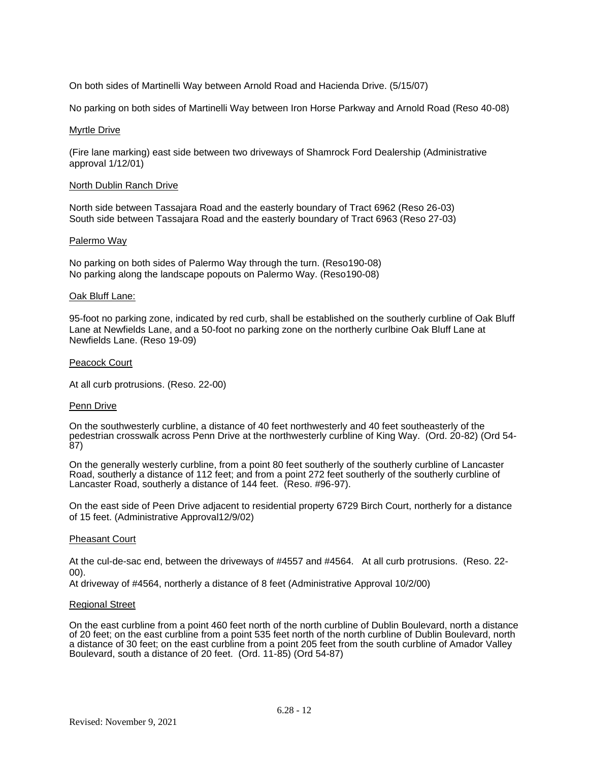On both sides of Martinelli Way between Arnold Road and Hacienda Drive. (5/15/07)

No parking on both sides of Martinelli Way between Iron Horse Parkway and Arnold Road (Reso 40-08)

Myrtle Drive

(Fire lane marking) east side between two driveways of Shamrock Ford Dealership (Administrative approval 1/12/01)

North Dublin Ranch Drive

North side between Tassajara Road and the easterly boundary of Tract 6962 (Reso 26-03)
South side between Tassajara Road and the easterly boundary of Tract 6963 (Reso 27-03)

Palermo Way

No parking on both sides of Palermo Way through the turn. (Reso190-08)
No parking along the landscape popouts on Palermo Way. (Reso190-08)

Oak Bluff Lane:

95-foot no parking zone, indicated by red curb, shall be established on the southerly curbline of Oak Bluff Lane at Newfields Lane, and a 50-foot no parking zone on the northerly curlbine Oak Bluff Lane at Newfields Lane. (Reso 19-09)

Peacock Court

At all curb protrusions. (Reso. 22-00)

Penn Drive

On the southwesterly curbline, a distance of 40 feet northwesterly and 40 feet southeasterly of the pedestrian crosswalk across Penn Drive at the northwesterly curbline of King Way. (Ord. 20-82) (Ord 54-87)

On the generally westerly curbline, from a point 80 feet southerly of the southerly curbline of Lancaster Road, southerly a distance of 112 feet; and from a point 272 feet southerly of the southerly curbline of Lancaster Road, southerly a distance of 144 feet. (Reso. #96-97).

On the east side of Peen Drive adjacent to residential property 6729 Birch Court, northerly for a distance of 15 feet. (Administrative Approval12/9/02)

Pheasant Court

At the cul-de-sac end, between the driveways of #4557 and #4564. At all curb protrusions. (Reso. 22-00).
At driveway of #4564, northerly a distance of 8 feet (Administrative Approval 10/2/00)

Regional Street

On the east curbline from a point 460 feet north of the north curbline of Dublin Boulevard, north a distance of 20 feet; on the east curbline from a point 535 feet north of the north curbline of Dublin Boulevard, north a distance of 30 feet; on the east curbline from a point 205 feet from the south curbline of Amador Valley Boulevard, south a distance of 20 feet. (Ord. 11-85) (Ord 54-87)

Revised: November 9, 2021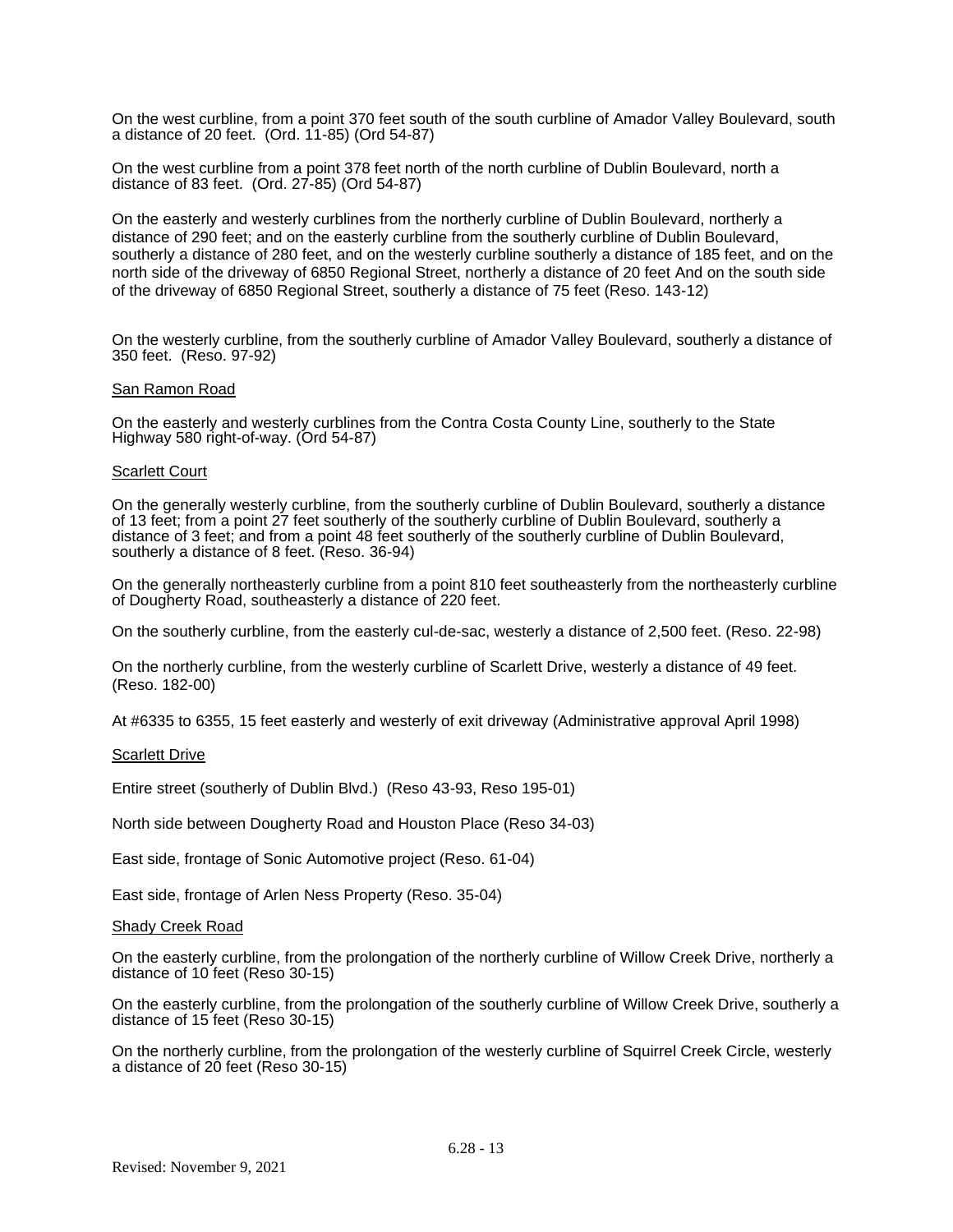On the west curbline, from a point 370 feet south of the south curbline of Amador Valley Boulevard, south a distance of 20 feet. (Ord. 11-85) (Ord 54-87)

On the west curbline from a point 378 feet north of the north curbline of Dublin Boulevard, north a distance of 83 feet. (Ord. 27-85) (Ord 54-87)

On the easterly and westerly curblines from the northerly curbline of Dublin Boulevard, northerly a distance of 290 feet; and on the easterly curbline from the southerly curbline of Dublin Boulevard, southerly a distance of 280 feet, and on the westerly curbline southerly a distance of 185 feet, and on the north side of the driveway of 6850 Regional Street, northerly a distance of 20 feet And on the south side of the driveway of 6850 Regional Street, southerly a distance of 75 feet (Reso. 143-12)

On the westerly curbline, from the southerly curbline of Amador Valley Boulevard, southerly a distance of 350 feet. (Reso. 97-92)

San Ramon Road

On the easterly and westerly curblines from the Contra Costa County Line, southerly to the State Highway 580 right-of-way. (Ord 54-87)

Scarlett Court

On the generally westerly curbline, from the southerly curbline of Dublin Boulevard, southerly a distance of 13 feet; from a point 27 feet southerly of the southerly curbline of Dublin Boulevard, southerly a distance of 3 feet; and from a point 48 feet southerly of the southerly curbline of Dublin Boulevard, southerly a distance of 8 feet. (Reso. 36-94)

On the generally northeasterly curbline from a point 810 feet southeasterly from the northeasterly curbline of Dougherty Road, southeasterly a distance of 220 feet.

On the southerly curbline, from the easterly cul-de-sac, westerly a distance of 2,500 feet. (Reso. 22-98)

On the northerly curbline, from the westerly curbline of Scarlett Drive, westerly a distance of 49 feet. (Reso. 182-00)

At #6335 to 6355, 15 feet easterly and westerly of exit driveway (Administrative approval April 1998)

Scarlett Drive

Entire street (southerly of Dublin Blvd.) (Reso 43-93, Reso 195-01)

North side between Dougherty Road and Houston Place (Reso 34-03)

East side, frontage of Sonic Automotive project (Reso. 61-04)

East side, frontage of Arlen Ness Property (Reso. 35-04)

Shady Creek Road

On the easterly curbline, from the prolongation of the northerly curbline of Willow Creek Drive, northerly a distance of 10 feet (Reso 30-15)

On the easterly curbline, from the prolongation of the southerly curbline of Willow Creek Drive, southerly a distance of 15 feet (Reso 30-15)

On the northerly curbline, from the prolongation of the westerly curbline of Squirrel Creek Circle, westerly a distance of 20 feet (Reso 30-15)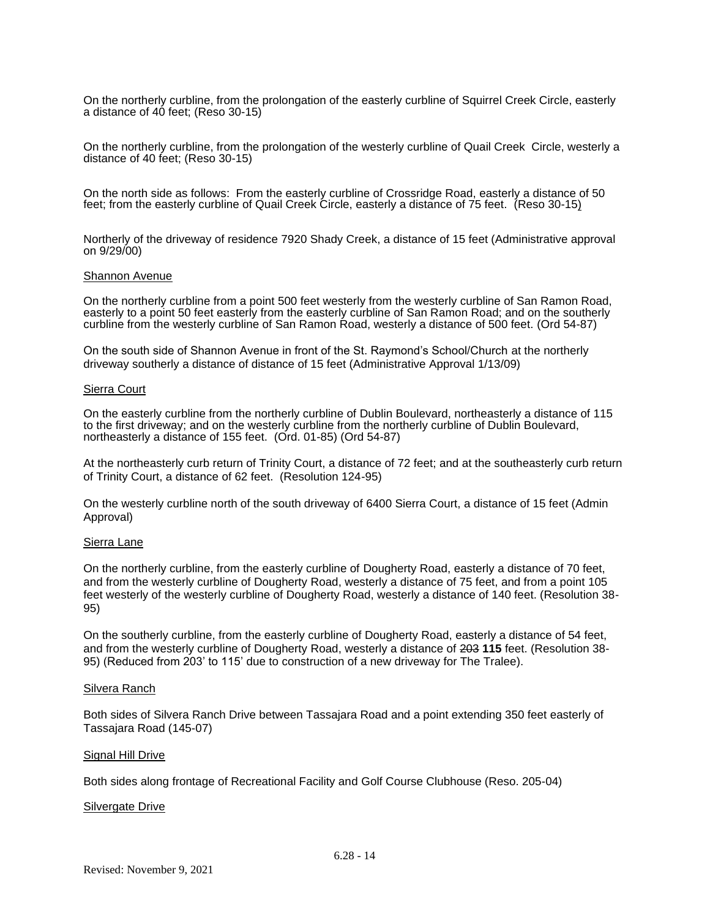On the northerly curbline, from the prolongation of the easterly curbline of Squirrel Creek Circle, easterly a distance of 40 feet; (Reso 30-15)

On the northerly curbline, from the prolongation of the westerly curbline of Quail Creek Circle, westerly a distance of 40 feet; (Reso 30-15)

On the north side as follows: From the easterly curbline of Crossridge Road, easterly a distance of 50 feet; from the easterly curbline of Quail Creek Circle, easterly a distance of 75 feet. (Reso 30-15)

Northerly of the driveway of residence 7920 Shady Creek, a distance of 15 feet (Administrative approval on 9/29/00)

<u>Shannon Avenue</u>

On the northerly curbline from a point 500 feet westerly from the westerly curbline of San Ramon Road, easterly to a point 50 feet easterly from the easterly curbline of San Ramon Road; and on the southerly curbline from the westerly curbline of San Ramon Road, westerly a distance of 500 feet. (Ord 54-87)

On the south side of Shannon Avenue in front of the St. Raymond's School/Church at the northerly driveway southerly a distance of distance of 15 feet (Administrative Approval 1/13/09)

<u>Sierra Court</u>

On the easterly curbline from the northerly curbline of Dublin Boulevard, northeasterly a distance of 115 to the first driveway; and on the westerly curbline from the northerly curbline of Dublin Boulevard, northeasterly a distance of 155 feet. (Ord. 01-85) (Ord 54-87)

At the northeasterly curb return of Trinity Court, a distance of 72 feet; and at the southeasterly curb return of Trinity Court, a distance of 62 feet. (Resolution 124-95)

On the westerly curbline north of the south driveway of 6400 Sierra Court, a distance of 15 feet (Admin Approval)

<u>Sierra Lane</u>

On the northerly curbline, from the easterly curbline of Dougherty Road, easterly a distance of 70 feet, and from the westerly curbline of Dougherty Road, westerly a distance of 75 feet, and from a point 105 feet westerly of the westerly curbline of Dougherty Road, westerly a distance of 140 feet. (Resolution 38-95)

On the southerly curbline, from the easterly curbline of Dougherty Road, easterly a distance of 54 feet, and from the westerly curbline of Dougherty Road, westerly a distance of ~~203~~ **115** feet. (Resolution 38-95) (Reduced from 203' to 115' due to construction of a new driveway for The Tralee).

<u>Silvera Ranch</u>

Both sides of Silvera Ranch Drive between Tassajara Road and a point extending 350 feet easterly of Tassajara Road (145-07)

<u>Signal Hill Drive</u>

Both sides along frontage of Recreational Facility and Golf Course Clubhouse (Reso. 205-04)

<u>Silvergate Drive</u>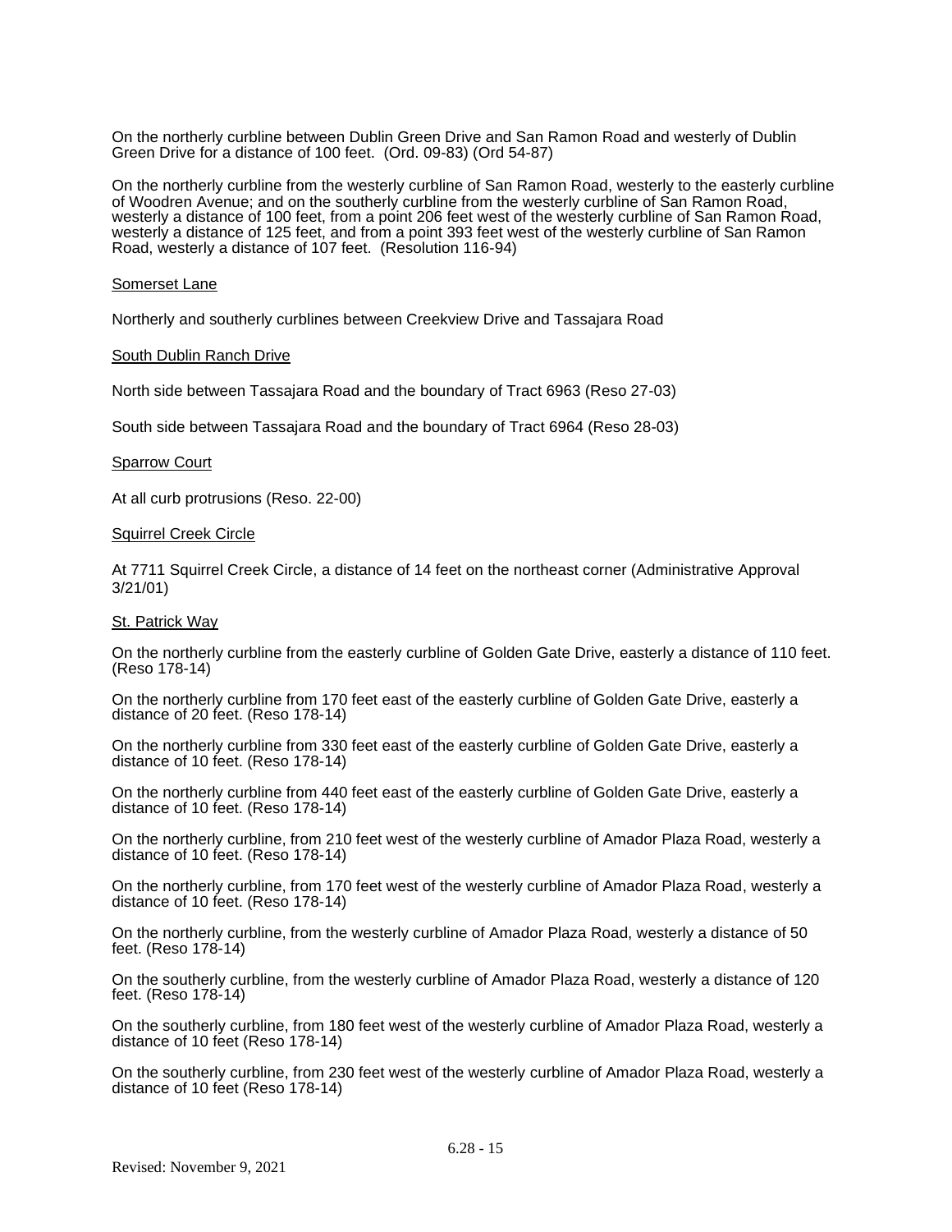On the northerly curbline between Dublin Green Drive and San Ramon Road and westerly of Dublin Green Drive for a distance of 100 feet. (Ord. 09-83) (Ord 54-87)

On the northerly curbline from the westerly curbline of San Ramon Road, westerly to the easterly curbline of Woodren Avenue; and on the southerly curbline from the westerly curbline of San Ramon Road, westerly a distance of 100 feet, from a point 206 feet west of the westerly curbline of San Ramon Road, westerly a distance of 125 feet, and from a point 393 feet west of the westerly curbline of San Ramon Road, westerly a distance of 107 feet. (Resolution 116-94)

<u>Somerset Lane</u>

Northerly and southerly curblines between Creekview Drive and Tassajara Road

<u>South Dublin Ranch Drive</u>

North side between Tassajara Road and the boundary of Tract 6963 (Reso 27-03)

South side between Tassajara Road and the boundary of Tract 6964 (Reso 28-03)

<u>Sparrow Court</u>

At all curb protrusions (Reso. 22-00)

<u>Squirrel Creek Circle</u>

At 7711 Squirrel Creek Circle, a distance of 14 feet on the northeast corner (Administrative Approval 3/21/01)

<u>St. Patrick Way</u>

On the northerly curbline from the easterly curbline of Golden Gate Drive, easterly a distance of 110 feet. (Reso 178-14)

On the northerly curbline from 170 feet east of the easterly curbline of Golden Gate Drive, easterly a distance of 20 feet. (Reso 178-14)

On the northerly curbline from 330 feet east of the easterly curbline of Golden Gate Drive, easterly a distance of 10 feet. (Reso 178-14)

On the northerly curbline from 440 feet east of the easterly curbline of Golden Gate Drive, easterly a distance of 10 feet. (Reso 178-14)

On the northerly curbline, from 210 feet west of the westerly curbline of Amador Plaza Road, westerly a distance of 10 feet. (Reso 178-14)

On the northerly curbline, from 170 feet west of the westerly curbline of Amador Plaza Road, westerly a distance of 10 feet. (Reso 178-14)

On the northerly curbline, from the westerly curbline of Amador Plaza Road, westerly a distance of 50 feet. (Reso 178-14)

On the southerly curbline, from the westerly curbline of Amador Plaza Road, westerly a distance of 120 feet. (Reso 178-14)

On the southerly curbline, from 180 feet west of the westerly curbline of Amador Plaza Road, westerly a distance of 10 feet (Reso 178-14)

On the southerly curbline, from 230 feet west of the westerly curbline of Amador Plaza Road, westerly a distance of 10 feet (Reso 178-14)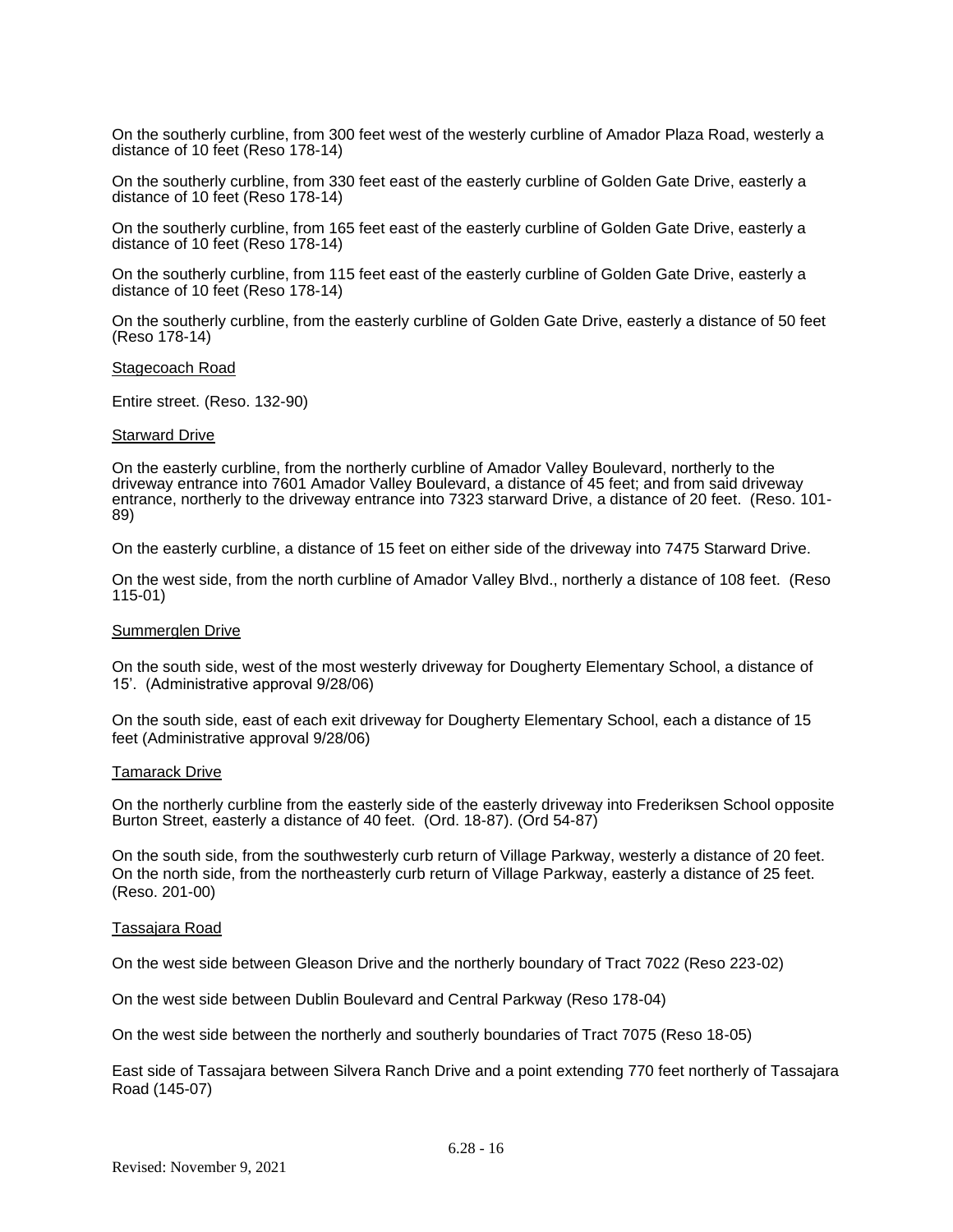On the southerly curbline, from 300 feet west of the westerly curbline of Amador Plaza Road, westerly a distance of 10 feet (Reso 178-14)

On the southerly curbline, from 330 feet east of the easterly curbline of Golden Gate Drive, easterly a distance of 10 feet (Reso 178-14)

On the southerly curbline, from 165 feet east of the easterly curbline of Golden Gate Drive, easterly a distance of 10 feet (Reso 178-14)

On the southerly curbline, from 115 feet east of the easterly curbline of Golden Gate Drive, easterly a distance of 10 feet (Reso 178-14)

On the southerly curbline, from the easterly curbline of Golden Gate Drive, easterly a distance of 50 feet (Reso 178-14)

<u>Stagecoach Road</u>

Entire street. (Reso. 132-90)

<u>Starward Drive</u>

On the easterly curbline, from the northerly curbline of Amador Valley Boulevard, northerly to the driveway entrance into 7601 Amador Valley Boulevard, a distance of 45 feet; and from said driveway entrance, northerly to the driveway entrance into 7323 starward Drive, a distance of 20 feet. (Reso. 101-89)

On the easterly curbline, a distance of 15 feet on either side of the driveway into 7475 Starward Drive.

On the west side, from the north curbline of Amador Valley Blvd., northerly a distance of 108 feet. (Reso 115-01)

<u>Summerglen Drive</u>

On the south side, west of the most westerly driveway for Dougherty Elementary School, a distance of 15'. (Administrative approval 9/28/06)

On the south side, east of each exit driveway for Dougherty Elementary School, each a distance of 15 feet (Administrative approval 9/28/06)

<u>Tamarack Drive</u>

On the northerly curbline from the easterly side of the easterly driveway into Frederiksen School opposite Burton Street, easterly a distance of 40 feet. (Ord. 18-87). (Ord 54-87)

On the south side, from the southwesterly curb return of Village Parkway, westerly a distance of 20 feet. On the north side, from the northeasterly curb return of Village Parkway, easterly a distance of 25 feet. (Reso. 201-00)

<u>Tassajara Road</u>

On the west side between Gleason Drive and the northerly boundary of Tract 7022 (Reso 223-02)

On the west side between Dublin Boulevard and Central Parkway (Reso 178-04)

On the west side between the northerly and southerly boundaries of Tract 7075 (Reso 18-05)

East side of Tassajara between Silvera Ranch Drive and a point extending 770 feet northerly of Tassajara Road (145-07)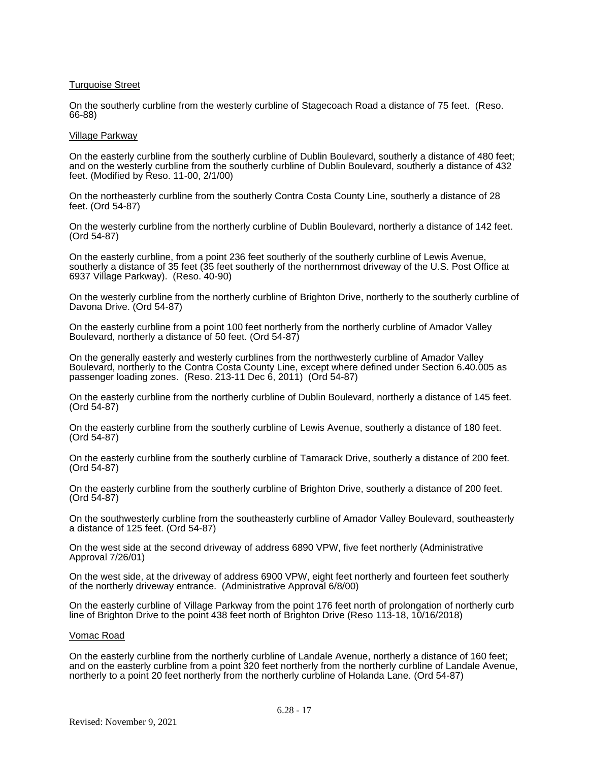Turquoise Street

On the southerly curbline from the westerly curbline of Stagecoach Road a distance of 75 feet. (Reso. 66-88)

Village Parkway

On the easterly curbline from the southerly curbline of Dublin Boulevard, southerly a distance of 480 feet; and on the westerly curbline from the southerly curbline of Dublin Boulevard, southerly a distance of 432 feet. (Modified by Reso. 11-00, 2/1/00)

On the northeasterly curbline from the southerly Contra Costa County Line, southerly a distance of 28 feet. (Ord 54-87)

On the westerly curbline from the northerly curbline of Dublin Boulevard, northerly a distance of 142 feet. (Ord 54-87)

On the easterly curbline, from a point 236 feet southerly of the southerly curbline of Lewis Avenue, southerly a distance of 35 feet (35 feet southerly of the northernmost driveway of the U.S. Post Office at 6937 Village Parkway). (Reso. 40-90)

On the westerly curbline from the northerly curbline of Brighton Drive, northerly to the southerly curbline of Davona Drive. (Ord 54-87)

On the easterly curbline from a point 100 feet northerly from the northerly curbline of Amador Valley Boulevard, northerly a distance of 50 feet. (Ord 54-87)

On the generally easterly and westerly curblines from the northwesterly curbline of Amador Valley Boulevard, northerly to the Contra Costa County Line, except where defined under Section 6.40.005 as passenger loading zones. (Reso. 213-11 Dec 6, 2011) (Ord 54-87)

On the easterly curbline from the northerly curbline of Dublin Boulevard, northerly a distance of 145 feet. (Ord 54-87)

On the easterly curbline from the southerly curbline of Lewis Avenue, southerly a distance of 180 feet. (Ord 54-87)

On the easterly curbline from the southerly curbline of Tamarack Drive, southerly a distance of 200 feet. (Ord 54-87)

On the easterly curbline from the southerly curbline of Brighton Drive, southerly a distance of 200 feet. (Ord 54-87)

On the southwesterly curbline from the southeasterly curbline of Amador Valley Boulevard, southeasterly a distance of 125 feet. (Ord 54-87)

On the west side at the second driveway of address 6890 VPW, five feet northerly (Administrative Approval 7/26/01)

On the west side, at the driveway of address 6900 VPW, eight feet northerly and fourteen feet southerly of the northerly driveway entrance. (Administrative Approval 6/8/00)

On the easterly curbline of Village Parkway from the point 176 feet north of prolongation of northerly curb line of Brighton Drive to the point 438 feet north of Brighton Drive (Reso 113-18, 10/16/2018)

Vomac Road

On the easterly curbline from the northerly curbline of Landale Avenue, northerly a distance of 160 feet; and on the easterly curbline from a point 320 feet northerly from the northerly curbline of Landale Avenue, northerly to a point 20 feet northerly from the northerly curbline of Holanda Lane. (Ord 54-87)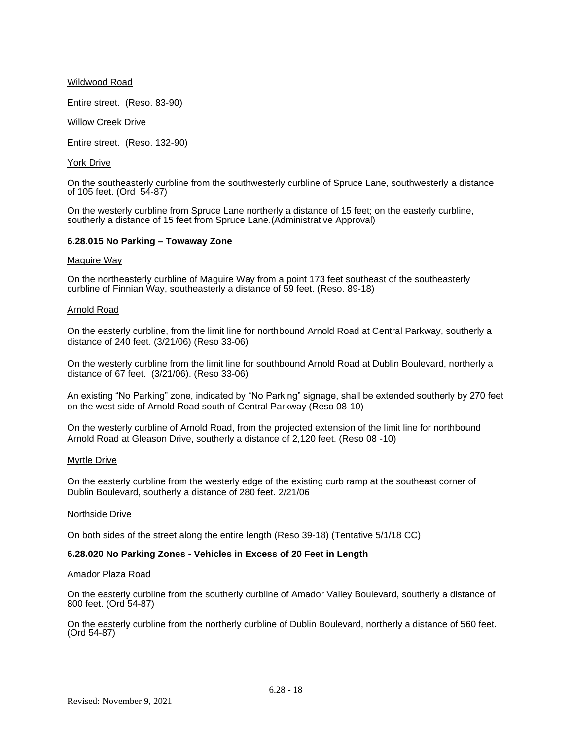Wildwood Road

Entire street. (Reso. 83-90)

Willow Creek Drive

Entire street. (Reso. 132-90)

York Drive

On the southeasterly curbline from the southwesterly curbline of Spruce Lane, southwesterly a distance of 105 feet. (Ord 54-87)

On the westerly curbline from Spruce Lane northerly a distance of 15 feet; on the easterly curbline, southerly a distance of 15 feet from Spruce Lane.(Administrative Approval)

**6.28.015 No Parking – Towaway Zone**

Maguire Way

On the northeasterly curbline of Maguire Way from a point 173 feet southeast of the southeasterly curbline of Finnian Way, southeasterly a distance of 59 feet. (Reso. 89-18)

Arnold Road

On the easterly curbline, from the limit line for northbound Arnold Road at Central Parkway, southerly a distance of 240 feet. (3/21/06) (Reso 33-06)

On the westerly curbline from the limit line for southbound Arnold Road at Dublin Boulevard, northerly a distance of 67 feet. (3/21/06). (Reso 33-06)

An existing "No Parking" zone, indicated by "No Parking" signage, shall be extended southerly by 270 feet on the west side of Arnold Road south of Central Parkway (Reso 08-10)

On the westerly curbline of Arnold Road, from the projected extension of the limit line for northbound Arnold Road at Gleason Drive, southerly a distance of 2,120 feet. (Reso 08 -10)

Myrtle Drive

On the easterly curbline from the westerly edge of the existing curb ramp at the southeast corner of Dublin Boulevard, southerly a distance of 280 feet. 2/21/06

Northside Drive

On both sides of the street along the entire length (Reso 39-18) (Tentative 5/1/18 CC)

**6.28.020 No Parking Zones - Vehicles in Excess of 20 Feet in Length**

Amador Plaza Road

On the easterly curbline from the southerly curbline of Amador Valley Boulevard, southerly a distance of 800 feet. (Ord 54-87)

On the easterly curbline from the northerly curbline of Dublin Boulevard, northerly a distance of 560 feet. (Ord 54-87)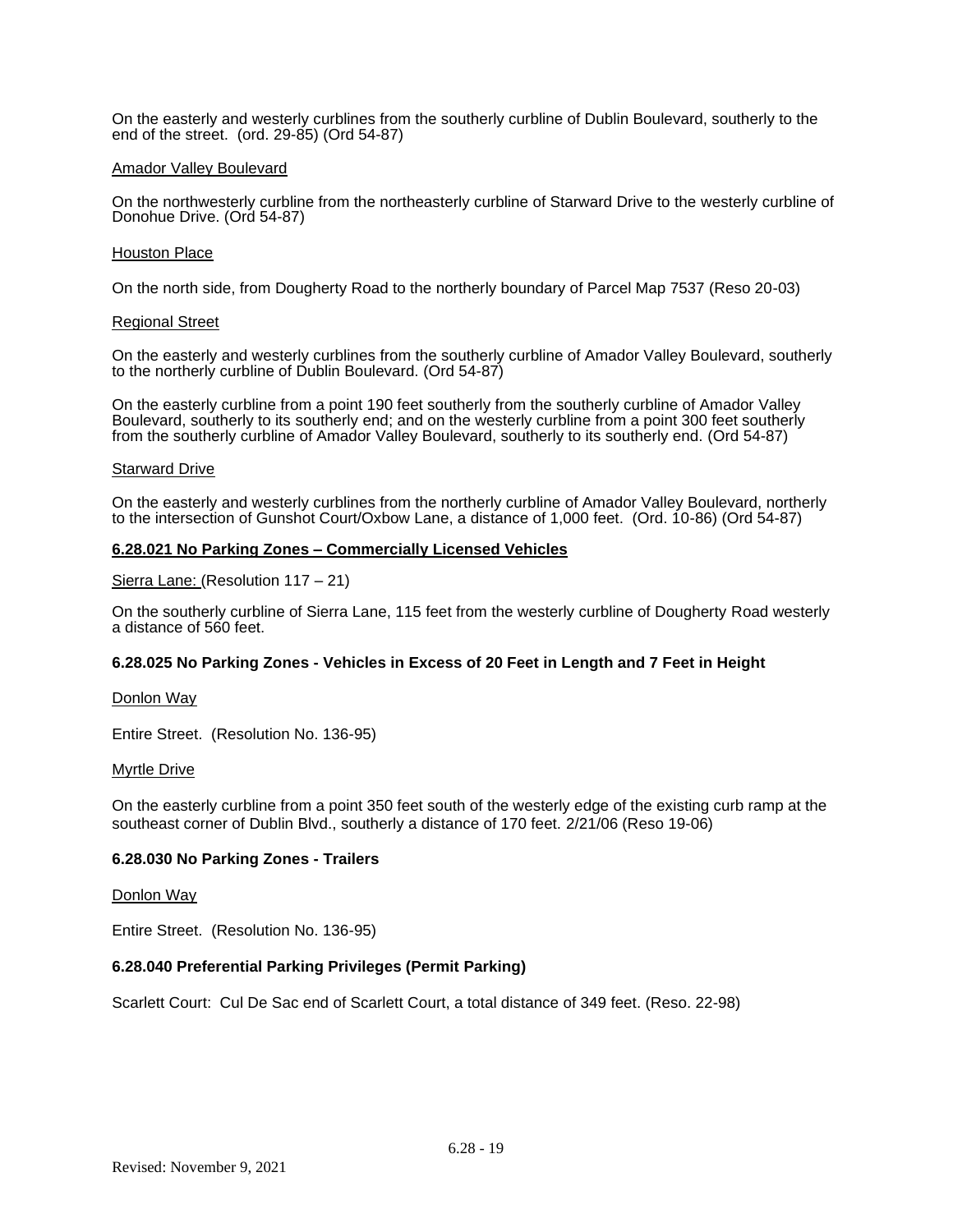On the easterly and westerly curblines from the southerly curbline of Dublin Boulevard, southerly to the end of the street. (ord. 29-85) (Ord 54-87)

<u>Amador Valley Boulevard</u>

On the northwesterly curbline from the northeasterly curbline of Starward Drive to the westerly curbline of Donohue Drive. (Ord 54-87)

<u>Houston Place</u>

On the north side, from Dougherty Road to the northerly boundary of Parcel Map 7537 (Reso 20-03)

<u>Regional Street</u>

On the easterly and westerly curblines from the southerly curbline of Amador Valley Boulevard, southerly to the northerly curbline of Dublin Boulevard. (Ord 54-87)

On the easterly curbline from a point 190 feet southerly from the southerly curbline of Amador Valley Boulevard, southerly to its southerly end; and on the westerly curbline from a point 300 feet southerly from the southerly curbline of Amador Valley Boulevard, southerly to its southerly end. (Ord 54-87)

<u>Starward Drive</u>

On the easterly and westerly curblines from the northerly curbline of Amador Valley Boulevard, northerly to the intersection of Gunshot Court/Oxbow Lane, a distance of 1,000 feet. (Ord. 10-86) (Ord 54-87)

### <u>6.28.021 No Parking Zones – Commercially Licensed Vehicles</u>

<u>Sierra Lane:</u> (Resolution 117 – 21)

On the southerly curbline of Sierra Lane, 115 feet from the westerly curbline of Dougherty Road westerly a distance of 560 feet.

### 6.28.025 No Parking Zones - Vehicles in Excess of 20 Feet in Length and 7 Feet in Height

<u>Donlon Way</u>

Entire Street. (Resolution No. 136-95)

<u>Myrtle Drive</u>

On the easterly curbline from a point 350 feet south of the westerly edge of the existing curb ramp at the southeast corner of Dublin Blvd., southerly a distance of 170 feet. 2/21/06 (Reso 19-06)

### 6.28.030 No Parking Zones - Trailers

<u>Donlon Way</u>

Entire Street. (Resolution No. 136-95)

### 6.28.040 Preferential Parking Privileges (Permit Parking)

Scarlett Court: Cul De Sac end of Scarlett Court, a total distance of 349 feet. (Reso. 22-98)

Revised: November 9, 2021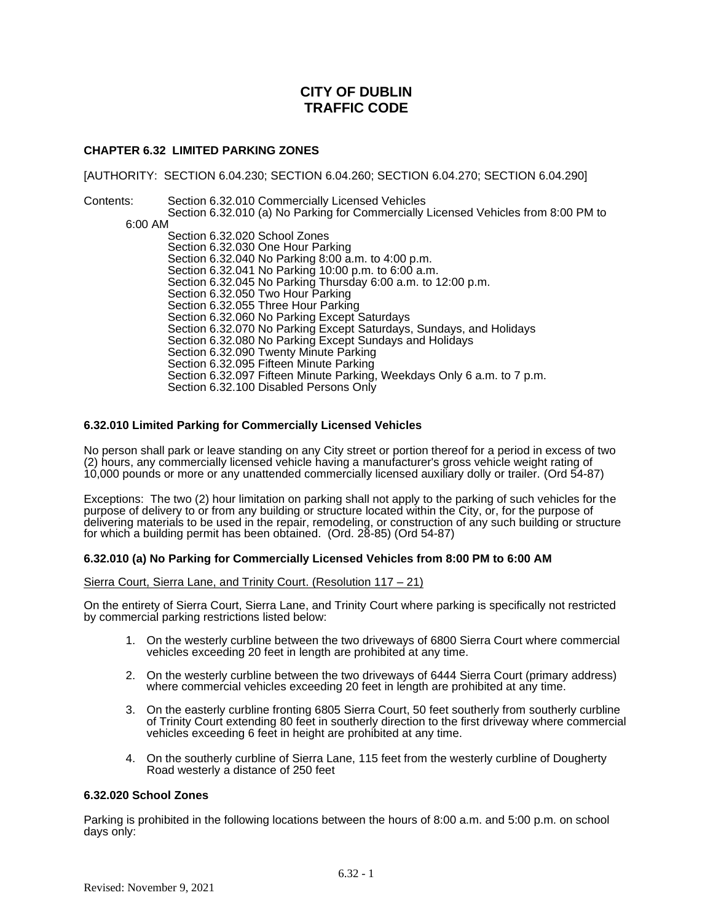# CITY OF DUBLIN
# TRAFFIC CODE

### CHAPTER 6.32 LIMITED PARKING ZONES

[AUTHORITY: SECTION 6.04.230; SECTION 6.04.260; SECTION 6.04.270; SECTION 6.04.290]

Contents:
- Section 6.32.010 Commercially Licensed Vehicles
- Section 6.32.010 (a) No Parking for Commercially Licensed Vehicles from 8:00 PM to 6:00 AM
- Section 6.32.020 School Zones
- Section 6.32.030 One Hour Parking
- Section 6.32.040 No Parking 8:00 a.m. to 4:00 p.m.
- Section 6.32.041 No Parking 10:00 p.m. to 6:00 a.m.
- Section 6.32.045 No Parking Thursday 6:00 a.m. to 12:00 p.m.
- Section 6.32.050 Two Hour Parking
- Section 6.32.055 Three Hour Parking
- Section 6.32.060 No Parking Except Saturdays
- Section 6.32.070 No Parking Except Saturdays, Sundays, and Holidays
- Section 6.32.080 No Parking Except Sundays and Holidays
- Section 6.32.090 Twenty Minute Parking
- Section 6.32.095 Fifteen Minute Parking
- Section 6.32.097 Fifteen Minute Parking, Weekdays Only 6 a.m. to 7 p.m.
- Section 6.32.100 Disabled Persons Only

### 6.32.010 Limited Parking for Commercially Licensed Vehicles

No person shall park or leave standing on any City street or portion thereof for a period in excess of two (2) hours, any commercially licensed vehicle having a manufacturer's gross vehicle weight rating of 10,000 pounds or more or any unattended commercially licensed auxiliary dolly or trailer. (Ord 54-87)

Exceptions: The two (2) hour limitation on parking shall not apply to the parking of such vehicles for the purpose of delivery to or from any building or structure located within the City, or, for the purpose of delivering materials to be used in the repair, remodeling, or construction of any such building or structure for which a building permit has been obtained. (Ord. 28-85) (Ord 54-87)

### 6.32.010 (a) No Parking for Commercially Licensed Vehicles from 8:00 PM to 6:00 AM

<u>Sierra Court, Sierra Lane, and Trinity Court. (Resolution 117 – 21)</u>

On the entirety of Sierra Court, Sierra Lane, and Trinity Court where parking is specifically not restricted by commercial parking restrictions listed below:

1. On the westerly curbline between the two driveways of 6800 Sierra Court where commercial vehicles exceeding 20 feet in length are prohibited at any time.
2. On the westerly curbline between the two driveways of 6444 Sierra Court (primary address) where commercial vehicles exceeding 20 feet in length are prohibited at any time.
3. On the easterly curbline fronting 6805 Sierra Court, 50 feet southerly from southerly curbline of Trinity Court extending 80 feet in southerly direction to the first driveway where commercial vehicles exceeding 6 feet in height are prohibited at any time.
4. On the southerly curbline of Sierra Lane, 115 feet from the westerly curbline of Dougherty Road westerly a distance of 250 feet

### 6.32.020 School Zones

Parking is prohibited in the following locations between the hours of 8:00 a.m. and 5:00 p.m. on school days only: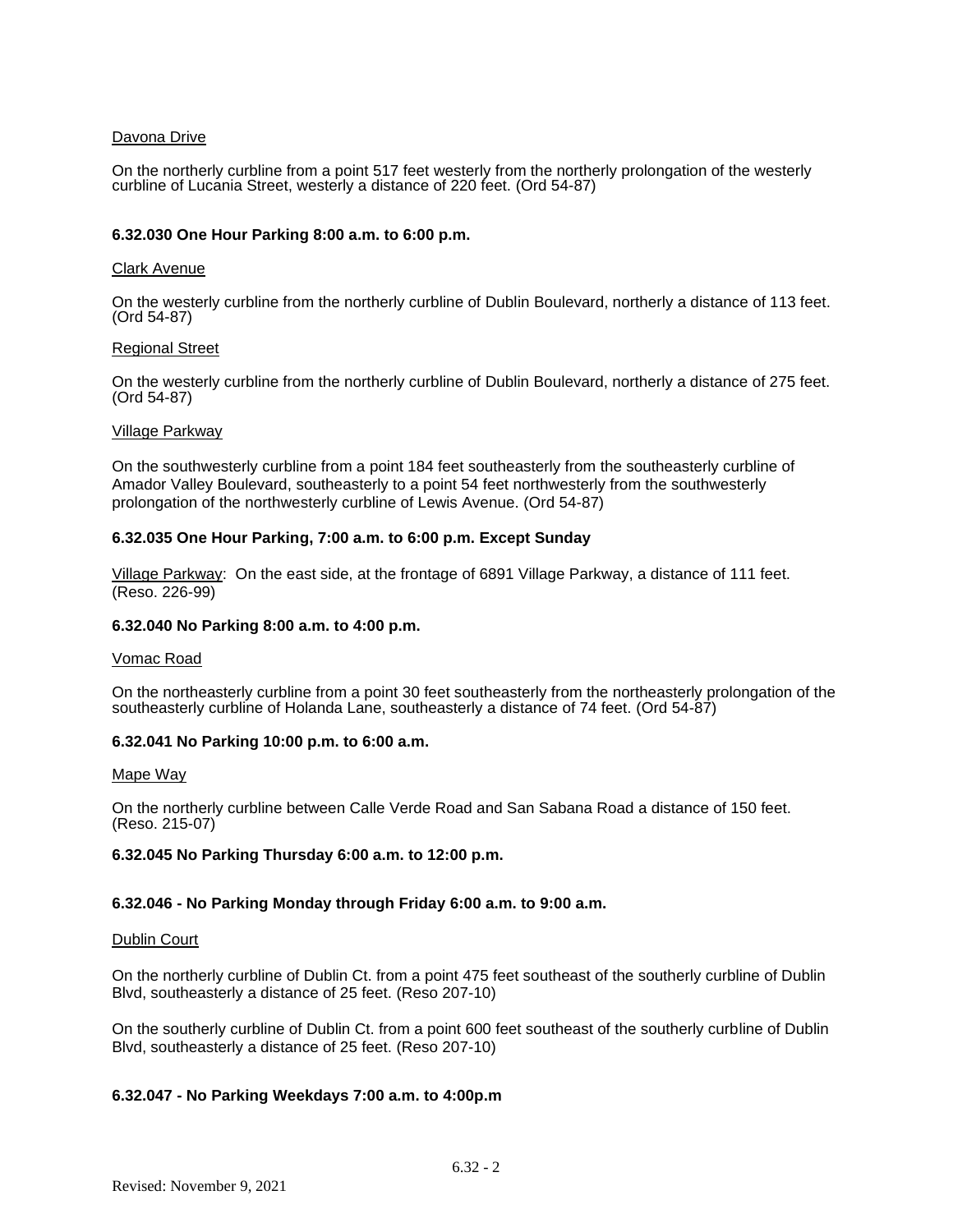Davona Drive

On the northerly curbline from a point 517 feet westerly from the northerly prolongation of the westerly curbline of Lucania Street, westerly a distance of 220 feet. (Ord 54-87)

**6.32.030 One Hour Parking 8:00 a.m. to 6:00 p.m.**

Clark Avenue

On the westerly curbline from the northerly curbline of Dublin Boulevard, northerly a distance of 113 feet. (Ord 54-87)

Regional Street

On the westerly curbline from the northerly curbline of Dublin Boulevard, northerly a distance of 275 feet. (Ord 54-87)

Village Parkway

On the southwesterly curbline from a point 184 feet southeasterly from the southeasterly curbline of Amador Valley Boulevard, southeasterly to a point 54 feet northwesterly from the southwesterly prolongation of the northwesterly curbline of Lewis Avenue. (Ord 54-87)

**6.32.035 One Hour Parking, 7:00 a.m. to 6:00 p.m. Except Sunday**

Village Parkway: On the east side, at the frontage of 6891 Village Parkway, a distance of 111 feet. (Reso. 226-99)

**6.32.040 No Parking 8:00 a.m. to 4:00 p.m.**

Vomac Road

On the northeasterly curbline from a point 30 feet southeasterly from the northeasterly prolongation of the southeasterly curbline of Holanda Lane, southeasterly a distance of 74 feet. (Ord 54-87)

**6.32.041 No Parking 10:00 p.m. to 6:00 a.m.**

Mape Way

On the northerly curbline between Calle Verde Road and San Sabana Road a distance of 150 feet. (Reso. 215-07)

**6.32.045 No Parking Thursday 6:00 a.m. to 12:00 p.m.**

**6.32.046 - No Parking Monday through Friday 6:00 a.m. to 9:00 a.m.**

Dublin Court

On the northerly curbline of Dublin Ct. from a point 475 feet southeast of the southerly curbline of Dublin Blvd, southeasterly a distance of 25 feet. (Reso 207-10)

On the southerly curbline of Dublin Ct. from a point 600 feet southeast of the southerly curbline of Dublin Blvd, southeasterly a distance of 25 feet. (Reso 207-10)

**6.32.047 - No Parking Weekdays 7:00 a.m. to 4:00p.m**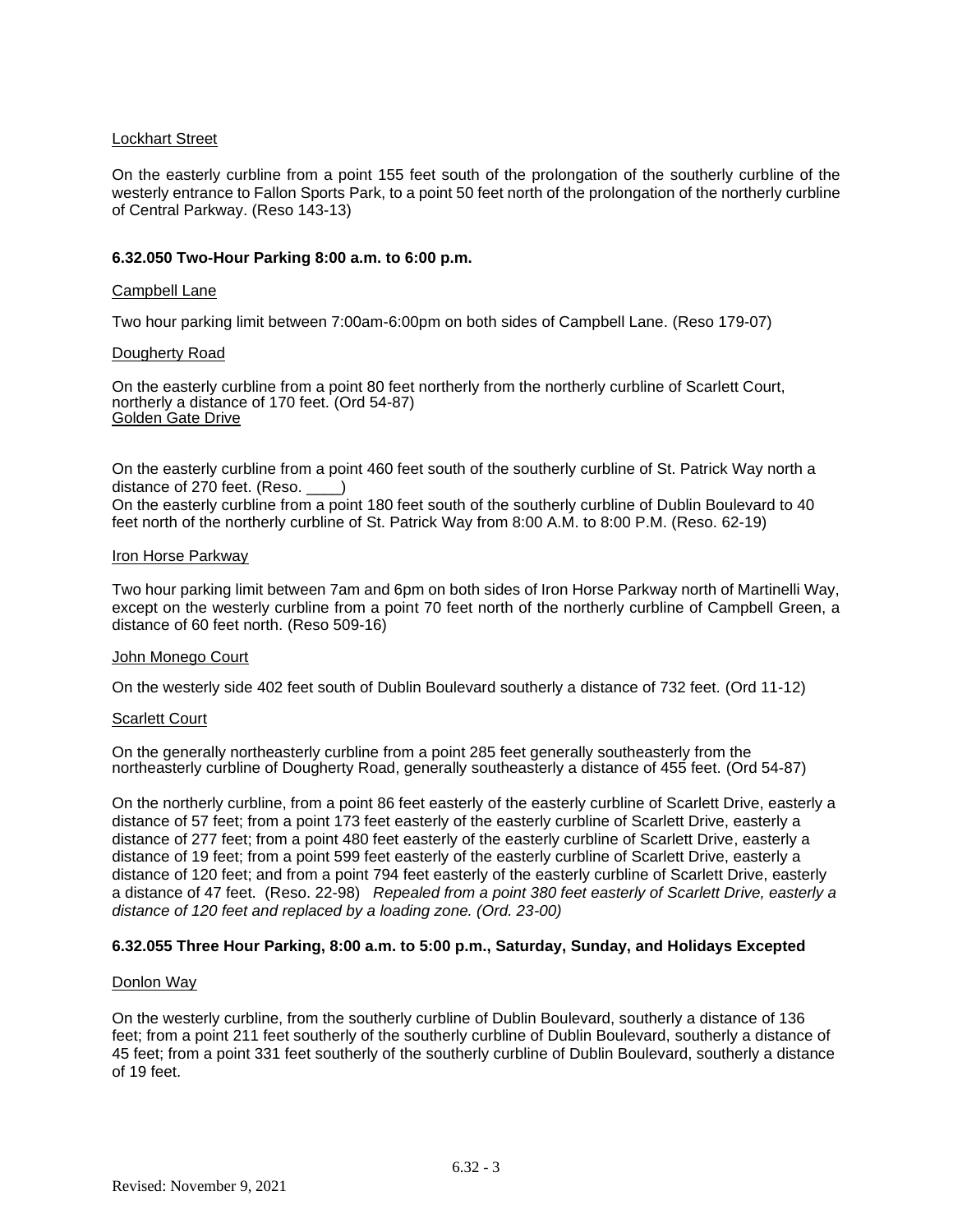Lockhart Street

On the easterly curbline from a point 155 feet south of the prolongation of the southerly curbline of the westerly entrance to Fallon Sports Park, to a point 50 feet north of the prolongation of the northerly curbline of Central Parkway. (Reso 143-13)

### 6.32.050 Two-Hour Parking 8:00 a.m. to 6:00 p.m.

Campbell Lane

Two hour parking limit between 7:00am-6:00pm on both sides of Campbell Lane. (Reso 179-07)

Dougherty Road

On the easterly curbline from a point 80 feet northerly from the northerly curbline of Scarlett Court, northerly a distance of 170 feet. (Ord 54-87)

Golden Gate Drive

On the easterly curbline from a point 460 feet south of the southerly curbline of St. Patrick Way north a distance of 270 feet. (Reso. ____)

On the easterly curbline from a point 180 feet south of the southerly curbline of Dublin Boulevard to 40 feet north of the northerly curbline of St. Patrick Way from 8:00 A.M. to 8:00 P.M. (Reso. 62-19)

Iron Horse Parkway

Two hour parking limit between 7am and 6pm on both sides of Iron Horse Parkway north of Martinelli Way, except on the westerly curbline from a point 70 feet north of the northerly curbline of Campbell Green, a distance of 60 feet north. (Reso 509-16)

John Monego Court

On the westerly side 402 feet south of Dublin Boulevard southerly a distance of 732 feet. (Ord 11-12)

Scarlett Court

On the generally northeasterly curbline from a point 285 feet generally southeasterly from the northeasterly curbline of Dougherty Road, generally southeasterly a distance of 455 feet. (Ord 54-87)

On the northerly curbline, from a point 86 feet easterly of the easterly curbline of Scarlett Drive, easterly a distance of 57 feet; from a point 173 feet easterly of the easterly curbline of Scarlett Drive, easterly a distance of 277 feet; from a point 480 feet easterly of the easterly curbline of Scarlett Drive, easterly a distance of 19 feet; from a point 599 feet easterly of the easterly curbline of Scarlett Drive, easterly a distance of 120 feet; and from a point 794 feet easterly of the easterly curbline of Scarlett Drive, easterly a distance of 47 feet. (Reso. 22-98) *Repealed from a point 380 feet easterly of Scarlett Drive, easterly a distance of 120 feet and replaced by a loading zone. (Ord. 23-00)*

### 6.32.055 Three Hour Parking, 8:00 a.m. to 5:00 p.m., Saturday, Sunday, and Holidays Excepted

Donlon Way

On the westerly curbline, from the southerly curbline of Dublin Boulevard, southerly a distance of 136 feet; from a point 211 feet southerly of the southerly curbline of Dublin Boulevard, southerly a distance of 45 feet; from a point 331 feet southerly of the southerly curbline of Dublin Boulevard, southerly a distance of 19 feet.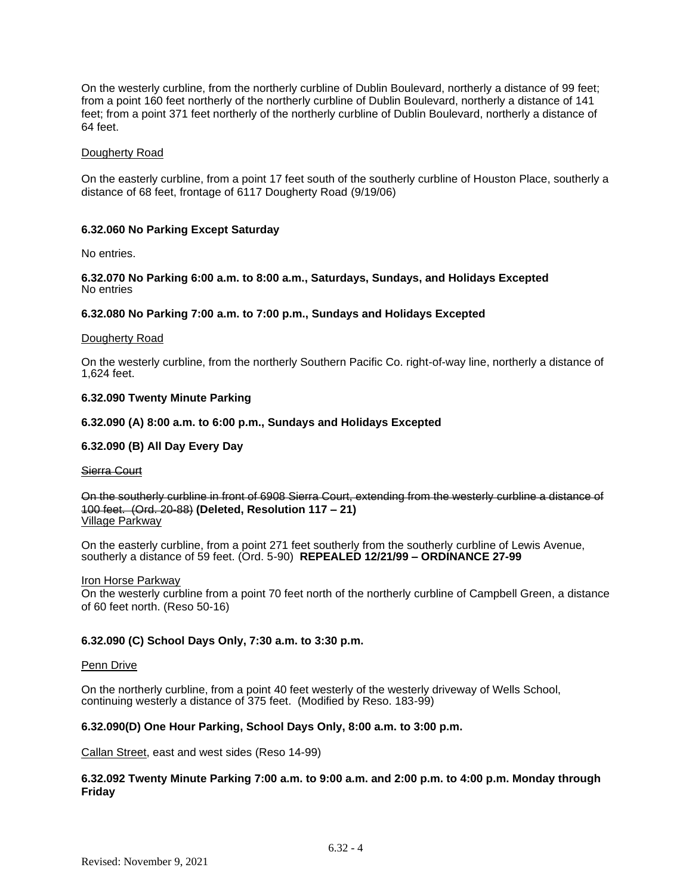On the westerly curbline, from the northerly curbline of Dublin Boulevard, northerly a distance of 99 feet; from a point 160 feet northerly of the northerly curbline of Dublin Boulevard, northerly a distance of 141 feet; from a point 371 feet northerly of the northerly curbline of Dublin Boulevard, northerly a distance of 64 feet.

<u>Dougherty Road</u>

On the easterly curbline, from a point 17 feet south of the southerly curbline of Houston Place, southerly a distance of 68 feet, frontage of 6117 Dougherty Road (9/19/06)

**6.32.060 No Parking Except Saturday**

No entries.

**6.32.070 No Parking 6:00 a.m. to 8:00 a.m., Saturdays, Sundays, and Holidays Excepted**
No entries

**6.32.080 No Parking 7:00 a.m. to 7:00 p.m., Sundays and Holidays Excepted**

<u>Dougherty Road</u>

On the westerly curbline, from the northerly Southern Pacific Co. right-of-way line, northerly a distance of 1,624 feet.

**6.32.090 Twenty Minute Parking**

**6.32.090 (A) 8:00 a.m. to 6:00 p.m., Sundays and Holidays Excepted**

**6.32.090 (B) All Day Every Day**

~~Sierra Court~~

~~On the southerly curbline in front of 6908 Sierra Court, extending from the westerly curbline a distance of 100 feet. (Ord. 20-88)~~ **(Deleted, Resolution 117 – 21)**
<u>Village Parkway</u>

On the easterly curbline, from a point 271 feet southerly from the southerly curbline of Lewis Avenue, southerly a distance of 59 feet. (Ord. 5-90) **REPEALED 12/21/99 – ORDINANCE 27-99**

<u>Iron Horse Parkway</u>
On the westerly curbline from a point 70 feet north of the northerly curbline of Campbell Green, a distance of 60 feet north. (Reso 50-16)

**6.32.090 (C) School Days Only, 7:30 a.m. to 3:30 p.m.**

<u>Penn Drive</u>

On the northerly curbline, from a point 40 feet westerly of the westerly driveway of Wells School, continuing westerly a distance of 375 feet. (Modified by Reso. 183-99)

**6.32.090(D) One Hour Parking, School Days Only, 8:00 a.m. to 3:00 p.m.**

<u>Callan Street</u>, east and west sides (Reso 14-99)

**6.32.092 Twenty Minute Parking 7:00 a.m. to 9:00 a.m. and 2:00 p.m. to 4:00 p.m. Monday through Friday**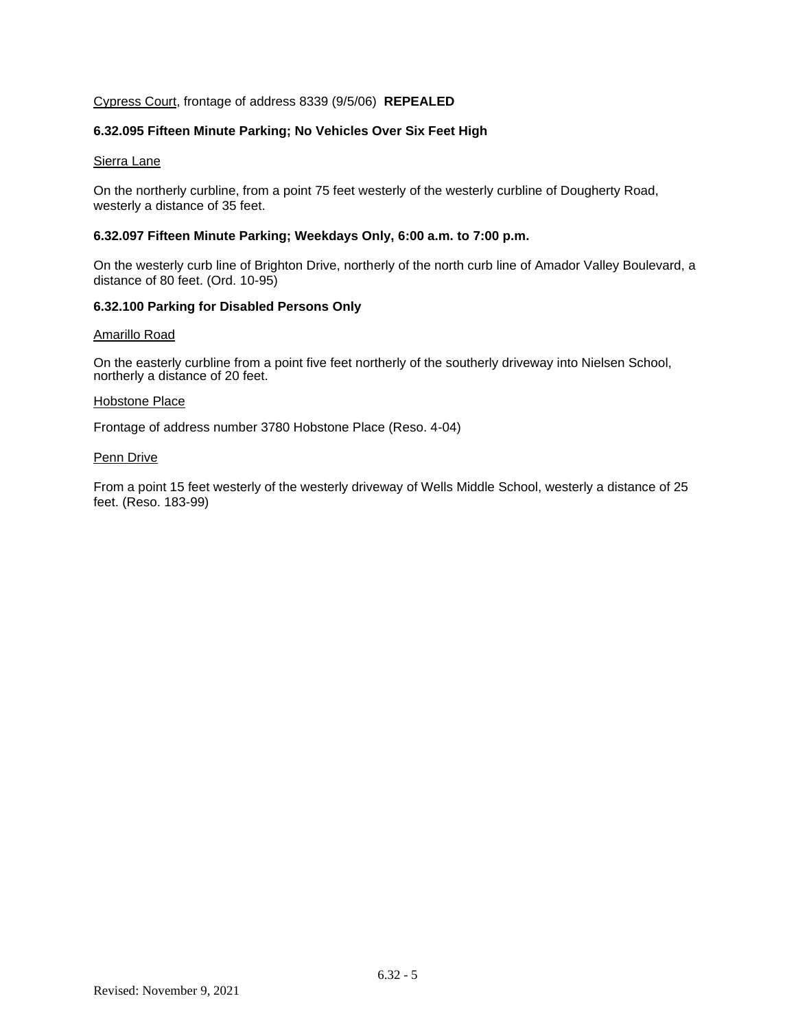Cypress Court, frontage of address 8339 (9/5/06) **REPEALED**

### 6.32.095 Fifteen Minute Parking; No Vehicles Over Six Feet High

Sierra Lane

On the northerly curbline, from a point 75 feet westerly of the westerly curbline of Dougherty Road, westerly a distance of 35 feet.

### 6.32.097 Fifteen Minute Parking; Weekdays Only, 6:00 a.m. to 7:00 p.m.

On the westerly curb line of Brighton Drive, northerly of the north curb line of Amador Valley Boulevard, a distance of 80 feet. (Ord. 10-95)

### 6.32.100 Parking for Disabled Persons Only

Amarillo Road

On the easterly curbline from a point five feet northerly of the southerly driveway into Nielsen School, northerly a distance of 20 feet.

Hobstone Place

Frontage of address number 3780 Hobstone Place (Reso. 4-04)

Penn Drive

From a point 15 feet westerly of the westerly driveway of Wells Middle School, westerly a distance of 25 feet. (Reso. 183-99)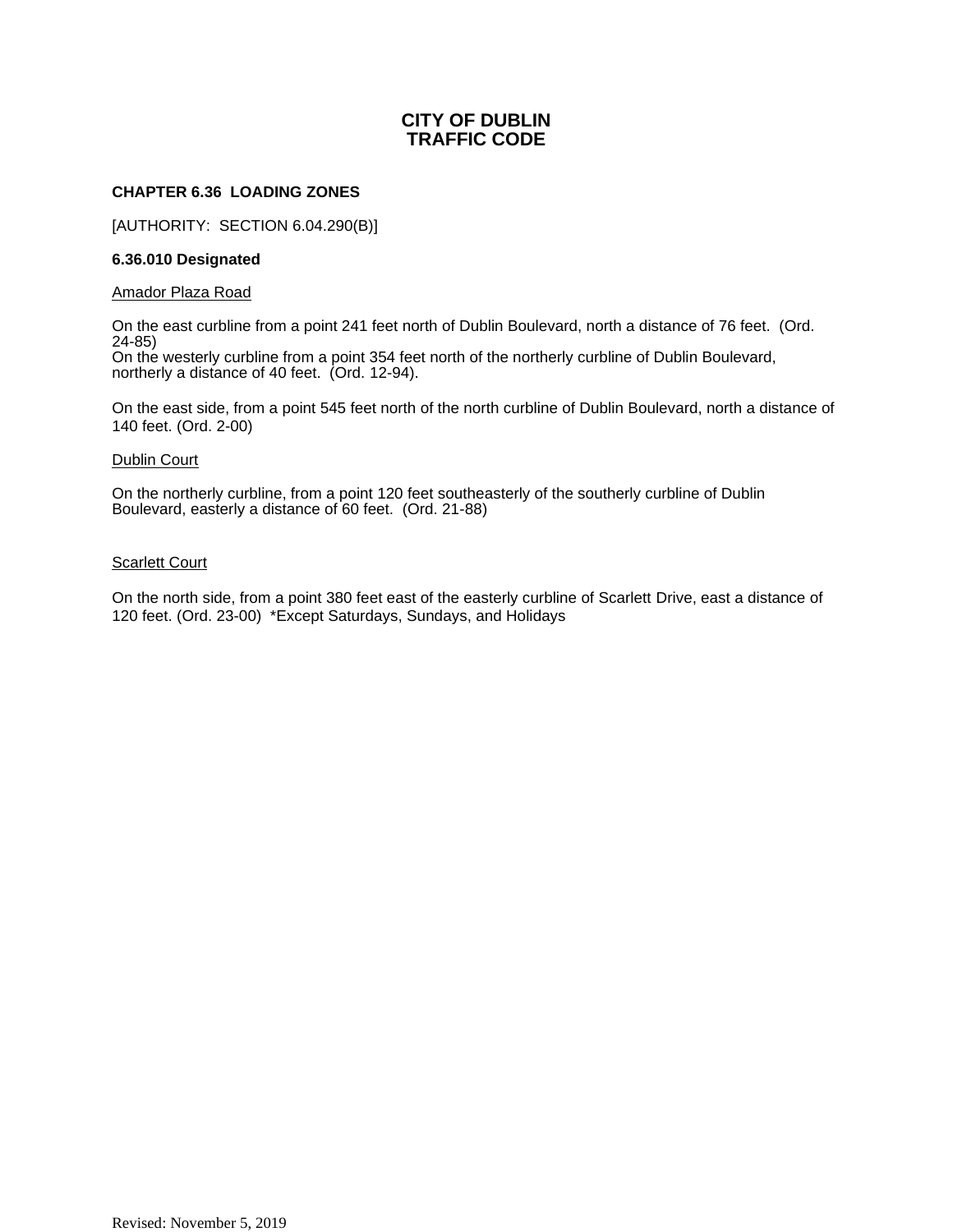# CITY OF DUBLIN
# TRAFFIC CODE

## CHAPTER 6.36 LOADING ZONES

[AUTHORITY: SECTION 6.04.290(B)]

### 6.36.010 Designated

Amador Plaza Road

On the east curbline from a point 241 feet north of Dublin Boulevard, north a distance of 76 feet. (Ord. 24-85)
On the westerly curbline from a point 354 feet north of the northerly curbline of Dublin Boulevard, northerly a distance of 40 feet. (Ord. 12-94).

On the east side, from a point 545 feet north of the north curbline of Dublin Boulevard, north a distance of 140 feet. (Ord. 2-00)

Dublin Court

On the northerly curbline, from a point 120 feet southeasterly of the southerly curbline of Dublin Boulevard, easterly a distance of 60 feet. (Ord. 21-88)

Scarlett Court

On the north side, from a point 380 feet east of the easterly curbline of Scarlett Drive, east a distance of 120 feet. (Ord. 23-00) *Except Saturdays, Sundays, and Holidays

Revised: November 5, 2019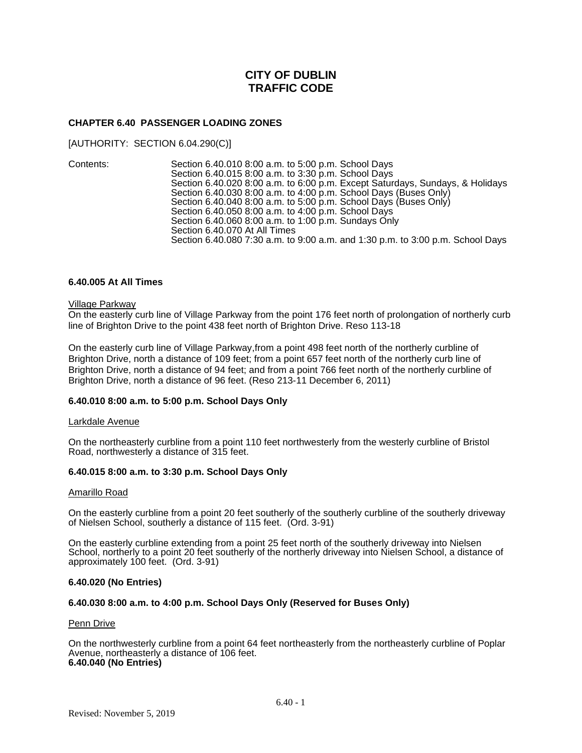# CITY OF DUBLIN
# TRAFFIC CODE

### CHAPTER 6.40 PASSENGER LOADING ZONES

[AUTHORITY: SECTION 6.04.290(C)]

Contents:

- Section 6.40.010 8:00 a.m. to 5:00 p.m. School Days
- Section 6.40.015 8:00 a.m. to 3:30 p.m. School Days
- Section 6.40.020 8:00 a.m. to 6:00 p.m. Except Saturdays, Sundays, & Holidays
- Section 6.40.030 8:00 a.m. to 4:00 p.m. School Days (Buses Only)
- Section 6.40.040 8:00 a.m. to 5:00 p.m. School Days (Buses Only)
- Section 6.40.050 8:00 a.m. to 4:00 p.m. School Days
- Section 6.40.060 8:00 a.m. to 1:00 p.m. Sundays Only
- Section 6.40.070 At All Times
- Section 6.40.080 7:30 a.m. to 9:00 a.m. and 1:30 p.m. to 3:00 p.m. School Days

#### 6.40.005 At All Times

Village Parkway

On the easterly curb line of Village Parkway from the point 176 feet north of prolongation of northerly curb line of Brighton Drive to the point 438 feet north of Brighton Drive. Reso 113-18

On the easterly curb line of Village Parkway,from a point 498 feet north of the northerly curbline of Brighton Drive, north a distance of 109 feet; from a point 657 feet north of the northerly curb line of Brighton Drive, north a distance of 94 feet; and from a point 766 feet north of the northerly curbline of Brighton Drive, north a distance of 96 feet. (Reso 213-11 December 6, 2011)

#### 6.40.010 8:00 a.m. to 5:00 p.m. School Days Only

Larkdale Avenue

On the northeasterly curbline from a point 110 feet northwesterly from the westerly curbline of Bristol Road, northwesterly a distance of 315 feet.

#### 6.40.015 8:00 a.m. to 3:30 p.m. School Days Only

Amarillo Road

On the easterly curbline from a point 20 feet southerly of the southerly curbline of the southerly driveway of Nielsen School, southerly a distance of 115 feet. (Ord. 3-91)

On the easterly curbline extending from a point 25 feet north of the southerly driveway into Nielsen School, northerly to a point 20 feet southerly of the northerly driveway into Nielsen School, a distance of approximately 100 feet. (Ord. 3-91)

#### 6.40.020 (No Entries)

#### 6.40.030 8:00 a.m. to 4:00 p.m. School Days Only (Reserved for Buses Only)

Penn Drive

On the northwesterly curbline from a point 64 feet northeasterly from the northeasterly curbline of Poplar Avenue, northeasterly a distance of 106 feet.

#### 6.40.040 (No Entries)

Revised: November 5, 2019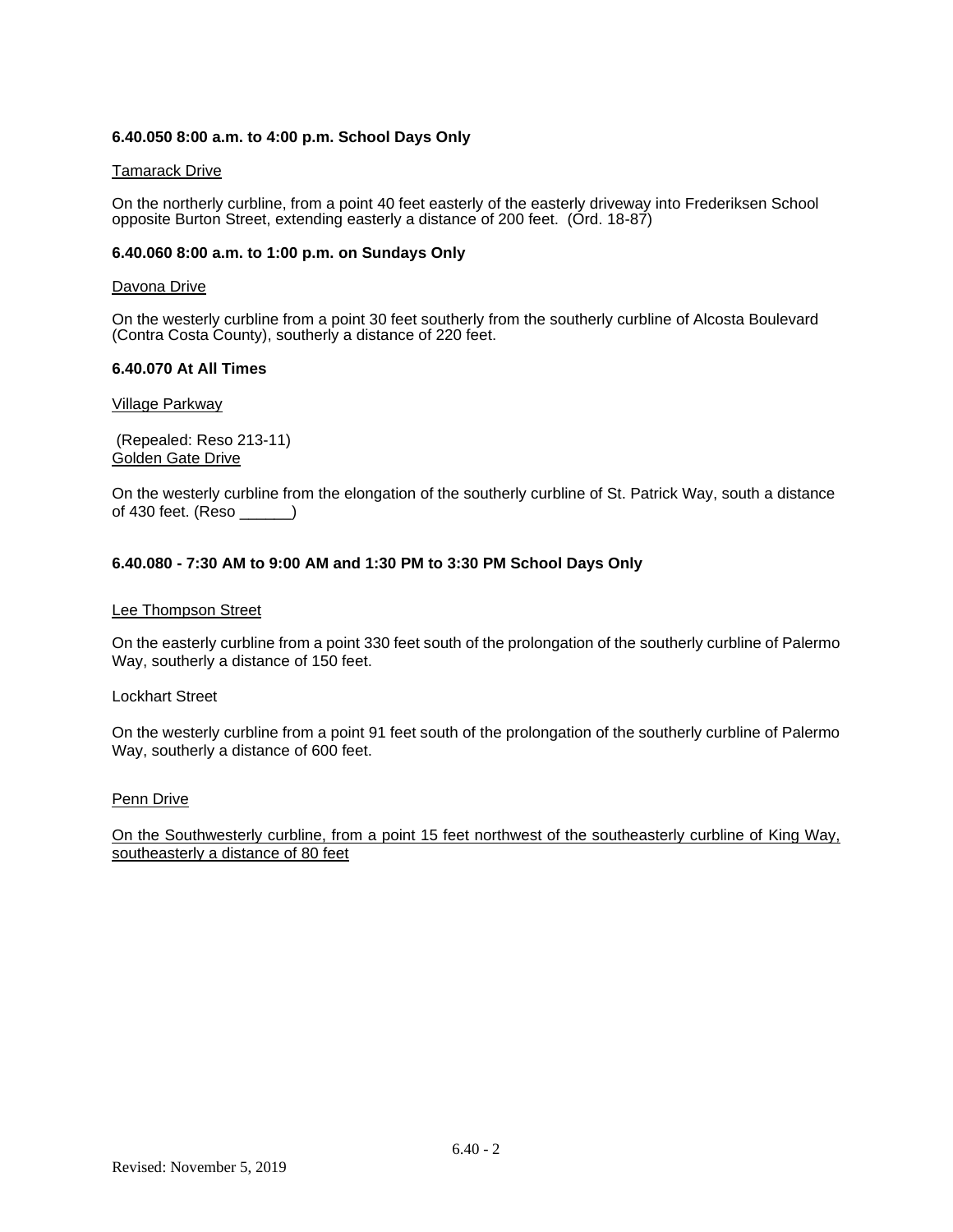**6.40.050 8:00 a.m. to 4:00 p.m. School Days Only**

Tamarack Drive

On the northerly curbline, from a point 40 feet easterly of the easterly driveway into Frederiksen School opposite Burton Street, extending easterly a distance of 200 feet. (Ord. 18-87)

**6.40.060 8:00 a.m. to 1:00 p.m. on Sundays Only**

Davona Drive

On the westerly curbline from a point 30 feet southerly from the southerly curbline of Alcosta Boulevard (Contra Costa County), southerly a distance of 220 feet.

**6.40.070 At All Times**

Village Parkway

(Repealed: Reso 213-11)

Golden Gate Drive

On the westerly curbline from the elongation of the southerly curbline of St. Patrick Way, south a distance of 430 feet. (Reso ______)

**6.40.080 - 7:30 AM to 9:00 AM and 1:30 PM to 3:30 PM School Days Only**

Lee Thompson Street

On the easterly curbline from a point 330 feet south of the prolongation of the southerly curbline of Palermo Way, southerly a distance of 150 feet.

Lockhart Street

On the westerly curbline from a point 91 feet south of the prolongation of the southerly curbline of Palermo Way, southerly a distance of 600 feet.

Penn Drive

On the Southwesterly curbline, from a point 15 feet northwest of the southeasterly curbline of King Way, southeasterly a distance of 80 feet

Revised: November 5, 2019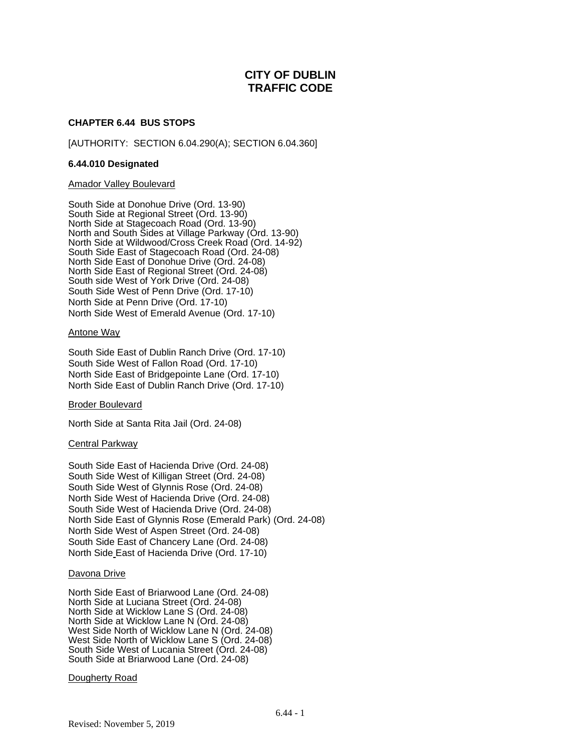# CITY OF DUBLIN
# TRAFFIC CODE

## CHAPTER 6.44 BUS STOPS

[AUTHORITY: SECTION 6.04.290(A); SECTION 6.04.360]

### 6.44.010 Designated

Amador Valley Boulevard

South Side at Donohue Drive (Ord. 13-90)
South Side at Regional Street (Ord. 13-90)
North Side at Stagecoach Road (Ord. 13-90)
North and South Sides at Village Parkway (Ord. 13-90)
North Side at Wildwood/Cross Creek Road (Ord. 14-92)
South Side East of Stagecoach Road (Ord. 24-08)
North Side East of Donohue Drive (Ord. 24-08)
North Side East of Regional Street (Ord. 24-08)
South side West of York Drive (Ord. 24-08)
South Side West of Penn Drive (Ord. 17-10)
North Side at Penn Drive (Ord. 17-10)
North Side West of Emerald Avenue (Ord. 17-10)

Antone Way

South Side East of Dublin Ranch Drive (Ord. 17-10)
South Side West of Fallon Road (Ord. 17-10)
North Side East of Bridgepointe Lane (Ord. 17-10)
North Side East of Dublin Ranch Drive (Ord. 17-10)

Broder Boulevard

North Side at Santa Rita Jail (Ord. 24-08)

Central Parkway

South Side East of Hacienda Drive (Ord. 24-08)
South Side West of Killigan Street (Ord. 24-08)
South Side West of Glynnis Rose (Ord. 24-08)
North Side West of Hacienda Drive (Ord. 24-08)
South Side West of Hacienda Drive (Ord. 24-08)
North Side East of Glynnis Rose (Emerald Park) (Ord. 24-08)
North Side West of Aspen Street (Ord. 24-08)
South Side East of Chancery Lane (Ord. 24-08)
North Side East of Hacienda Drive (Ord. 17-10)

Davona Drive

North Side East of Briarwood Lane (Ord. 24-08)
North Side at Luciana Street (Ord. 24-08)
North Side at Wicklow Lane S (Ord. 24-08)
North Side at Wicklow Lane N (Ord. 24-08)
West Side North of Wicklow Lane N (Ord. 24-08)
West Side North of Wicklow Lane S (Ord. 24-08)
South Side West of Lucania Street (Ord. 24-08)
South Side at Briarwood Lane (Ord. 24-08)

Dougherty Road

Revised: November 5, 2019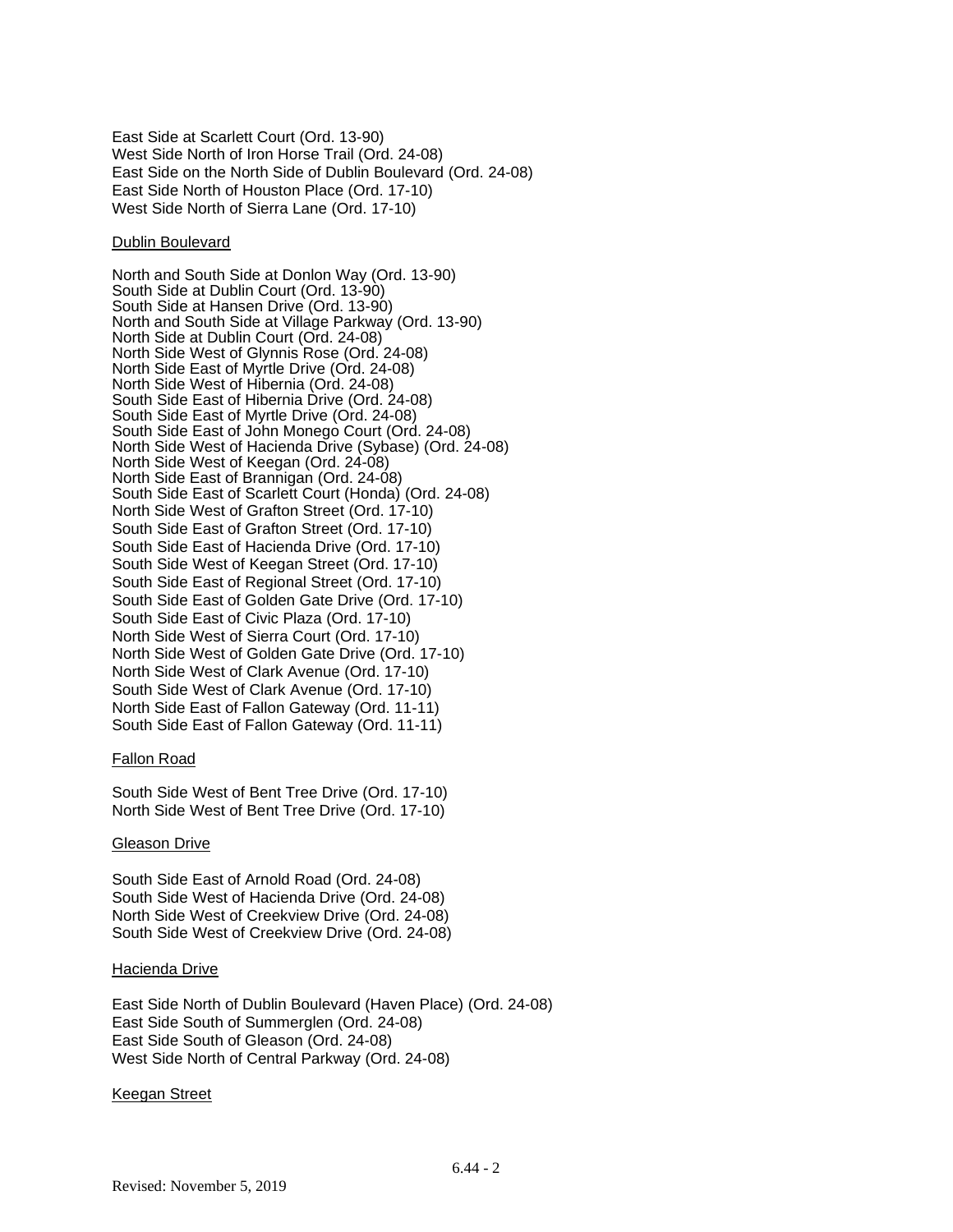East Side at Scarlett Court (Ord. 13-90)
West Side North of Iron Horse Trail (Ord. 24-08)
East Side on the North Side of Dublin Boulevard (Ord. 24-08)
East Side North of Houston Place (Ord. 17-10)
West Side North of Sierra Lane (Ord. 17-10)

<u>Dublin Boulevard</u>

North and South Side at Donlon Way (Ord. 13-90)
South Side at Dublin Court (Ord. 13-90)
South Side at Hansen Drive (Ord. 13-90)
North and South Side at Village Parkway (Ord. 13-90)
North Side at Dublin Court (Ord. 24-08)
North Side West of Glynnis Rose (Ord. 24-08)
North Side East of Myrtle Drive (Ord. 24-08)
North Side West of Hibernia (Ord. 24-08)
South Side East of Hibernia Drive (Ord. 24-08)
South Side East of Myrtle Drive (Ord. 24-08)
South Side East of John Monego Court (Ord. 24-08)
North Side West of Hacienda Drive (Sybase) (Ord. 24-08)
North Side West of Keegan (Ord. 24-08)
North Side East of Brannigan (Ord. 24-08)
South Side East of Scarlett Court (Honda) (Ord. 24-08)
North Side West of Grafton Street (Ord. 17-10)
South Side East of Grafton Street (Ord. 17-10)
South Side East of Hacienda Drive (Ord. 17-10)
South Side West of Keegan Street (Ord. 17-10)
South Side East of Regional Street (Ord. 17-10)
South Side East of Golden Gate Drive (Ord. 17-10)
South Side East of Civic Plaza (Ord. 17-10)
North Side West of Sierra Court (Ord. 17-10)
North Side West of Golden Gate Drive (Ord. 17-10)
North Side West of Clark Avenue (Ord. 17-10)
South Side West of Clark Avenue (Ord. 17-10)
North Side East of Fallon Gateway (Ord. 11-11)
South Side East of Fallon Gateway (Ord. 11-11)

<u>Fallon Road</u>

South Side West of Bent Tree Drive (Ord. 17-10)
North Side West of Bent Tree Drive (Ord. 17-10)

<u>Gleason Drive</u>

South Side East of Arnold Road (Ord. 24-08)
South Side West of Hacienda Drive (Ord. 24-08)
North Side West of Creekview Drive (Ord. 24-08)
South Side West of Creekview Drive (Ord. 24-08)

<u>Hacienda Drive</u>

East Side North of Dublin Boulevard (Haven Place) (Ord. 24-08)
East Side South of Summerglen (Ord. 24-08)
East Side South of Gleason (Ord. 24-08)
West Side North of Central Parkway (Ord. 24-08)

<u>Keegan Street</u>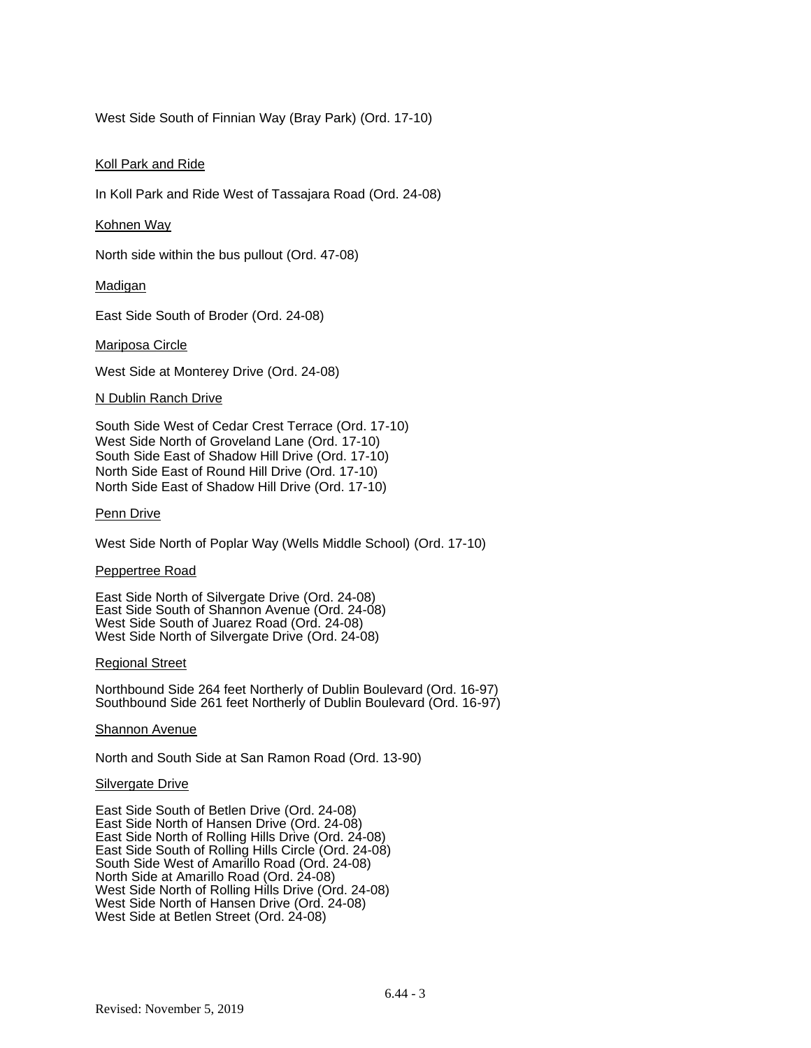West Side South of Finnian Way (Bray Park) (Ord. 17-10)

<u>Koll Park and Ride</u>

In Koll Park and Ride West of Tassajara Road (Ord. 24-08)

<u>Kohnen Way</u>

North side within the bus pullout (Ord. 47-08)

<u>Madigan</u>

East Side South of Broder (Ord. 24-08)

<u>Mariposa Circle</u>

West Side at Monterey Drive (Ord. 24-08)

<u>N Dublin Ranch Drive</u>

South Side West of Cedar Crest Terrace (Ord. 17-10)
West Side North of Groveland Lane (Ord. 17-10)
South Side East of Shadow Hill Drive (Ord. 17-10)
North Side East of Round Hill Drive (Ord. 17-10)
North Side East of Shadow Hill Drive (Ord. 17-10)

<u>Penn Drive</u>

West Side North of Poplar Way (Wells Middle School) (Ord. 17-10)

<u>Peppertree Road</u>

East Side North of Silvergate Drive (Ord. 24-08)
East Side South of Shannon Avenue (Ord. 24-08)
West Side South of Juarez Road (Ord. 24-08)
West Side North of Silvergate Drive (Ord. 24-08)

<u>Regional Street</u>

Northbound Side 264 feet Northerly of Dublin Boulevard (Ord. 16-97)
Southbound Side 261 feet Northerly of Dublin Boulevard (Ord. 16-97)

<u>Shannon Avenue</u>

North and South Side at San Ramon Road (Ord. 13-90)

<u>Silvergate Drive</u>

East Side South of Betlen Drive (Ord. 24-08)
East Side North of Hansen Drive (Ord. 24-08)
East Side North of Rolling Hills Drive (Ord. 24-08)
East Side South of Rolling Hills Circle (Ord. 24-08)
South Side West of Amarillo Road (Ord. 24-08)
North Side at Amarillo Road (Ord. 24-08)
West Side North of Rolling Hills Drive (Ord. 24-08)
West Side North of Hansen Drive (Ord. 24-08)
West Side at Betlen Street (Ord. 24-08)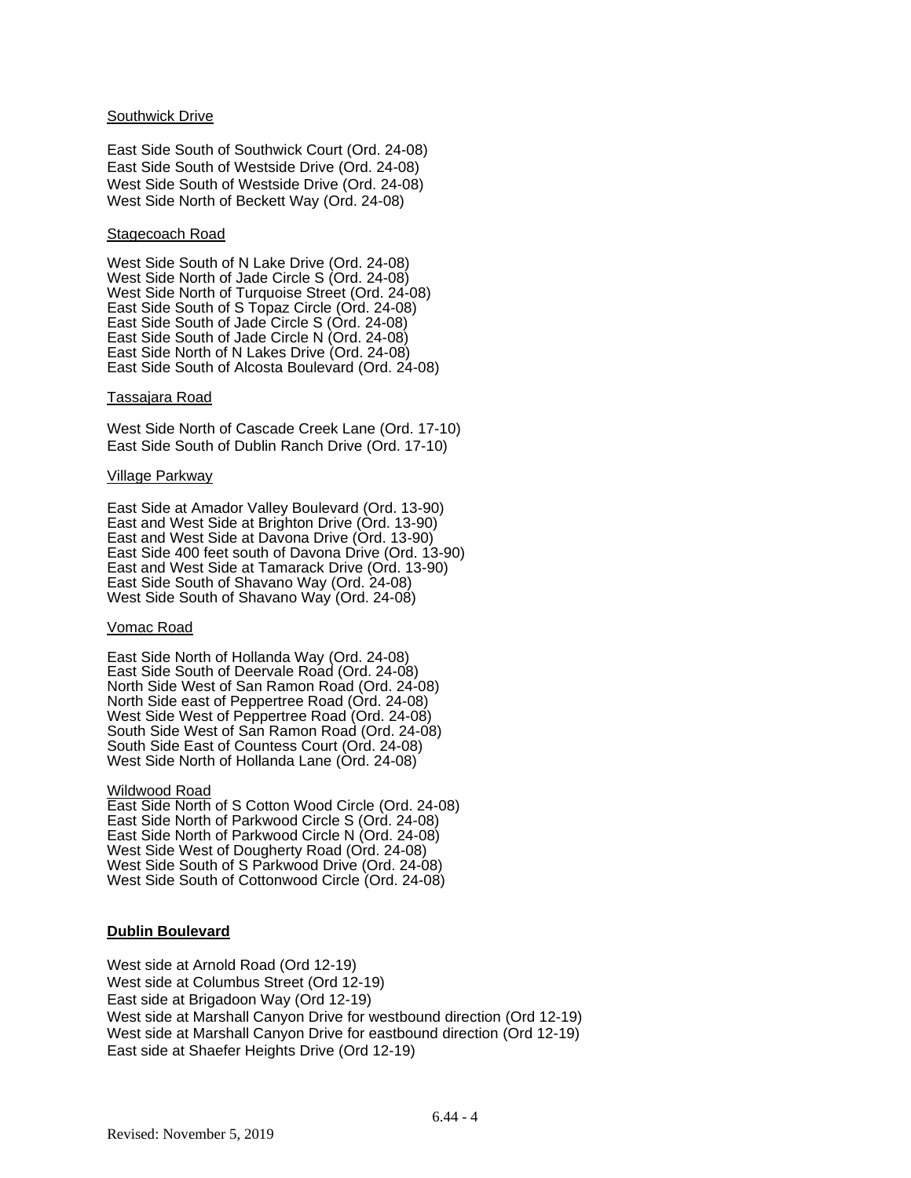Southwick Drive

East Side South of Southwick Court (Ord. 24-08)
East Side South of Westside Drive (Ord. 24-08)
West Side South of Westside Drive (Ord. 24-08)
West Side North of Beckett Way (Ord. 24-08)

Stagecoach Road

West Side South of N Lake Drive (Ord. 24-08)
West Side North of Jade Circle S (Ord. 24-08)
West Side North of Turquoise Street (Ord. 24-08)
East Side South of S Topaz Circle (Ord. 24-08)
East Side South of Jade Circle S (Ord. 24-08)
East Side South of Jade Circle N (Ord. 24-08)
East Side North of N Lakes Drive (Ord. 24-08)
East Side South of Alcosta Boulevard (Ord. 24-08)

Tassajara Road

West Side North of Cascade Creek Lane (Ord. 17-10)
East Side South of Dublin Ranch Drive (Ord. 17-10)

Village Parkway

East Side at Amador Valley Boulevard (Ord. 13-90)
East and West Side at Brighton Drive (Ord. 13-90)
East and West Side at Davona Drive (Ord. 13-90)
East Side 400 feet south of Davona Drive (Ord. 13-90)
East and West Side at Tamarack Drive (Ord. 13-90)
East Side South of Shavano Way (Ord. 24-08)
West Side South of Shavano Way (Ord. 24-08)

Vomac Road

East Side North of Hollanda Way (Ord. 24-08)
East Side South of Deervale Road (Ord. 24-08)
North Side West of San Ramon Road (Ord. 24-08)
North Side east of Peppertree Road (Ord. 24-08)
West Side West of Peppertree Road (Ord. 24-08)
South Side West of San Ramon Road (Ord. 24-08)
South Side East of Countess Court (Ord. 24-08)
West Side North of Hollanda Lane (Ord. 24-08)

Wildwood Road

East Side North of S Cotton Wood Circle (Ord. 24-08)
East Side North of Parkwood Circle S (Ord. 24-08)
East Side North of Parkwood Circle N (Ord. 24-08)
West Side West of Dougherty Road (Ord. 24-08)
West Side South of S Parkwood Drive (Ord. 24-08)
West Side South of Cottonwood Circle (Ord. 24-08)

**Dublin Boulevard**

West side at Arnold Road (Ord 12-19)
West side at Columbus Street (Ord 12-19)
East side at Brigadoon Way (Ord 12-19)
West side at Marshall Canyon Drive for westbound direction (Ord 12-19)
West side at Marshall Canyon Drive for eastbound direction (Ord 12-19)
East side at Shaefer Heights Drive (Ord 12-19)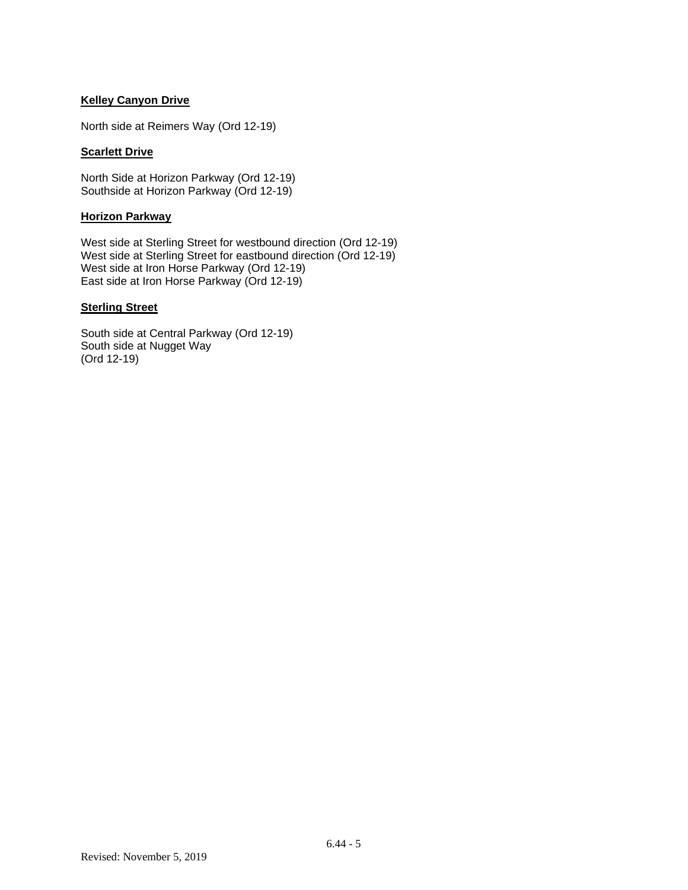**Kelley Canyon Drive**

North side at Reimers Way (Ord 12-19)

**Scarlett Drive**

North Side at Horizon Parkway (Ord 12-19)
Southside at Horizon Parkway (Ord 12-19)

**Horizon Parkway**

West side at Sterling Street for westbound direction (Ord 12-19)
West side at Sterling Street for eastbound direction (Ord 12-19)
West side at Iron Horse Parkway (Ord 12-19)
East side at Iron Horse Parkway (Ord 12-19)

**Sterling Street**

South side at Central Parkway (Ord 12-19)
South side at Nugget Way
(Ord 12-19)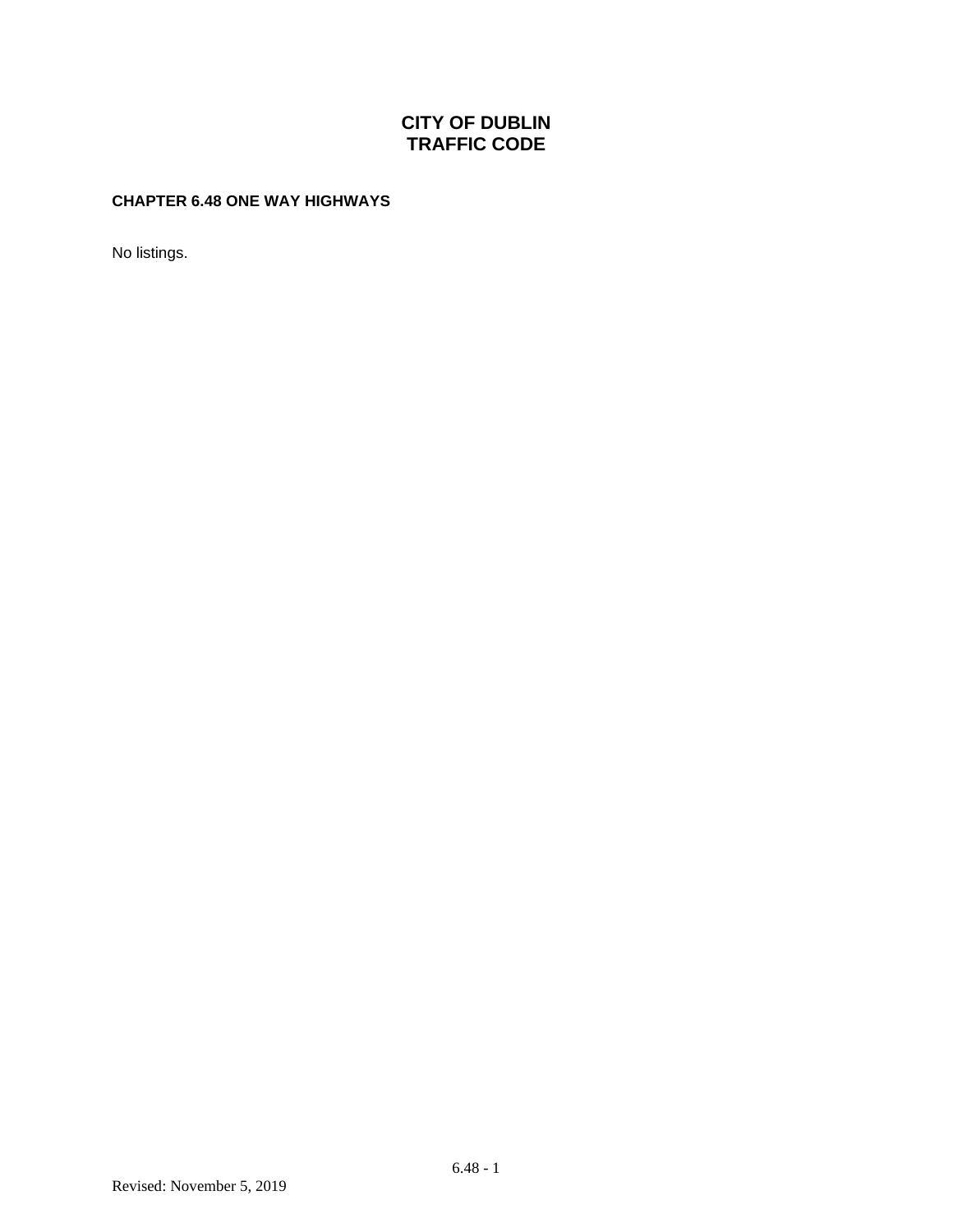# CITY OF DUBLIN
# TRAFFIC CODE

### CHAPTER 6.48 ONE WAY HIGHWAYS

No listings.

Revised: November 5, 2019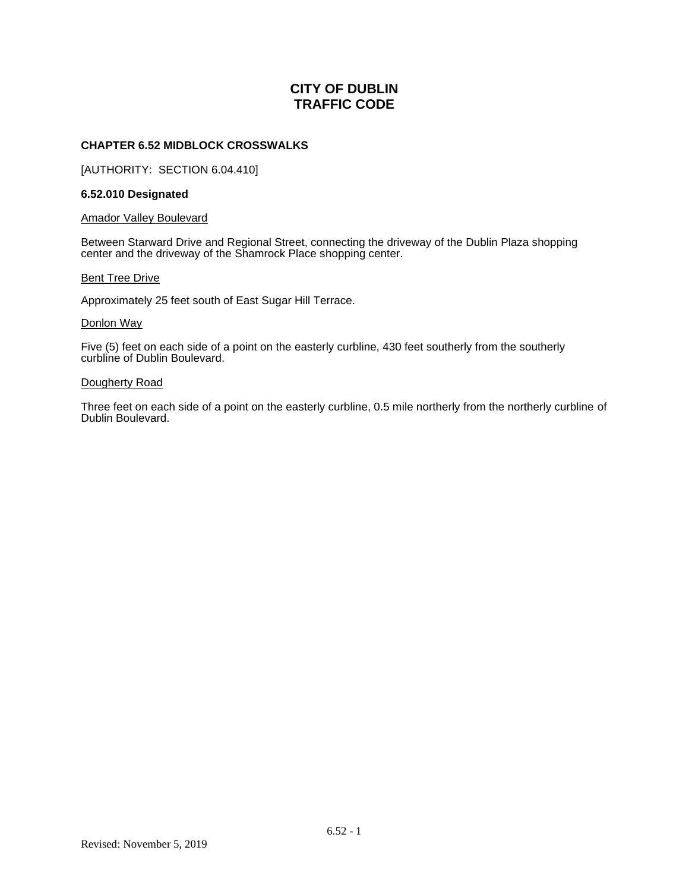# CITY OF DUBLIN
# TRAFFIC CODE

## CHAPTER 6.52 MIDBLOCK CROSSWALKS

[AUTHORITY: SECTION 6.04.410]

### 6.52.010 Designated

Amador Valley Boulevard

Between Starward Drive and Regional Street, connecting the driveway of the Dublin Plaza shopping center and the driveway of the Shamrock Place shopping center.

Bent Tree Drive

Approximately 25 feet south of East Sugar Hill Terrace.

Donlon Way

Five (5) feet on each side of a point on the easterly curbline, 430 feet southerly from the southerly curbline of Dublin Boulevard.

Dougherty Road

Three feet on each side of a point on the easterly curbline, 0.5 mile northerly from the northerly curbline of Dublin Boulevard.

Revised: November 5, 2019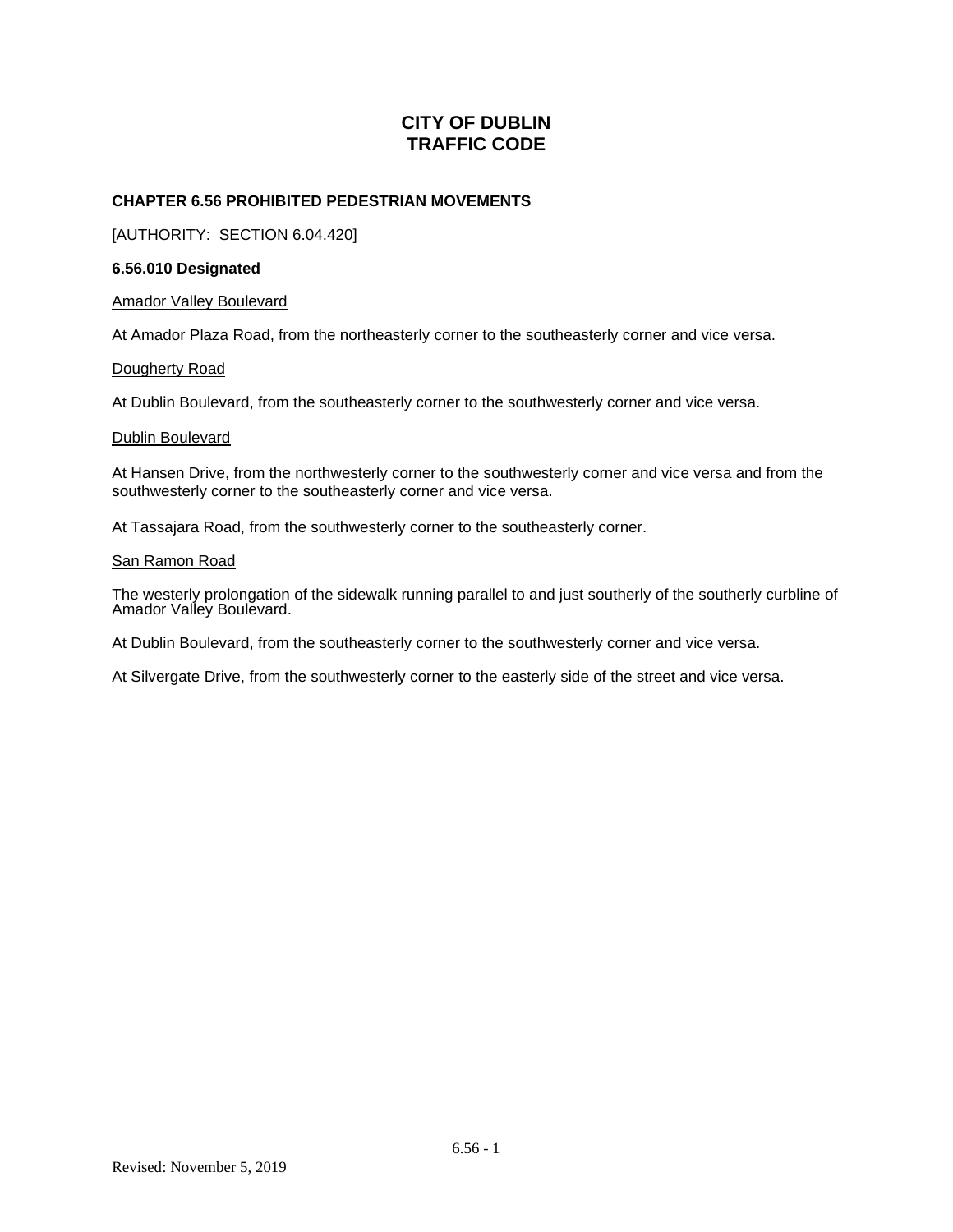# CITY OF DUBLIN
# TRAFFIC CODE

## CHAPTER 6.56 PROHIBITED PEDESTRIAN MOVEMENTS

[AUTHORITY: SECTION 6.04.420]

### 6.56.010 Designated

Amador Valley Boulevard

At Amador Plaza Road, from the northeasterly corner to the southeasterly corner and vice versa.

Dougherty Road

At Dublin Boulevard, from the southeasterly corner to the southwesterly corner and vice versa.

Dublin Boulevard

At Hansen Drive, from the northwesterly corner to the southwesterly corner and vice versa and from the southwesterly corner to the southeasterly corner and vice versa.

At Tassajara Road, from the southwesterly corner to the southeasterly corner.

San Ramon Road

The westerly prolongation of the sidewalk running parallel to and just southerly of the southerly curbline of Amador Valley Boulevard.

At Dublin Boulevard, from the southeasterly corner to the southwesterly corner and vice versa.

At Silvergate Drive, from the southwesterly corner to the easterly side of the street and vice versa.

Revised: November 5, 2019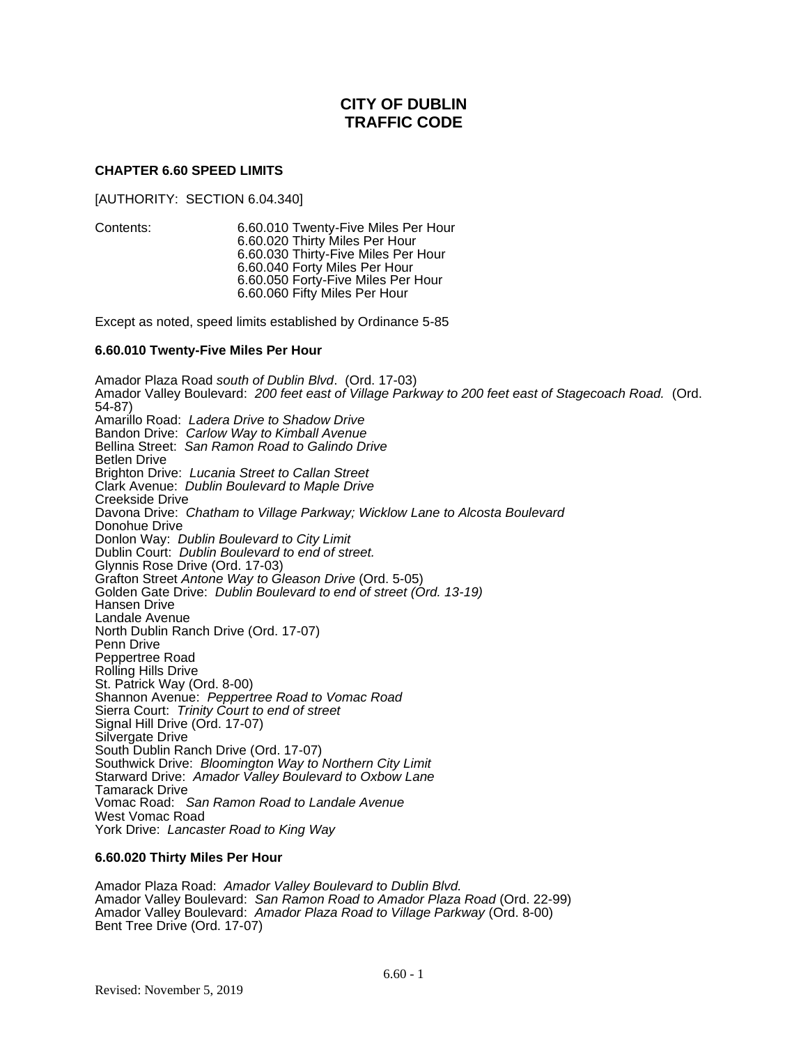# CITY OF DUBLIN
# TRAFFIC CODE

### CHAPTER 6.60 SPEED LIMITS

[AUTHORITY: SECTION 6.04.340]

Contents:
- 6.60.010 Twenty-Five Miles Per Hour
- 6.60.020 Thirty Miles Per Hour
- 6.60.030 Thirty-Five Miles Per Hour
- 6.60.040 Forty Miles Per Hour
- 6.60.050 Forty-Five Miles Per Hour
- 6.60.060 Fifty Miles Per Hour

Except as noted, speed limits established by Ordinance 5-85

### 6.60.010 Twenty-Five Miles Per Hour

Amador Plaza Road *south of Dublin Blvd*. (Ord. 17-03)
Amador Valley Boulevard: *200 feet east of Village Parkway to 200 feet east of Stagecoach Road.* (Ord. 54-87)
Amarillo Road: *Ladera Drive to Shadow Drive*
Bandon Drive: *Carlow Way to Kimball Avenue*
Bellina Street: *San Ramon Road to Galindo Drive*
Betlen Drive
Brighton Drive: *Lucania Street to Callan Street*
Clark Avenue: *Dublin Boulevard to Maple Drive*
Creekside Drive
Davona Drive: *Chatham to Village Parkway; Wicklow Lane to Alcosta Boulevard*
Donohue Drive
Donlon Way: *Dublin Boulevard to City Limit*
Dublin Court: *Dublin Boulevard to end of street.*
Glynnis Rose Drive (Ord. 17-03)
Grafton Street *Antone Way to Gleason Drive* (Ord. 5-05)
Golden Gate Drive: *Dublin Boulevard to end of street (Ord. 13-19)*
Hansen Drive
Landale Avenue
North Dublin Ranch Drive (Ord. 17-07)
Penn Drive
Peppertree Road
Rolling Hills Drive
St. Patrick Way (Ord. 8-00)
Shannon Avenue: *Peppertree Road to Vomac Road*
Sierra Court: *Trinity Court to end of street*
Signal Hill Drive (Ord. 17-07)
Silvergate Drive
South Dublin Ranch Drive (Ord. 17-07)
Southwick Drive: *Bloomington Way to Northern City Limit*
Starward Drive: *Amador Valley Boulevard to Oxbow Lane*
Tamarack Drive
Vomac Road: *San Ramon Road to Landale Avenue*
West Vomac Road
York Drive: *Lancaster Road to King Way*

### 6.60.020 Thirty Miles Per Hour

Amador Plaza Road: *Amador Valley Boulevard to Dublin Blvd.*
Amador Valley Boulevard: *San Ramon Road to Amador Plaza Road* (Ord. 22-99)
Amador Valley Boulevard: *Amador Plaza Road to Village Parkway* (Ord. 8-00)
Bent Tree Drive (Ord. 17-07)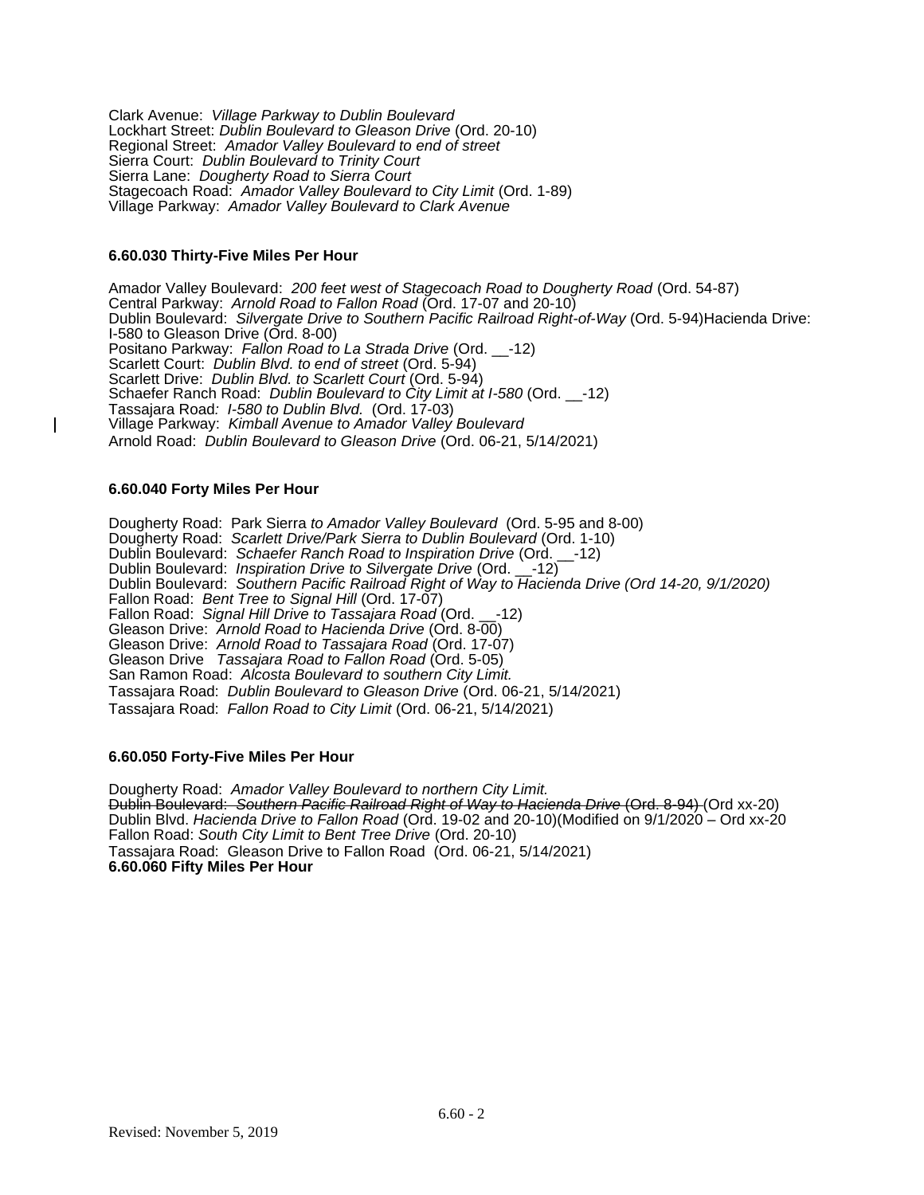Clark Avenue: *Village Parkway to Dublin Boulevard*
Lockhart Street: *Dublin Boulevard to Gleason Drive* (Ord. 20-10)
Regional Street: *Amador Valley Boulevard to end of street*
Sierra Court: *Dublin Boulevard to Trinity Court*
Sierra Lane: *Dougherty Road to Sierra Court*
Stagecoach Road: *Amador Valley Boulevard to City Limit* (Ord. 1-89)
Village Parkway: *Amador Valley Boulevard to Clark Avenue*

**6.60.030 Thirty-Five Miles Per Hour**

Amador Valley Boulevard: *200 feet west of Stagecoach Road to Dougherty Road* (Ord. 54-87)
Central Parkway: *Arnold Road to Fallon Road* (Ord. 17-07 and 20-10)
Dublin Boulevard: *Silvergate Drive to Southern Pacific Railroad Right-of-Way* (Ord. 5-94)Hacienda Drive: I-580 to Gleason Drive (Ord. 8-00)
Positano Parkway: *Fallon Road to La Strada Drive* (Ord. __-12)
Scarlett Court: *Dublin Blvd. to end of street* (Ord. 5-94)
Scarlett Drive: *Dublin Blvd. to Scarlett Court* (Ord. 5-94)
Schaefer Ranch Road: *Dublin Boulevard to City Limit at I-580* (Ord. __-12)
Tassajara Road*: I-580 to Dublin Blvd.* (Ord. 17-03)
Village Parkway: *Kimball Avenue to Amador Valley Boulevard*
Arnold Road: *Dublin Boulevard to Gleason Drive* (Ord. 06-21, 5/14/2021)

**6.60.040 Forty Miles Per Hour**

Dougherty Road: Park Sierra *to Amador Valley Boulevard* (Ord. 5-95 and 8-00)
Dougherty Road: *Scarlett Drive/Park Sierra to Dublin Boulevard* (Ord. 1-10)
Dublin Boulevard: *Schaefer Ranch Road to Inspiration Drive* (Ord. __-12)
Dublin Boulevard: *Inspiration Drive to Silvergate Drive* (Ord. __-12)
Dublin Boulevard: *Southern Pacific Railroad Right of Way to Hacienda Drive (Ord 14-20, 9/1/2020)*
Fallon Road: *Bent Tree to Signal Hill* (Ord. 17-07)
Fallon Road: *Signal Hill Drive to Tassajara Road* (Ord. __-12)
Gleason Drive: *Arnold Road to Hacienda Drive* (Ord. 8-00)
Gleason Drive: *Arnold Road to Tassajara Road* (Ord. 17-07)
Gleason Drive *Tassajara Road to Fallon Road* (Ord. 5-05)
San Ramon Road: *Alcosta Boulevard to southern City Limit.*
Tassajara Road: *Dublin Boulevard to Gleason Drive* (Ord. 06-21, 5/14/2021)
Tassajara Road: *Fallon Road to City Limit* (Ord. 06-21, 5/14/2021)

**6.60.050 Forty-Five Miles Per Hour**

Dougherty Road: *Amador Valley Boulevard to northern City Limit.*
~~Dublin Boulevard: *Southern Pacific Railroad Right of Way to Hacienda Drive* (Ord. 8-94)~~ (Ord xx-20)
Dublin Blvd. *Hacienda Drive to Fallon Road* (Ord. 19-02 and 20-10)(Modified on 9/1/2020 – Ord xx-20
Fallon Road: *South City Limit to Bent Tree Drive* (Ord. 20-10)
Tassajara Road: Gleason Drive to Fallon Road (Ord. 06-21, 5/14/2021)

**6.60.060 Fifty Miles Per Hour**

Revised: November 5, 2019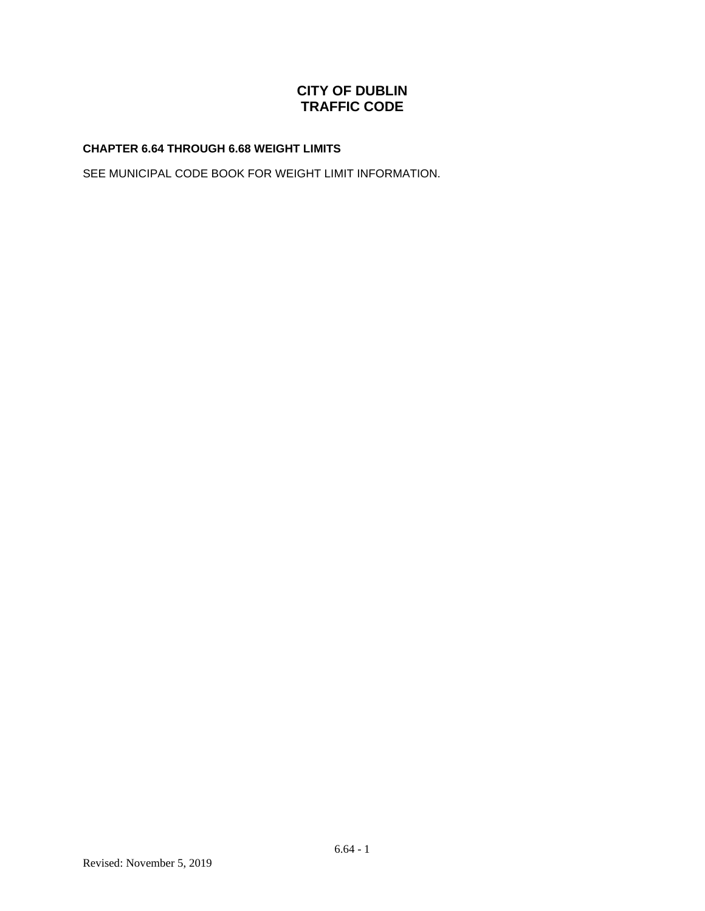# CITY OF DUBLIN
# TRAFFIC CODE

### CHAPTER 6.64 THROUGH 6.68 WEIGHT LIMITS

SEE MUNICIPAL CODE BOOK FOR WEIGHT LIMIT INFORMATION.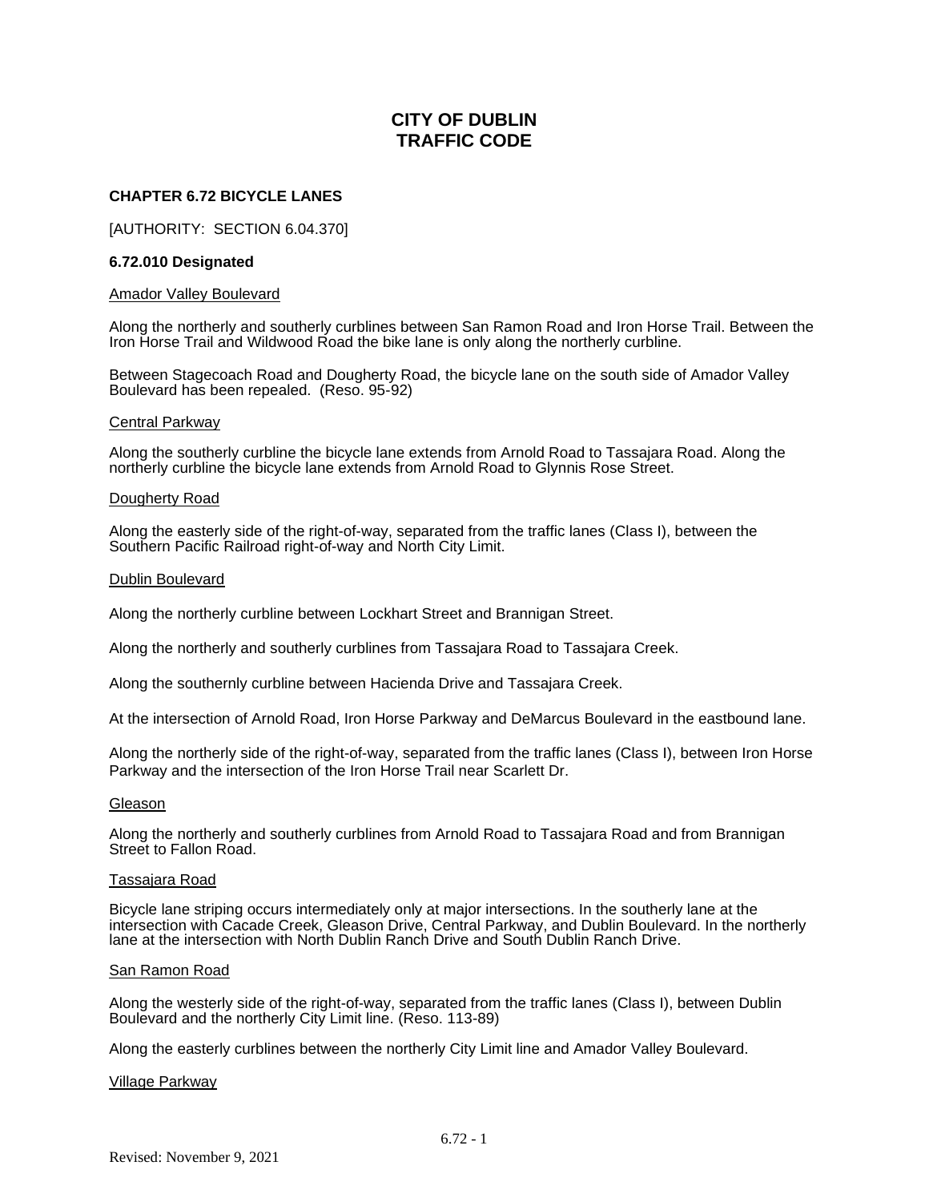# CITY OF DUBLIN
# TRAFFIC CODE

### CHAPTER 6.72 BICYCLE LANES

[AUTHORITY: SECTION 6.04.370]

### 6.72.010 Designated

Amador Valley Boulevard

Along the northerly and southerly curblines between San Ramon Road and Iron Horse Trail. Between the Iron Horse Trail and Wildwood Road the bike lane is only along the northerly curbline.

Between Stagecoach Road and Dougherty Road, the bicycle lane on the south side of Amador Valley Boulevard has been repealed. (Reso. 95-92)

Central Parkway

Along the southerly curbline the bicycle lane extends from Arnold Road to Tassajara Road. Along the northerly curbline the bicycle lane extends from Arnold Road to Glynnis Rose Street.

Dougherty Road

Along the easterly side of the right-of-way, separated from the traffic lanes (Class I), between the Southern Pacific Railroad right-of-way and North City Limit.

Dublin Boulevard

Along the northerly curbline between Lockhart Street and Brannigan Street.

Along the northerly and southerly curblines from Tassajara Road to Tassajara Creek.

Along the southernly curbline between Hacienda Drive and Tassajara Creek.

At the intersection of Arnold Road, Iron Horse Parkway and DeMarcus Boulevard in the eastbound lane.

Along the northerly side of the right-of-way, separated from the traffic lanes (Class I), between Iron Horse Parkway and the intersection of the Iron Horse Trail near Scarlett Dr.

Gleason

Along the northerly and southerly curblines from Arnold Road to Tassajara Road and from Brannigan Street to Fallon Road.

Tassajara Road

Bicycle lane striping occurs intermediately only at major intersections. In the southerly lane at the intersection with Cacade Creek, Gleason Drive, Central Parkway, and Dublin Boulevard. In the northerly lane at the intersection with North Dublin Ranch Drive and South Dublin Ranch Drive.

San Ramon Road

Along the westerly side of the right-of-way, separated from the traffic lanes (Class I), between Dublin Boulevard and the northerly City Limit line. (Reso. 113-89)

Along the easterly curblines between the northerly City Limit line and Amador Valley Boulevard.

Village Parkway

Revised: November 9, 2021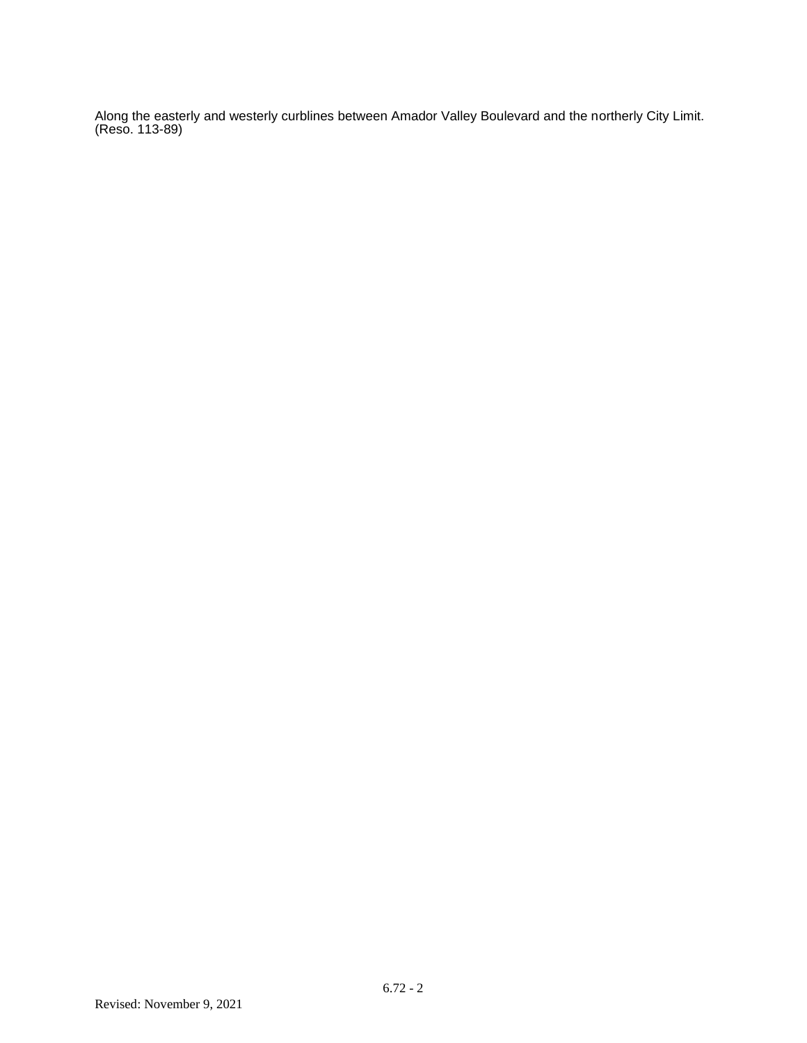Along the easterly and westerly curblines between Amador Valley Boulevard and the northerly City Limit. (Reso. 113-89)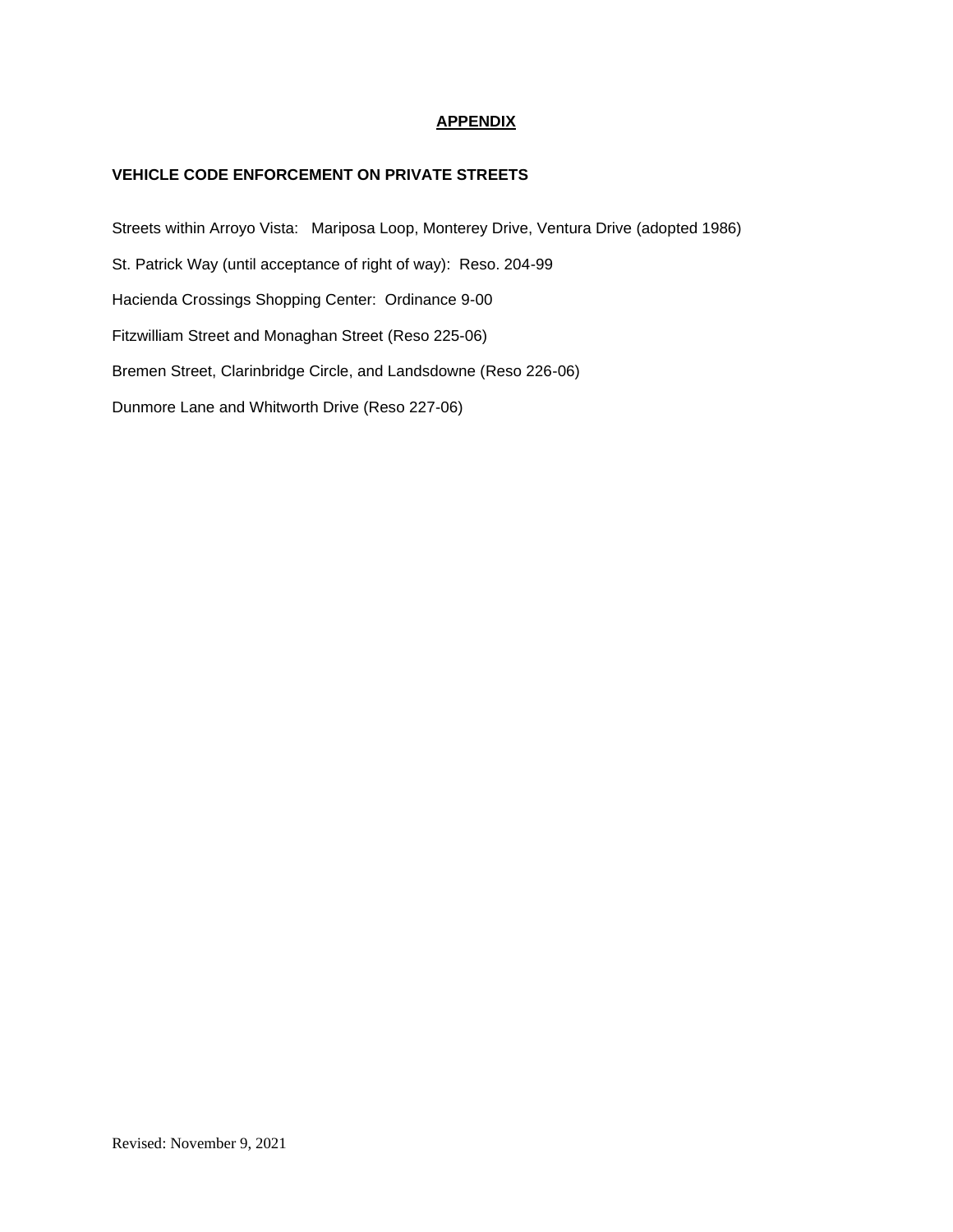# APPENDIX

## VEHICLE CODE ENFORCEMENT ON PRIVATE STREETS

Streets within Arroyo Vista: Mariposa Loop, Monterey Drive, Ventura Drive (adopted 1986)

St. Patrick Way (until acceptance of right of way): Reso. 204-99

Hacienda Crossings Shopping Center: Ordinance 9-00

Fitzwilliam Street and Monaghan Street (Reso 225-06)

Bremen Street, Clarinbridge Circle, and Landsdowne (Reso 226-06)

Dunmore Lane and Whitworth Drive (Reso 227-06)

Revised: November 9, 2021